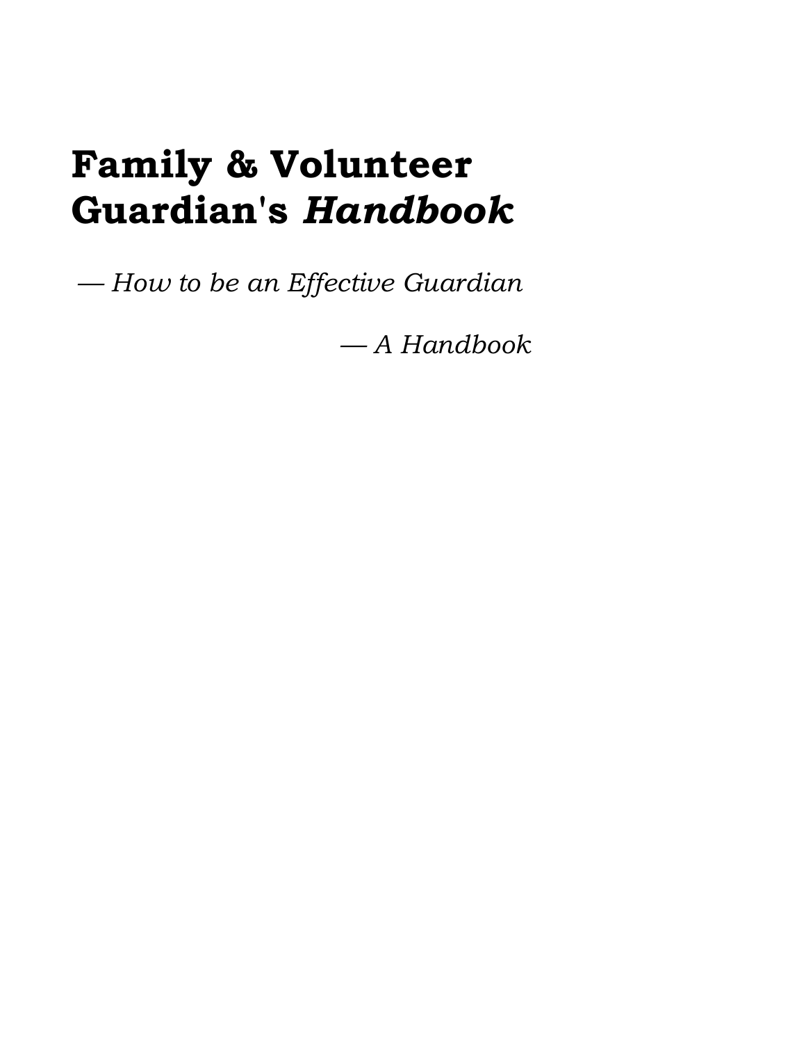# Family & Volunteer Guardian's *Handbook*

*— How to be an Effective Guardian*

*— A Handbook*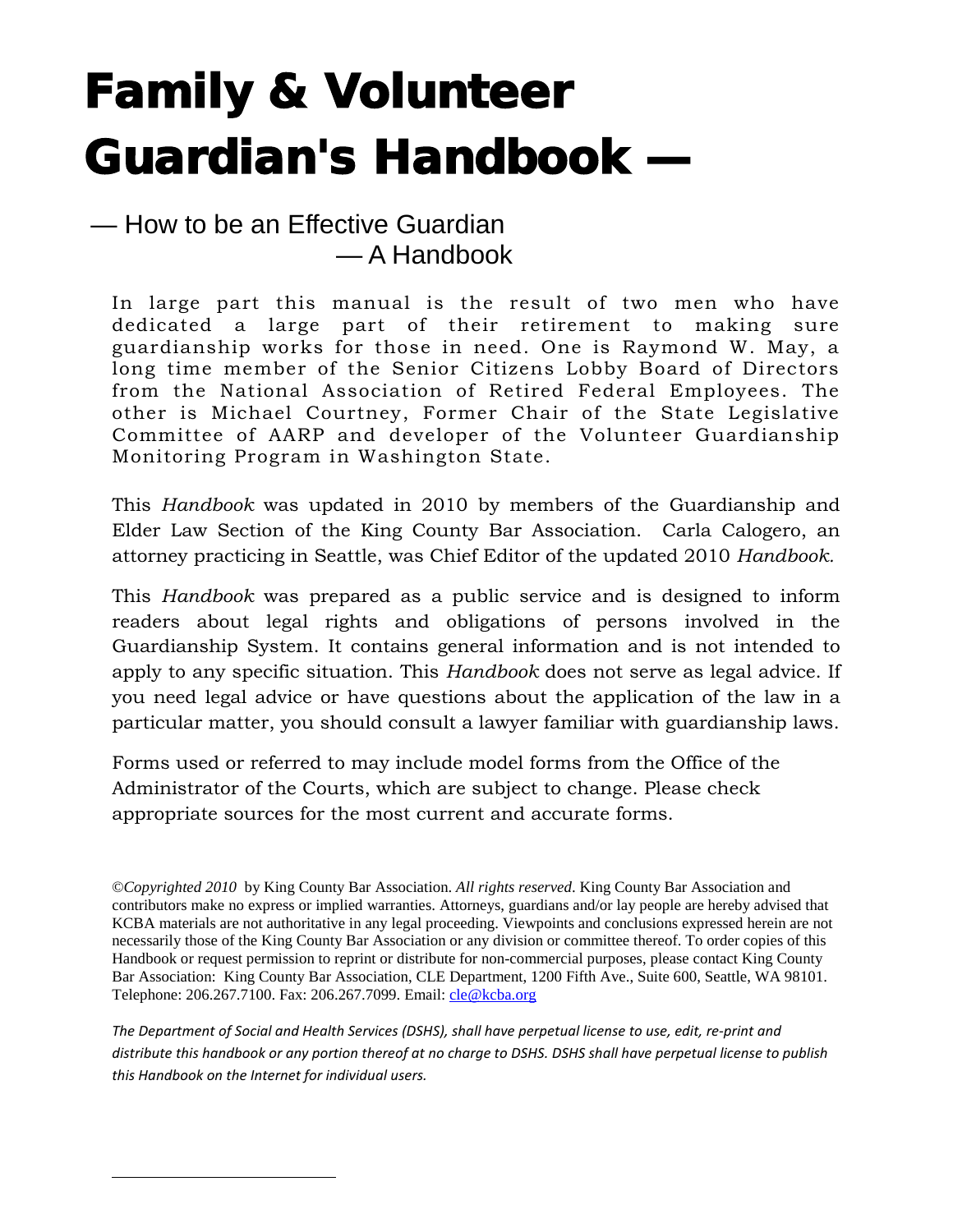# Family & Volunteer Guardian's Handbook —

— How to be an Effective Guardian
— A Handbook

In large part this manual is the result of two men who have dedicated a large part of their retirement to making sure guardianship works for those in need. One is Raymond W. May, a long time member of the Senior Citizens Lobby Board of Directors from the National Association of Retired Federal Employees. The other is Michael Courtney, Former Chair of the State Legislative Committee of AARP and developer of the Volunteer Guardianship Monitoring Program in Washington State.

This *Handbook* was updated in 2010 by members of the Guardianship and Elder Law Section of the King County Bar Association. Carla Calogero, an attorney practicing in Seattle, was Chief Editor of the updated 2010 *Handbook.*

This *Handbook* was prepared as a public service and is designed to inform readers about legal rights and obligations of persons involved in the Guardianship System. It contains general information and is not intended to apply to any specific situation. This *Handbook* does not serve as legal advice. If you need legal advice or have questions about the application of the law in a particular matter, you should consult a lawyer familiar with guardianship laws.

Forms used or referred to may include model forms from the Office of the Administrator of the Courts, which are subject to change. Please check appropriate sources for the most current and accurate forms.

©*Copyrighted 2010* by King County Bar Association. *All rights reserved*. King County Bar Association and contributors make no express or implied warranties. Attorneys, guardians and/or lay people are hereby advised that KCBA materials are not authoritative in any legal proceeding. Viewpoints and conclusions expressed herein are not necessarily those of the King County Bar Association or any division or committee thereof. To order copies of this Handbook or request permission to reprint or distribute for non-commercial purposes, please contact King County Bar Association: King County Bar Association, CLE Department, 1200 Fifth Ave., Suite 600, Seattle, WA 98101. Telephone: 206.267.7100. Fax: 206.267.7099. Email: cle@kcba.org

*The Department of Social and Health Services (DSHS), shall have perpetual license to use, edit, re-print and distribute this handbook or any portion thereof at no charge to DSHS. DSHS shall have perpetual license to publish this Handbook on the Internet for individual users.*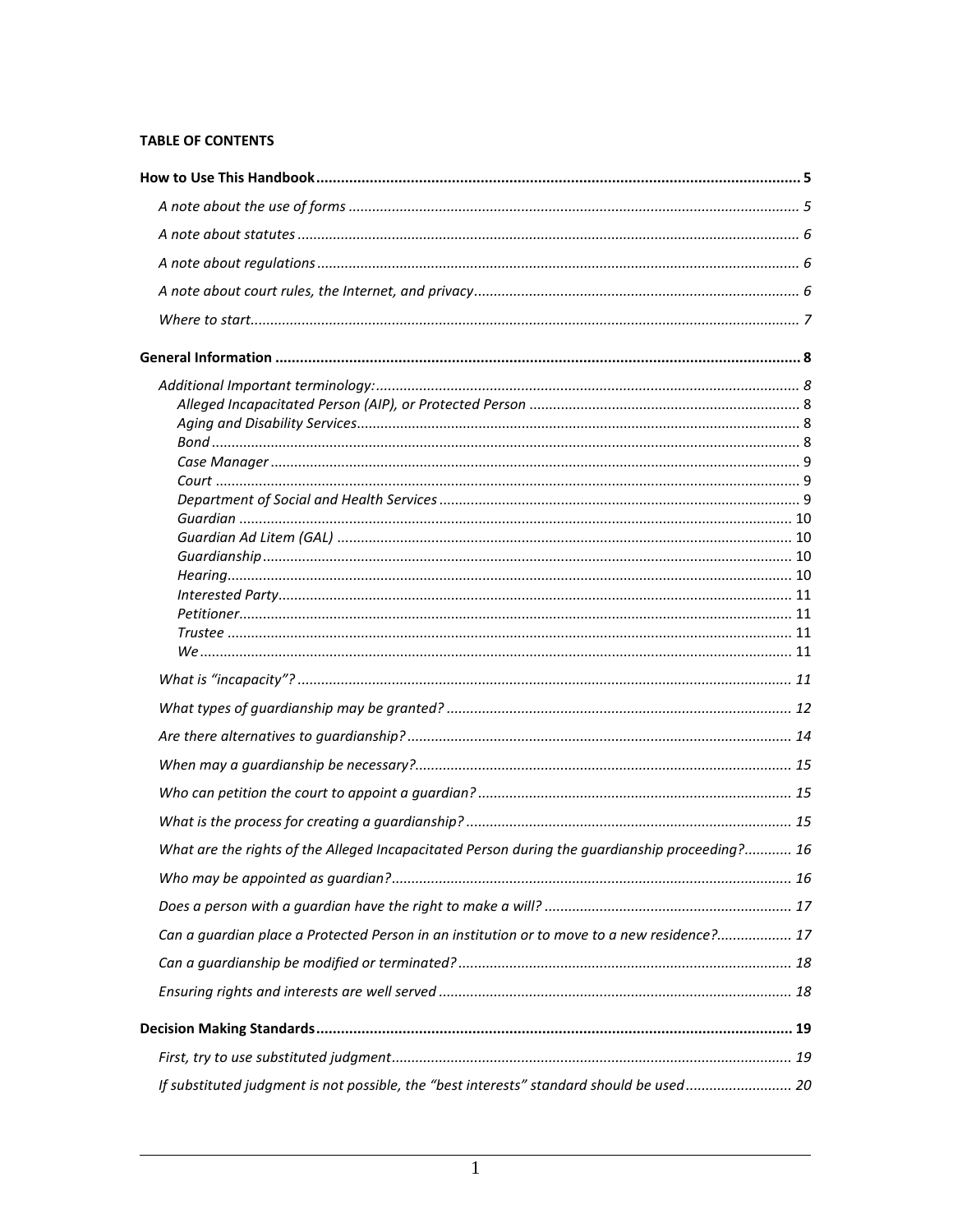**TABLE OF CONTENTS**

**How to Use This Handbook** ..... **5**

*A note about the use of forms* ..... *5*

*A note about statutes* ..... *6*

*A note about regulations* ..... *6*

*A note about court rules, the Internet, and privacy* ..... *6*

*Where to start* ..... *7*

**General Information** ..... **8**

*Additional Important terminology:* ..... *8*

- *Alleged Incapacitated Person (AIP), or Protected Person* ..... 8
- *Aging and Disability Services* ..... 8
- *Bond* ..... 8
- *Case Manager* ..... 9
- *Court* ..... 9
- *Department of Social and Health Services* ..... 9
- *Guardian* ..... 10
- *Guardian Ad Litem (GAL)* ..... 10
- *Guardianship* ..... 10
- *Hearing* ..... 10
- *Interested Party* ..... 11
- *Petitioner* ..... 11
- *Trustee* ..... 11
- *We* ..... 11

*What is "incapacity"?* ..... *11*

*What types of guardianship may be granted?* ..... *12*

*Are there alternatives to guardianship?* ..... *14*

*When may a guardianship be necessary?* ..... *15*

*Who can petition the court to appoint a guardian?* ..... *15*

*What is the process for creating a guardianship?* ..... *15*

*What are the rights of the Alleged Incapacitated Person during the guardianship proceeding?* ..... *16*

*Who may be appointed as guardian?* ..... *16*

*Does a person with a guardian have the right to make a will?* ..... *17*

*Can a guardian place a Protected Person in an institution or to move to a new residence?* ..... *17*

*Can a guardianship be modified or terminated?* ..... *18*

*Ensuring rights and interests are well served* ..... *18*

**Decision Making Standards** ..... **19**

*First, try to use substituted judgment* ..... *19*

*If substituted judgment is not possible, the "best interests" standard should be used* ..... *20*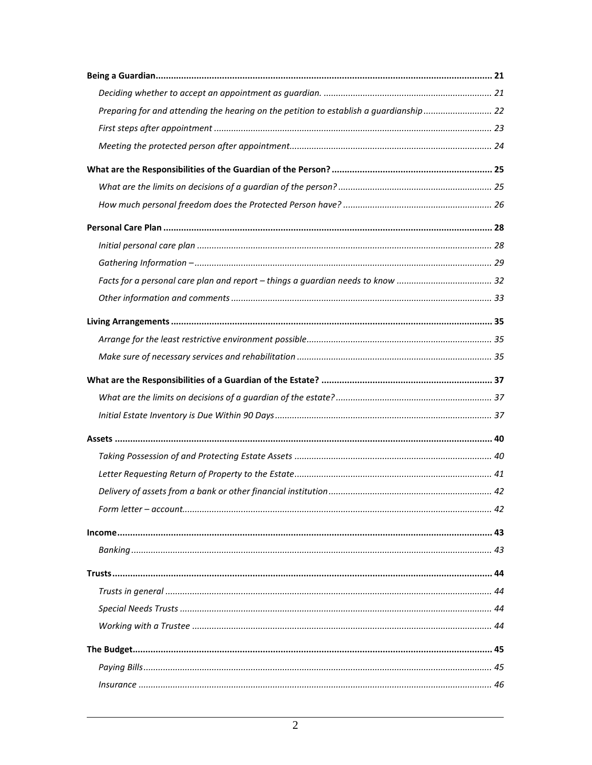**Being a Guardian** ................................................................................................................................ 21

*Deciding whether to accept an appointment as guardian.* .................................................................... 21

*Preparing for and attending the hearing on the petition to establish a guardianship* ........................... 22

*First steps after appointment* ................................................................................................................ 23

*Meeting the protected person after appointment* .................................................................................. 24

**What are the Responsibilities of the Guardian of the Person?** .............................................................. 25

*What are the limits on decisions of a guardian of the person?* .............................................................. 25

*How much personal freedom does the Protected Person have?* ............................................................ 26

**Personal Care Plan** ................................................................................................................................ 28

*Initial personal care plan* ....................................................................................................................... 28

*Gathering Information –* ......................................................................................................................... 29

*Facts for a personal care plan and report – things a guardian needs to know* ....................................... 32

*Other information and comments* .......................................................................................................... 33

**Living Arrangements** ............................................................................................................................. 35

*Arrange for the least restrictive environment possible* ........................................................................... 35

*Make sure of necessary services and rehabilitation* ............................................................................... 35

**What are the Responsibilities of a Guardian of the Estate?** .................................................................. 37

*What are the limits on decisions of a guardian of the estate?* ............................................................... 37

*Initial Estate Inventory is Due Within 90 Days* ........................................................................................ 37

**Assets** ................................................................................................................................................... 40

*Taking Possession of and Protecting Estate Assets* ................................................................................ 40

*Letter Requesting Return of Property to the Estate* ................................................................................ 41

*Delivery of assets from a bank or other financial institution* .................................................................. 42

*Form letter – account* ............................................................................................................................. 42

**Income** .................................................................................................................................................. 43

*Banking* ................................................................................................................................................. 43

**Trusts** .................................................................................................................................................... 44

*Trusts in general* .................................................................................................................................... 44

*Special Needs Trusts* .............................................................................................................................. 44

*Working with a Trustee* ......................................................................................................................... 44

**The Budget** ............................................................................................................................................ 45

*Paying Bills* ............................................................................................................................................ 45

*Insurance* .............................................................................................................................................. 46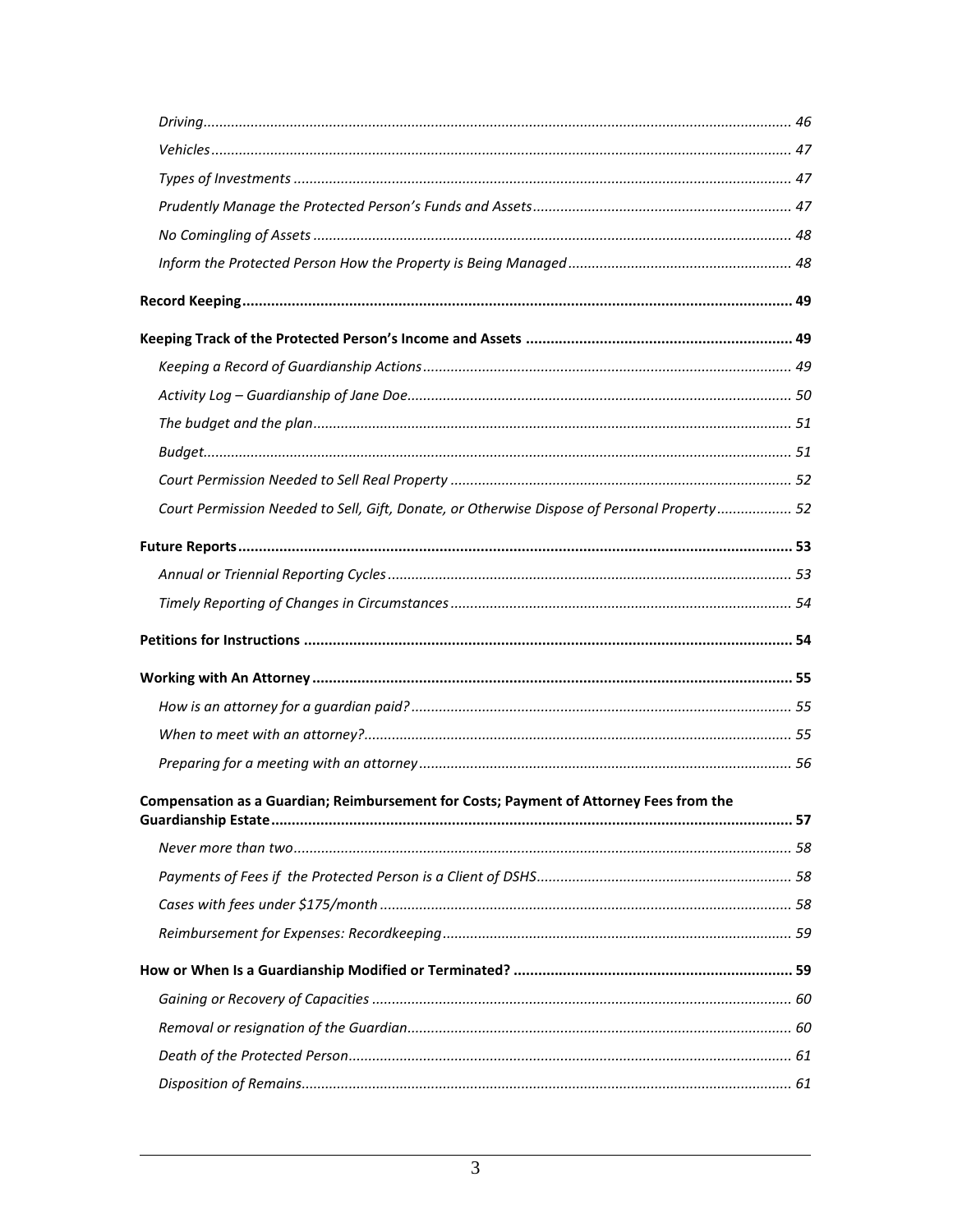*Driving* ........................................................................................................................................ 46

*Vehicles* ....................................................................................................................................... 47

*Types of Investments* .................................................................................................................. 47

*Prudently Manage the Protected Person's Funds and Assets* ..................................................... 47

*No Comingling of Assets* ............................................................................................................. 48

*Inform the Protected Person How the Property is Being Managed* ............................................ 48

**Record Keeping** ........................................................................................................................... 49

**Keeping Track of the Protected Person's Income and Assets** ...................................................... 49

*Keeping a Record of Guardianship Actions* ................................................................................. 49

*Activity Log – Guardianship of Jane Doe* ..................................................................................... 50

*The budget and the plan* .............................................................................................................. 51

*Budget* .......................................................................................................................................... 51

*Court Permission Needed to Sell Real Property* ........................................................................... 52

*Court Permission Needed to Sell, Gift, Donate, or Otherwise Dispose of Personal Property* ....... 52

**Future Reports** ............................................................................................................................. 53

*Annual or Triennial Reporting Cycles* ........................................................................................... 53

*Timely Reporting of Changes in Circumstances* ........................................................................... 54

**Petitions for Instructions** ............................................................................................................ 54

**Working with An Attorney** .......................................................................................................... 55

*How is an attorney for a guardian paid?* ...................................................................................... 55

*When to meet with an attorney?* ................................................................................................. 55

*Preparing for a meeting with an attorney* ................................................................................... 56

**Compensation as a Guardian; Reimbursement for Costs; Payment of Attorney Fees from the Guardianship Estate** ..................................................................................................................... 57

*Never more than two* ................................................................................................................... 58

*Payments of Fees if the Protected Person is a Client of DSHS* ..................................................... 58

*Cases with fees under $175/month* ............................................................................................. 58

*Reimbursement for Expenses: Recordkeeping* ............................................................................. 59

**How or When Is a Guardianship Modified or Terminated?** ......................................................... 59

*Gaining or Recovery of Capacities* ............................................................................................... 60

*Removal or resignation of the Guardian* ...................................................................................... 60

*Death of the Protected Person* ..................................................................................................... 61

*Disposition of Remains* ................................................................................................................. 61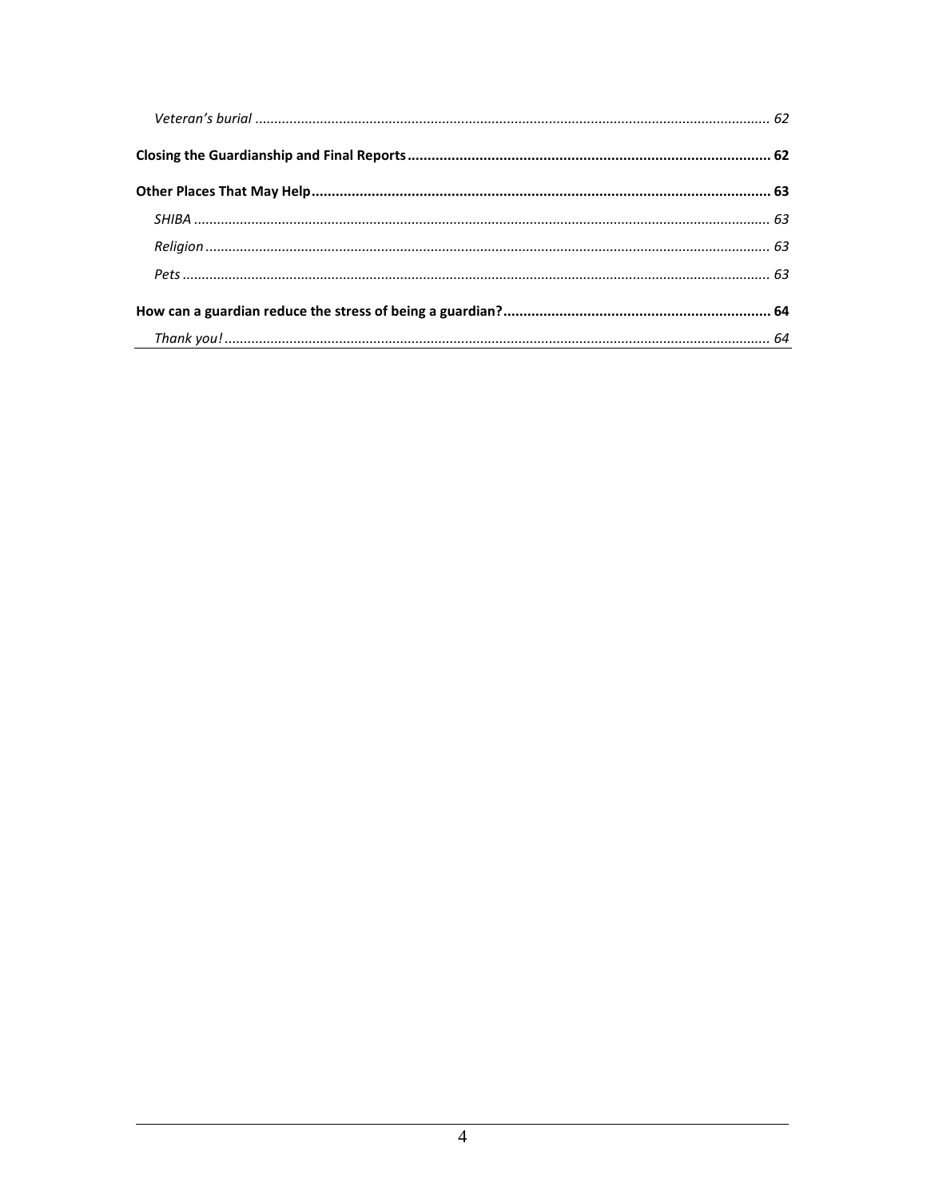*Veteran's burial* ........................................................................................................................................ *62*

**Closing the Guardianship and Final Reports** .......................................................................................... **62**

**Other Places That May Help** .................................................................................................................. **63**

*SHIBA* ..................................................................................................................................................... *63*

*Religion* .................................................................................................................................................. *63*

*Pets* ......................................................................................................................................................... *63*

**How can a guardian reduce the stress of being a guardian?** .................................................................. **64**

*Thank you!* .............................................................................................................................................. *64*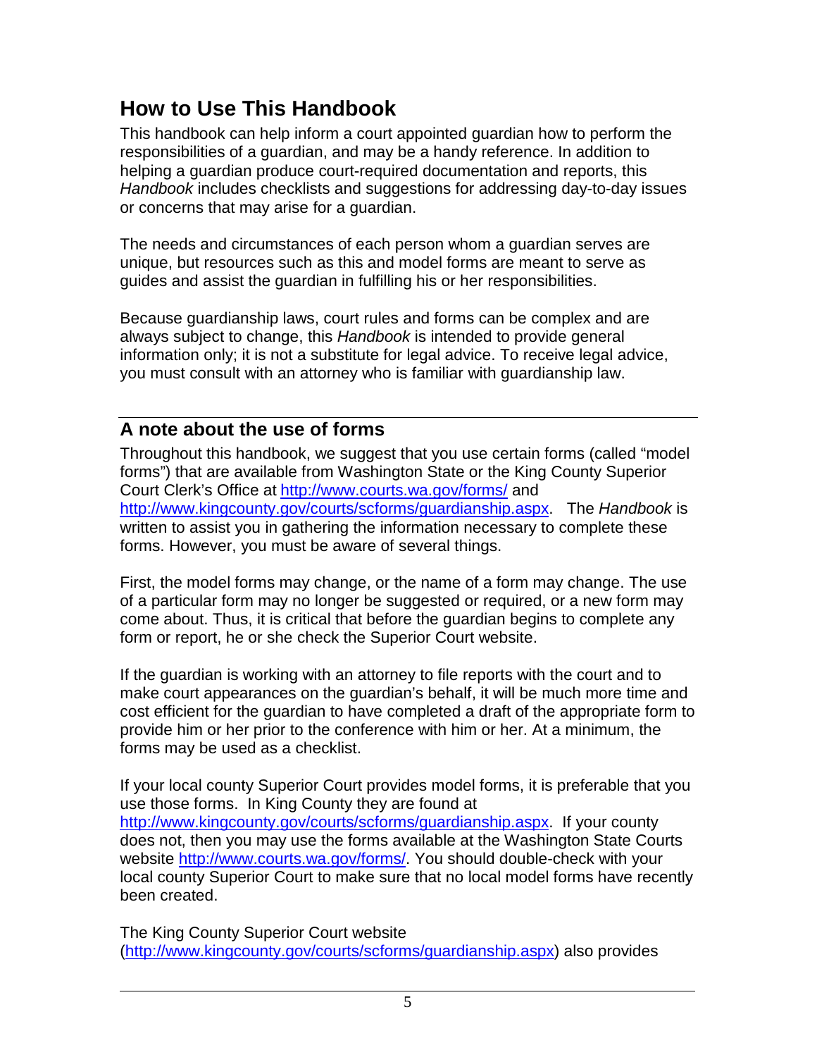## How to Use This Handbook

This handbook can help inform a court appointed guardian how to perform the responsibilities of a guardian, and may be a handy reference. In addition to helping a guardian produce court-required documentation and reports, this *Handbook* includes checklists and suggestions for addressing day-to-day issues or concerns that may arise for a guardian.

The needs and circumstances of each person whom a guardian serves are unique, but resources such as this and model forms are meant to serve as guides and assist the guardian in fulfilling his or her responsibilities.

Because guardianship laws, court rules and forms can be complex and are always subject to change, this *Handbook* is intended to provide general information only; it is not a substitute for legal advice. To receive legal advice, you must consult with an attorney who is familiar with guardianship law.

### A note about the use of forms

Throughout this handbook, we suggest that you use certain forms (called "model forms") that are available from Washington State or the King County Superior Court Clerk's Office at http://www.courts.wa.gov/forms/ and http://www.kingcounty.gov/courts/scforms/guardianship.aspx. The *Handbook* is written to assist you in gathering the information necessary to complete these forms. However, you must be aware of several things.

First, the model forms may change, or the name of a form may change. The use of a particular form may no longer be suggested or required, or a new form may come about. Thus, it is critical that before the guardian begins to complete any form or report, he or she check the Superior Court website.

If the guardian is working with an attorney to file reports with the court and to make court appearances on the guardian's behalf, it will be much more time and cost efficient for the guardian to have completed a draft of the appropriate form to provide him or her prior to the conference with him or her. At a minimum, the forms may be used as a checklist.

If your local county Superior Court provides model forms, it is preferable that you use those forms. In King County they are found at http://www.kingcounty.gov/courts/scforms/guardianship.aspx. If your county does not, then you may use the forms available at the Washington State Courts website http://www.courts.wa.gov/forms/. You should double-check with your local county Superior Court to make sure that no local model forms have recently been created.

The King County Superior Court website (http://www.kingcounty.gov/courts/scforms/guardianship.aspx) also provides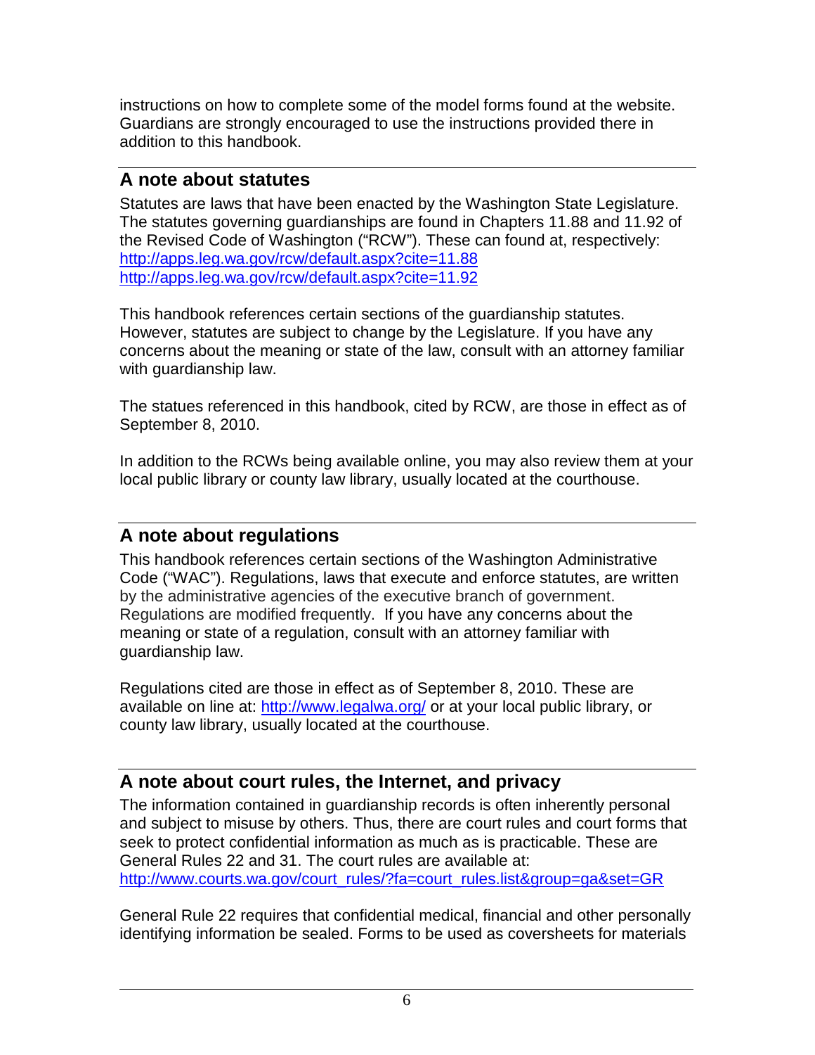instructions on how to complete some of the model forms found at the website. Guardians are strongly encouraged to use the instructions provided there in addition to this handbook.

## A note about statutes

Statutes are laws that have been enacted by the Washington State Legislature. The statutes governing guardianships are found in Chapters 11.88 and 11.92 of the Revised Code of Washington ("RCW"). These can found at, respectively:
http://apps.leg.wa.gov/rcw/default.aspx?cite=11.88
http://apps.leg.wa.gov/rcw/default.aspx?cite=11.92

This handbook references certain sections of the guardianship statutes. However, statutes are subject to change by the Legislature. If you have any concerns about the meaning or state of the law, consult with an attorney familiar with guardianship law.

The statues referenced in this handbook, cited by RCW, are those in effect as of September 8, 2010.

In addition to the RCWs being available online, you may also review them at your local public library or county law library, usually located at the courthouse.

## A note about regulations

This handbook references certain sections of the Washington Administrative Code ("WAC"). Regulations, laws that execute and enforce statutes, are written by the administrative agencies of the executive branch of government. Regulations are modified frequently. If you have any concerns about the meaning or state of a regulation, consult with an attorney familiar with guardianship law.

Regulations cited are those in effect as of September 8, 2010. These are available on line at: http://www.legalwa.org/ or at your local public library, or county law library, usually located at the courthouse.

## A note about court rules, the Internet, and privacy

The information contained in guardianship records is often inherently personal and subject to misuse by others. Thus, there are court rules and court forms that seek to protect confidential information as much as is practicable. These are General Rules 22 and 31. The court rules are available at:
http://www.courts.wa.gov/court_rules/?fa=court_rules.list&group=ga&set=GR

General Rule 22 requires that confidential medical, financial and other personally identifying information be sealed. Forms to be used as coversheets for materials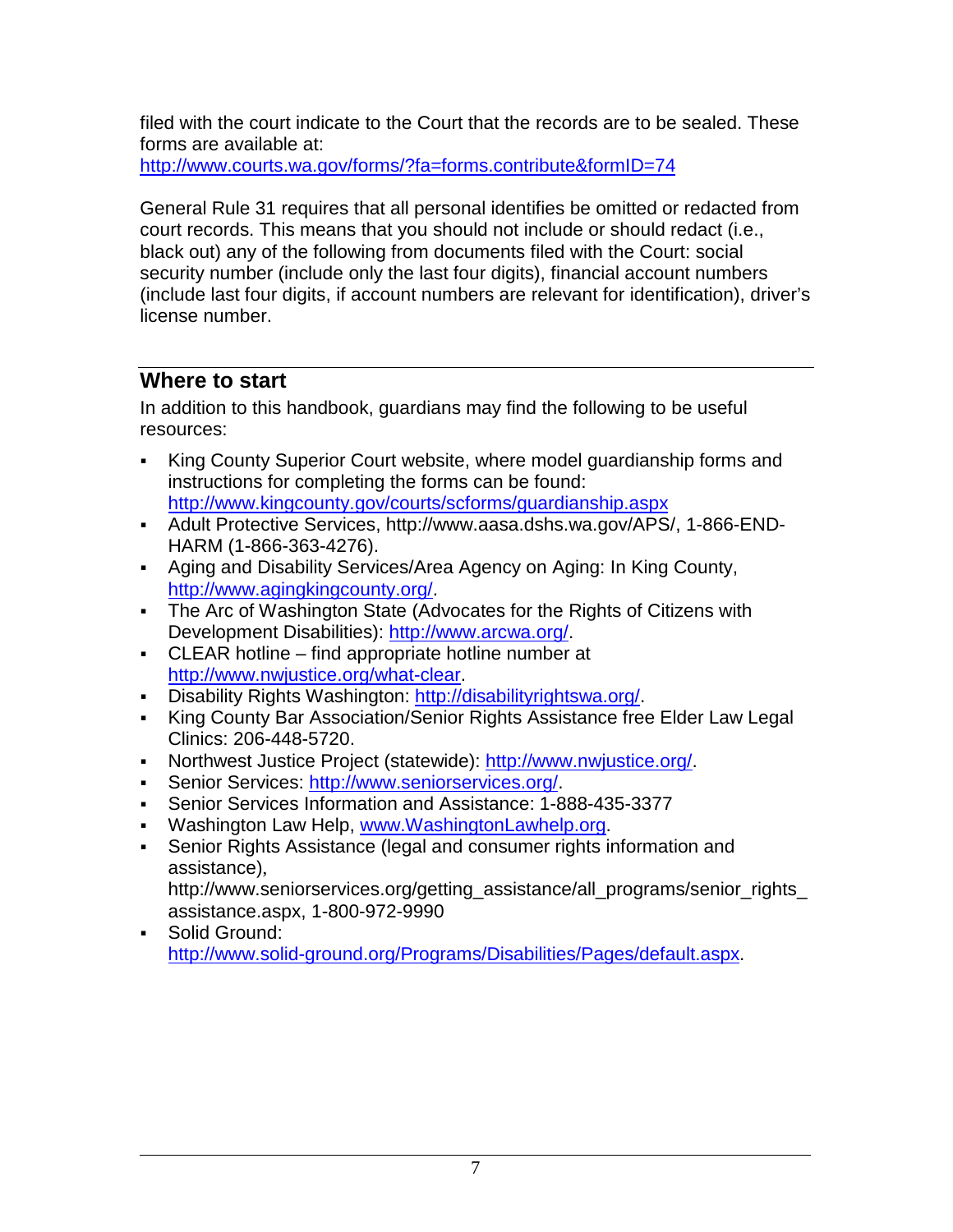filed with the court indicate to the Court that the records are to be sealed. These forms are available at:
http://www.courts.wa.gov/forms/?fa=forms.contribute&formID=74

General Rule 31 requires that all personal identifies be omitted or redacted from court records. This means that you should not include or should redact (i.e., black out) any of the following from documents filed with the Court: social security number (include only the last four digits), financial account numbers (include last four digits, if account numbers are relevant for identification), driver's license number.

## Where to start

In addition to this handbook, guardians may find the following to be useful resources:

- King County Superior Court website, where model guardianship forms and instructions for completing the forms can be found: http://www.kingcounty.gov/courts/scforms/guardianship.aspx
- Adult Protective Services, http://www.aasa.dshs.wa.gov/APS/, 1-866-END-HARM (1-866-363-4276).
- Aging and Disability Services/Area Agency on Aging: In King County, http://www.agingkingcounty.org/.
- The Arc of Washington State (Advocates for the Rights of Citizens with Development Disabilities): http://www.arcwa.org/.
- CLEAR hotline – find appropriate hotline number at http://www.nwjustice.org/what-clear.
- Disability Rights Washington: http://disabilityrightswa.org/.
- King County Bar Association/Senior Rights Assistance free Elder Law Legal Clinics: 206-448-5720.
- Northwest Justice Project (statewide): http://www.nwjustice.org/.
- Senior Services: http://www.seniorservices.org/.
- Senior Services Information and Assistance: 1-888-435-3377
- Washington Law Help, www.WashingtonLawhelp.org.
- Senior Rights Assistance (legal and consumer rights information and assistance), http://www.seniorservices.org/getting_assistance/all_programs/senior_rights_assistance.aspx, 1-800-972-9990
- Solid Ground: http://www.solid-ground.org/Programs/Disabilities/Pages/default.aspx.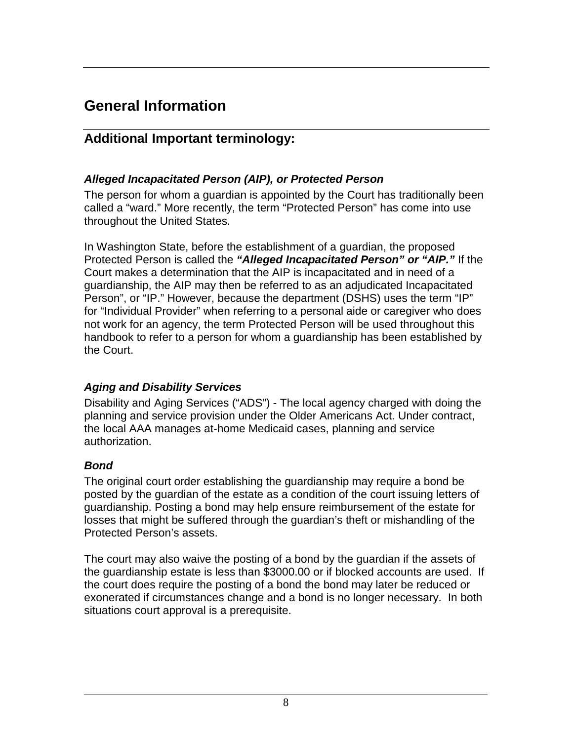# General Information

## Additional Important terminology:

### *Alleged Incapacitated Person (AIP), or Protected Person*

The person for whom a guardian is appointed by the Court has traditionally been called a “ward.” More recently, the term “Protected Person” has come into use throughout the United States.

In Washington State, before the establishment of a guardian, the proposed Protected Person is called the ***“Alleged Incapacitated Person” or “AIP.”*** If the Court makes a determination that the AIP is incapacitated and in need of a guardianship, the AIP may then be referred to as an adjudicated Incapacitated Person”, or “IP.” However, because the department (DSHS) uses the term “IP” for “Individual Provider” when referring to a personal aide or caregiver who does not work for an agency, the term Protected Person will be used throughout this handbook to refer to a person for whom a guardianship has been established by the Court.

### *Aging and Disability Services*

Disability and Aging Services (“ADS”) - The local agency charged with doing the planning and service provision under the Older Americans Act. Under contract, the local AAA manages at-home Medicaid cases, planning and service authorization.

### *Bond*

The original court order establishing the guardianship may require a bond be posted by the guardian of the estate as a condition of the court issuing letters of guardianship. Posting a bond may help ensure reimbursement of the estate for losses that might be suffered through the guardian’s theft or mishandling of the Protected Person’s assets.

The court may also waive the posting of a bond by the guardian if the assets of the guardianship estate is less than $3000.00 or if blocked accounts are used. If the court does require the posting of a bond the bond may later be reduced or exonerated if circumstances change and a bond is no longer necessary. In both situations court approval is a prerequisite.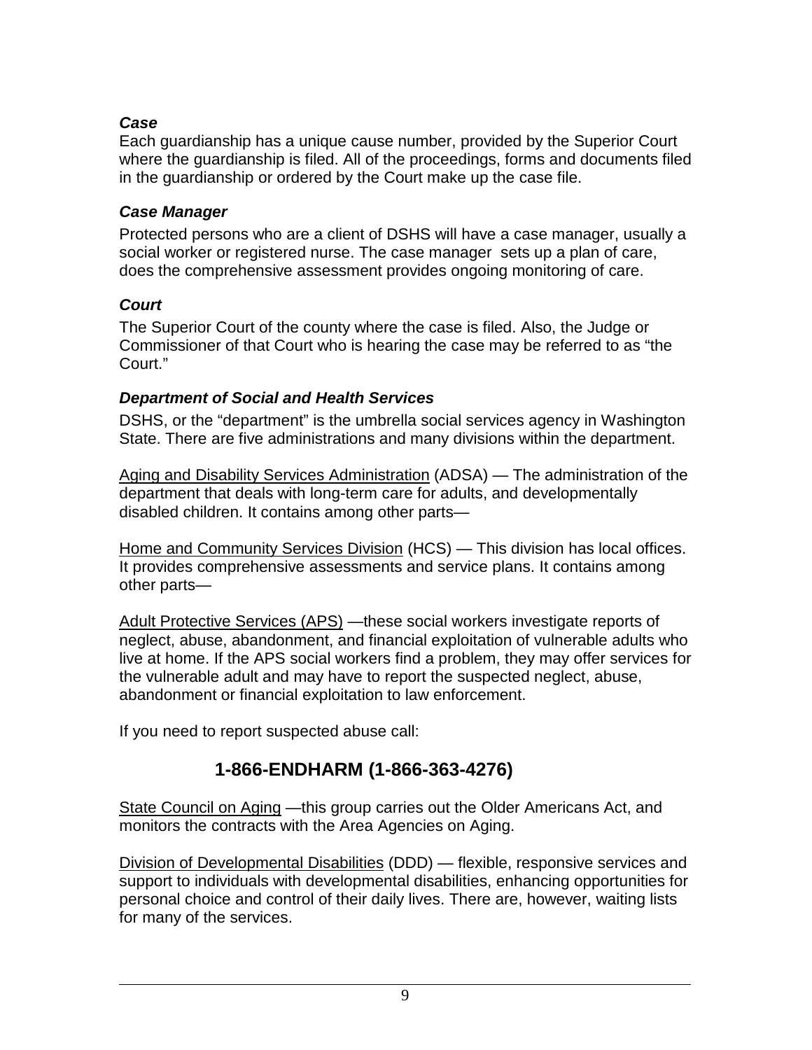### *Case*

Each guardianship has a unique cause number, provided by the Superior Court where the guardianship is filed. All of the proceedings, forms and documents filed in the guardianship or ordered by the Court make up the case file.

### *Case Manager*

Protected persons who are a client of DSHS will have a case manager, usually a social worker or registered nurse. The case manager  sets up a plan of care, does the comprehensive assessment provides ongoing monitoring of care.

### *Court*

The Superior Court of the county where the case is filed. Also, the Judge or Commissioner of that Court who is hearing the case may be referred to as "the Court."

### *Department of Social and Health Services*

DSHS, or the "department" is the umbrella social services agency in Washington State. There are five administrations and many divisions within the department.

Aging and Disability Services Administration (ADSA) — The administration of the department that deals with long-term care for adults, and developmentally disabled children. It contains among other parts—

Home and Community Services Division (HCS) — This division has local offices. It provides comprehensive assessments and service plans. It contains among other parts—

Adult Protective Services (APS) —these social workers investigate reports of neglect, abuse, abandonment, and financial exploitation of vulnerable adults who live at home. If the APS social workers find a problem, they may offer services for the vulnerable adult and may have to report the suspected neglect, abuse, abandonment or financial exploitation to law enforcement.

If you need to report suspected abuse call:

**1-866-ENDHARM (1-866-363-4276)**

State Council on Aging —this group carries out the Older Americans Act, and monitors the contracts with the Area Agencies on Aging.

Division of Developmental Disabilities (DDD) — flexible, responsive services and support to individuals with developmental disabilities, enhancing opportunities for personal choice and control of their daily lives. There are, however, waiting lists for many of the services.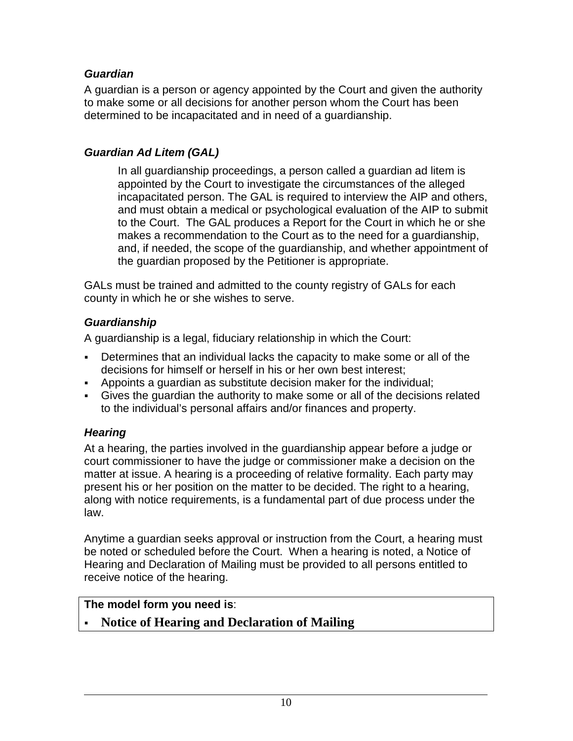### *Guardian*

A guardian is a person or agency appointed by the Court and given the authority to make some or all decisions for another person whom the Court has been determined to be incapacitated and in need of a guardianship.

### *Guardian Ad Litem (GAL)*

In all guardianship proceedings, a person called a guardian ad litem is appointed by the Court to investigate the circumstances of the alleged incapacitated person. The GAL is required to interview the AIP and others, and must obtain a medical or psychological evaluation of the AIP to submit to the Court. The GAL produces a Report for the Court in which he or she makes a recommendation to the Court as to the need for a guardianship, and, if needed, the scope of the guardianship, and whether appointment of the guardian proposed by the Petitioner is appropriate.

GALs must be trained and admitted to the county registry of GALs for each county in which he or she wishes to serve.

### *Guardianship*

A guardianship is a legal, fiduciary relationship in which the Court:

- Determines that an individual lacks the capacity to make some or all of the decisions for himself or herself in his or her own best interest;
- Appoints a guardian as substitute decision maker for the individual;
- Gives the guardian the authority to make some or all of the decisions related to the individual's personal affairs and/or finances and property.

### *Hearing*

At a hearing, the parties involved in the guardianship appear before a judge or court commissioner to have the judge or commissioner make a decision on the matter at issue. A hearing is a proceeding of relative formality. Each party may present his or her position on the matter to be decided. The right to a hearing, along with notice requirements, is a fundamental part of due process under the law.

Anytime a guardian seeks approval or instruction from the Court, a hearing must be noted or scheduled before the Court. When a hearing is noted, a Notice of Hearing and Declaration of Mailing must be provided to all persons entitled to receive notice of the hearing.

**The model form you need is**:

- **Notice of Hearing and Declaration of Mailing**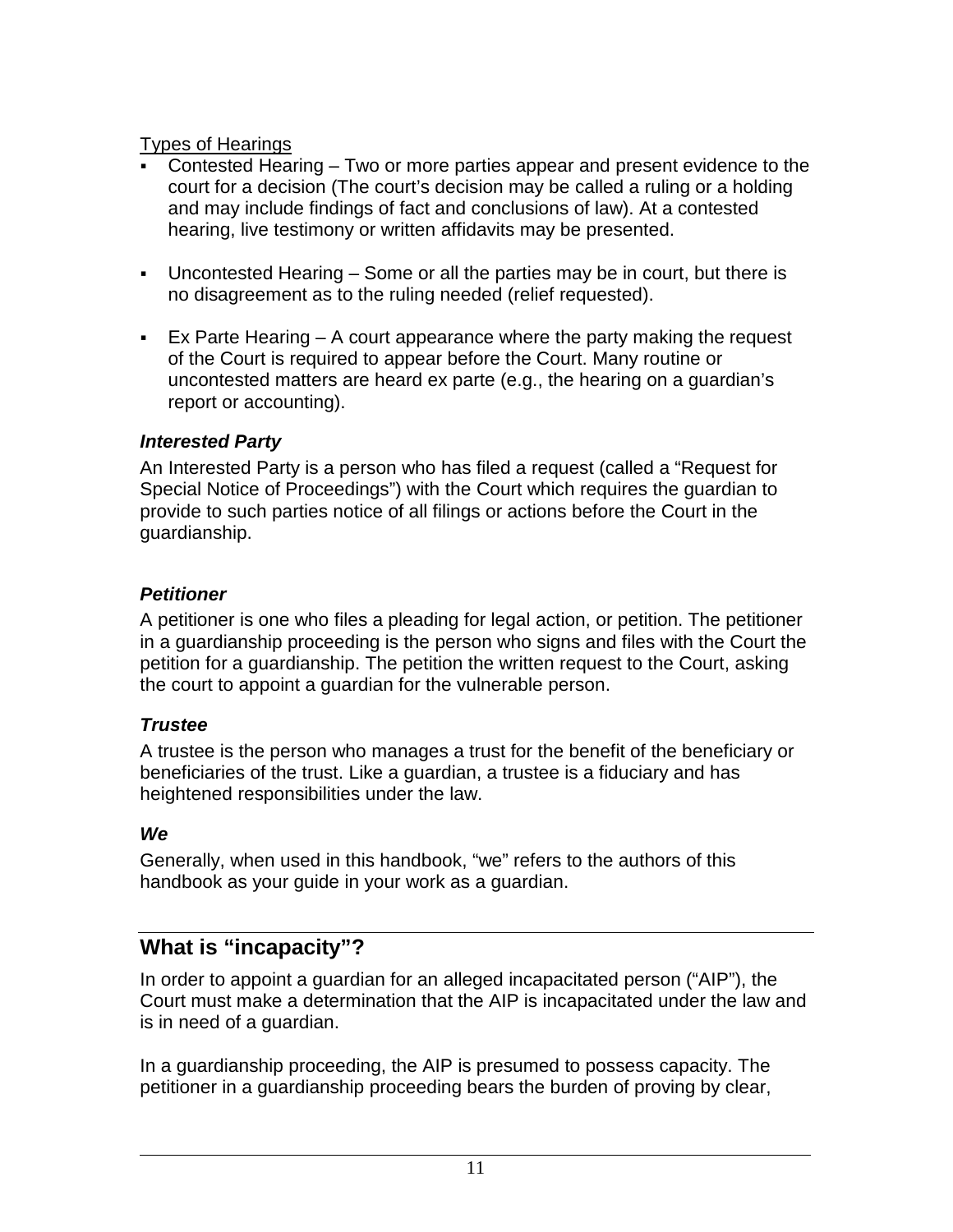<u>Types of Hearings</u>

- Contested Hearing – Two or more parties appear and present evidence to the court for a decision (The court's decision may be called a ruling or a holding and may include findings of fact and conclusions of law). At a contested hearing, live testimony or written affidavits may be presented.

- Uncontested Hearing – Some or all the parties may be in court, but there is no disagreement as to the ruling needed (relief requested).

- Ex Parte Hearing – A court appearance where the party making the request of the Court is required to appear before the Court. Many routine or uncontested matters are heard ex parte (e.g., the hearing on a guardian's report or accounting).

### *Interested Party*

An Interested Party is a person who has filed a request (called a "Request for Special Notice of Proceedings") with the Court which requires the guardian to provide to such parties notice of all filings or actions before the Court in the guardianship.

### *Petitioner*

A petitioner is one who files a pleading for legal action, or petition. The petitioner in a guardianship proceeding is the person who signs and files with the Court the petition for a guardianship. The petition the written request to the Court, asking the court to appoint a guardian for the vulnerable person.

### *Trustee*

A trustee is the person who manages a trust for the benefit of the beneficiary or beneficiaries of the trust. Like a guardian, a trustee is a fiduciary and has heightened responsibilities under the law.

### *We*

Generally, when used in this handbook, "we" refers to the authors of this handbook as your guide in your work as a guardian.

## What is "incapacity"?

In order to appoint a guardian for an alleged incapacitated person ("AIP"), the Court must make a determination that the AIP is incapacitated under the law and is in need of a guardian.

In a guardianship proceeding, the AIP is presumed to possess capacity. The petitioner in a guardianship proceeding bears the burden of proving by clear,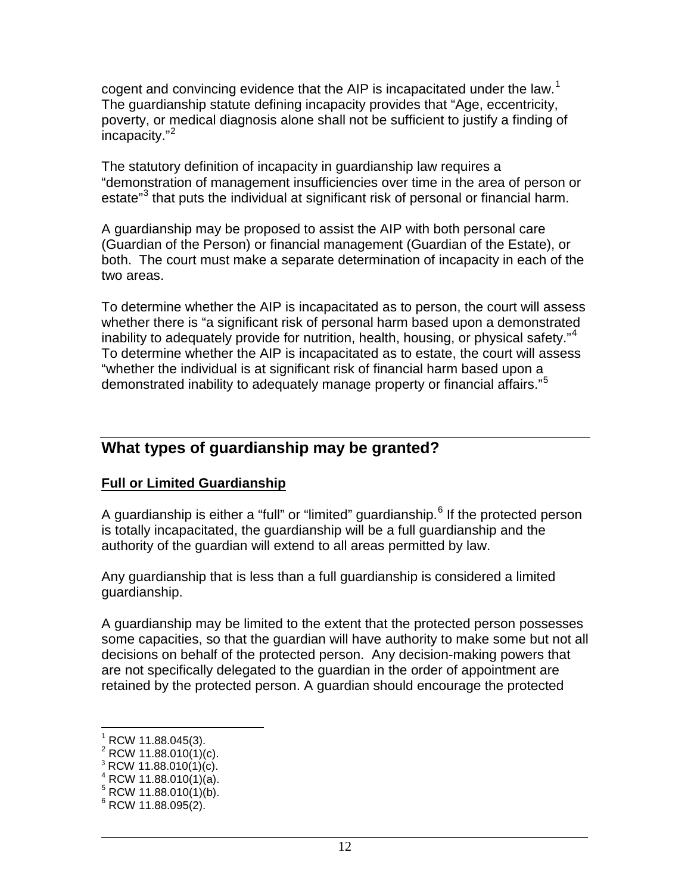cogent and convincing evidence that the AIP is incapacitated under the law.[1] The guardianship statute defining incapacity provides that "Age, eccentricity, poverty, or medical diagnosis alone shall not be sufficient to justify a finding of incapacity."[2]

The statutory definition of incapacity in guardianship law requires a "demonstration of management insufficiencies over time in the area of person or estate"[3] that puts the individual at significant risk of personal or financial harm.

A guardianship may be proposed to assist the AIP with both personal care (Guardian of the Person) or financial management (Guardian of the Estate), or both. The court must make a separate determination of incapacity in each of the two areas.

To determine whether the AIP is incapacitated as to person, the court will assess whether there is "a significant risk of personal harm based upon a demonstrated inability to adequately provide for nutrition, health, housing, or physical safety."[4] To determine whether the AIP is incapacitated as to estate, the court will assess "whether the individual is at significant risk of financial harm based upon a demonstrated inability to adequately manage property or financial affairs."[5]

## What types of guardianship may be granted?

### Full or Limited Guardianship

A guardianship is either a "full" or "limited" guardianship.[6] If the protected person is totally incapacitated, the guardianship will be a full guardianship and the authority of the guardian will extend to all areas permitted by law.

Any guardianship that is less than a full guardianship is considered a limited guardianship.

A guardianship may be limited to the extent that the protected person possesses some capacities, so that the guardian will have authority to make some but not all decisions on behalf of the protected person. Any decision-making powers that are not specifically delegated to the guardian in the order of appointment are retained by the protected person. A guardian should encourage the protected

---

[1] RCW 11.88.045(3).
[2] RCW 11.88.010(1)(c).
[3] RCW 11.88.010(1)(c).
[4] RCW 11.88.010(1)(a).
[5] RCW 11.88.010(1)(b).
[6] RCW 11.88.095(2).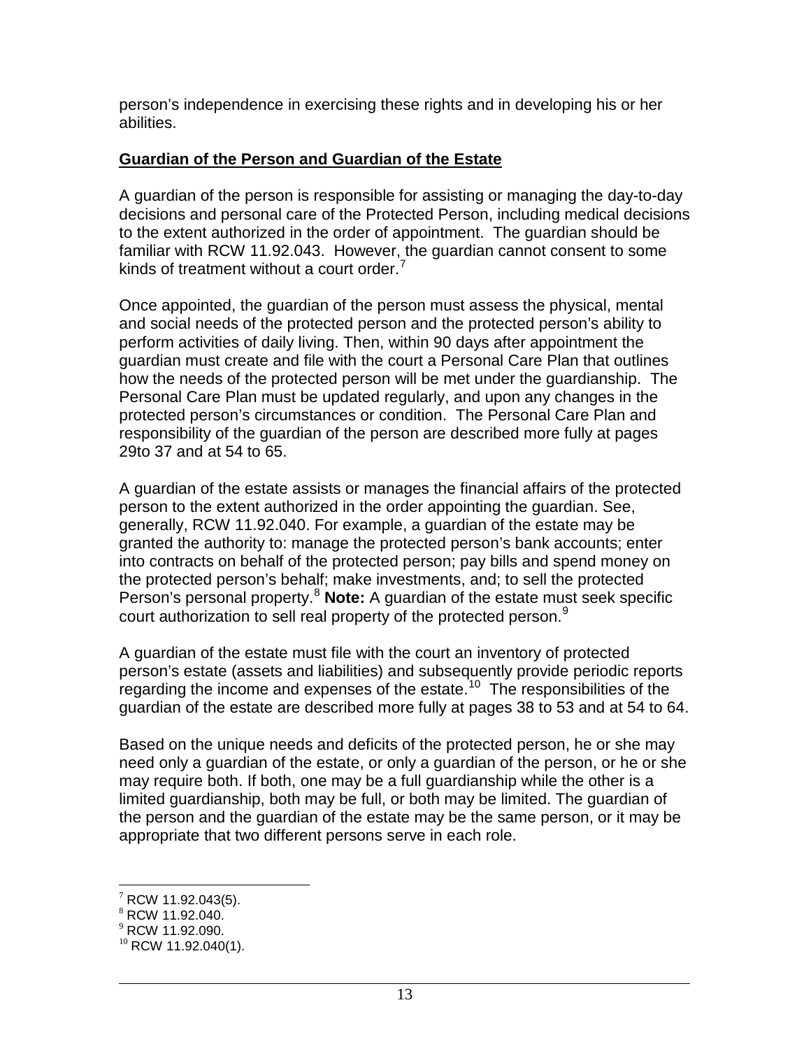person's independence in exercising these rights and in developing his or her abilities.

## **Guardian of the Person and Guardian of the Estate**

A guardian of the person is responsible for assisting or managing the day-to-day decisions and personal care of the Protected Person, including medical decisions to the extent authorized in the order of appointment. The guardian should be familiar with RCW 11.92.043. However, the guardian cannot consent to some kinds of treatment without a court order.[7]

Once appointed, the guardian of the person must assess the physical, mental and social needs of the protected person and the protected person's ability to perform activities of daily living. Then, within 90 days after appointment the guardian must create and file with the court a Personal Care Plan that outlines how the needs of the protected person will be met under the guardianship. The Personal Care Plan must be updated regularly, and upon any changes in the protected person's circumstances or condition. The Personal Care Plan and responsibility of the guardian of the person are described more fully at pages 29to 37 and at 54 to 65.

A guardian of the estate assists or manages the financial affairs of the protected person to the extent authorized in the order appointing the guardian. See, generally, RCW 11.92.040. For example, a guardian of the estate may be granted the authority to: manage the protected person's bank accounts; enter into contracts on behalf of the protected person; pay bills and spend money on the protected person's behalf; make investments, and; to sell the protected Person's personal property.[8] **Note:** A guardian of the estate must seek specific court authorization to sell real property of the protected person.[9]

A guardian of the estate must file with the court an inventory of protected person's estate (assets and liabilities) and subsequently provide periodic reports regarding the income and expenses of the estate.[10] The responsibilities of the guardian of the estate are described more fully at pages 38 to 53 and at 54 to 64.

Based on the unique needs and deficits of the protected person, he or she may need only a guardian of the estate, or only a guardian of the person, or he or she may require both. If both, one may be a full guardianship while the other is a limited guardianship, both may be full, or both may be limited. The guardian of the person and the guardian of the estate may be the same person, or it may be appropriate that two different persons serve in each role.

---

[7] RCW 11.92.043(5).
[8] RCW 11.92.040.
[9] RCW 11.92.090.
[10] RCW 11.92.040(1).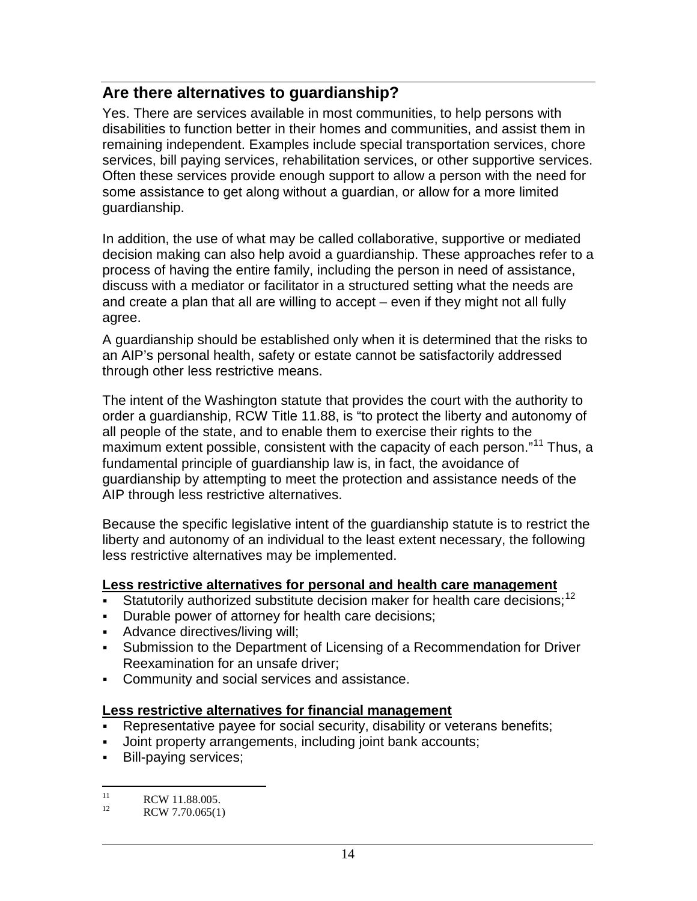## Are there alternatives to guardianship?

Yes. There are services available in most communities, to help persons with disabilities to function better in their homes and communities, and assist them in remaining independent. Examples include special transportation services, chore services, bill paying services, rehabilitation services, or other supportive services. Often these services provide enough support to allow a person with the need for some assistance to get along without a guardian, or allow for a more limited guardianship.

In addition, the use of what may be called collaborative, supportive or mediated decision making can also help avoid a guardianship. These approaches refer to a process of having the entire family, including the person in need of assistance, discuss with a mediator or facilitator in a structured setting what the needs are and create a plan that all are willing to accept – even if they might not all fully agree.

A guardianship should be established only when it is determined that the risks to an AIP's personal health, safety or estate cannot be satisfactorily addressed through other less restrictive means.

The intent of the Washington statute that provides the court with the authority to order a guardianship, RCW Title 11.88, is "to protect the liberty and autonomy of all people of the state, and to enable them to exercise their rights to the maximum extent possible, consistent with the capacity of each person."[11] Thus, a fundamental principle of guardianship law is, in fact, the avoidance of guardianship by attempting to meet the protection and assistance needs of the AIP through less restrictive alternatives.

Because the specific legislative intent of the guardianship statute is to restrict the liberty and autonomy of an individual to the least extent necessary, the following less restrictive alternatives may be implemented.

**Less restrictive alternatives for personal and health care management**

- Statutorily authorized substitute decision maker for health care decisions;[12]
- Durable power of attorney for health care decisions;
- Advance directives/living will;
- Submission to the Department of Licensing of a Recommendation for Driver Reexamination for an unsafe driver;
- Community and social services and assistance.

**Less restrictive alternatives for financial management**

- Representative payee for social security, disability or veterans benefits;
- Joint property arrangements, including joint bank accounts;
- Bill-paying services;

[11] RCW 11.88.005.

[12] RCW 7.70.065(1)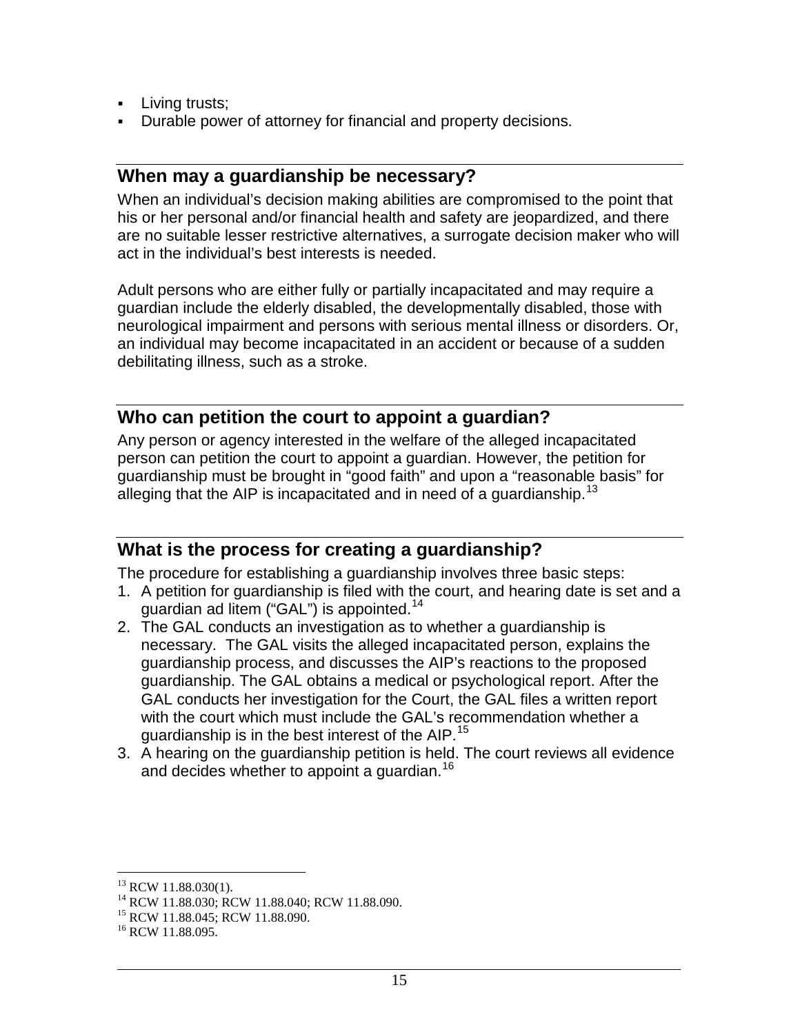- Living trusts;
- Durable power of attorney for financial and property decisions.

## When may a guardianship be necessary?

When an individual's decision making abilities are compromised to the point that his or her personal and/or financial health and safety are jeopardized, and there are no suitable lesser restrictive alternatives, a surrogate decision maker who will act in the individual's best interests is needed.

Adult persons who are either fully or partially incapacitated and may require a guardian include the elderly disabled, the developmentally disabled, those with neurological impairment and persons with serious mental illness or disorders. Or, an individual may become incapacitated in an accident or because of a sudden debilitating illness, such as a stroke.

## Who can petition the court to appoint a guardian?

Any person or agency interested in the welfare of the alleged incapacitated person can petition the court to appoint a guardian. However, the petition for guardianship must be brought in "good faith" and upon a "reasonable basis" for alleging that the AIP is incapacitated and in need of a guardianship.[13]

## What is the process for creating a guardianship?

The procedure for establishing a guardianship involves three basic steps:

1. A petition for guardianship is filed with the court, and hearing date is set and a guardian ad litem ("GAL") is appointed.[14]
2. The GAL conducts an investigation as to whether a guardianship is necessary. The GAL visits the alleged incapacitated person, explains the guardianship process, and discusses the AIP's reactions to the proposed guardianship. The GAL obtains a medical or psychological report. After the GAL conducts her investigation for the Court, the GAL files a written report with the court which must include the GAL's recommendation whether a guardianship is in the best interest of the AIP.[15]
3. A hearing on the guardianship petition is held. The court reviews all evidence and decides whether to appoint a guardian.[16]

---

[13] RCW 11.88.030(1).
[14] RCW 11.88.030; RCW 11.88.040; RCW 11.88.090.
[15] RCW 11.88.045; RCW 11.88.090.
[16] RCW 11.88.095.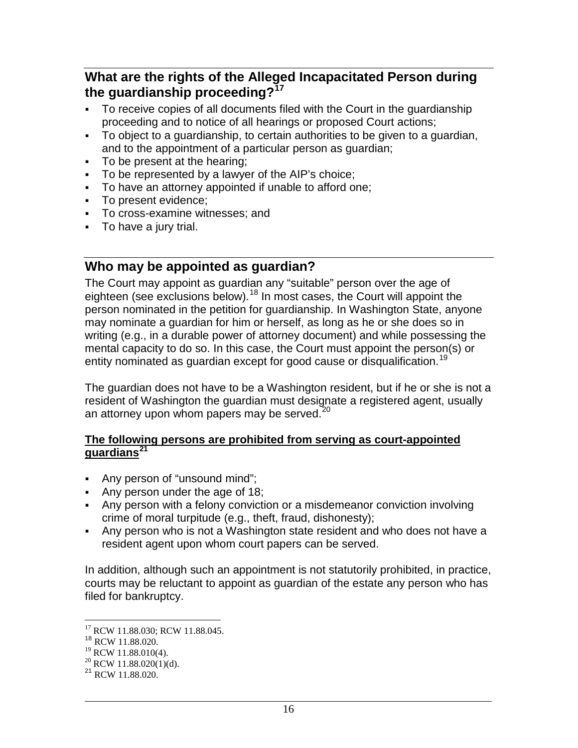## What are the rights of the Alleged Incapacitated Person during the guardianship proceeding?[17]

- To receive copies of all documents filed with the Court in the guardianship proceeding and to notice of all hearings or proposed Court actions;
- To object to a guardianship, to certain authorities to be given to a guardian, and to the appointment of a particular person as guardian;
- To be present at the hearing;
- To be represented by a lawyer of the AIP's choice;
- To have an attorney appointed if unable to afford one;
- To present evidence;
- To cross-examine witnesses; and
- To have a jury trial.

## Who may be appointed as guardian?

The Court may appoint as guardian any "suitable" person over the age of eighteen (see exclusions below).[18] In most cases, the Court will appoint the person nominated in the petition for guardianship. In Washington State, anyone may nominate a guardian for him or herself, as long as he or she does so in writing (e.g., in a durable power of attorney document) and while possessing the mental capacity to do so. In this case, the Court must appoint the person(s) or entity nominated as guardian except for good cause or disqualification.[19]

The guardian does not have to be a Washington resident, but if he or she is not a resident of Washington the guardian must designate a registered agent, usually an attorney upon whom papers may be served.[20]

**The following persons are prohibited from serving as court-appointed guardians[21]**

- Any person of "unsound mind";
- Any person under the age of 18;
- Any person with a felony conviction or a misdemeanor conviction involving crime of moral turpitude (e.g., theft, fraud, dishonesty);
- Any person who is not a Washington state resident and who does not have a resident agent upon whom court papers can be served.

In addition, although such an appointment is not statutorily prohibited, in practice, courts may be reluctant to appoint as guardian of the estate any person who has filed for bankruptcy.

---

[17] RCW 11.88.030; RCW 11.88.045.
[18] RCW 11.88.020.
[19] RCW 11.88.010(4).
[20] RCW 11.88.020(1)(d).
[21] RCW 11.88.020.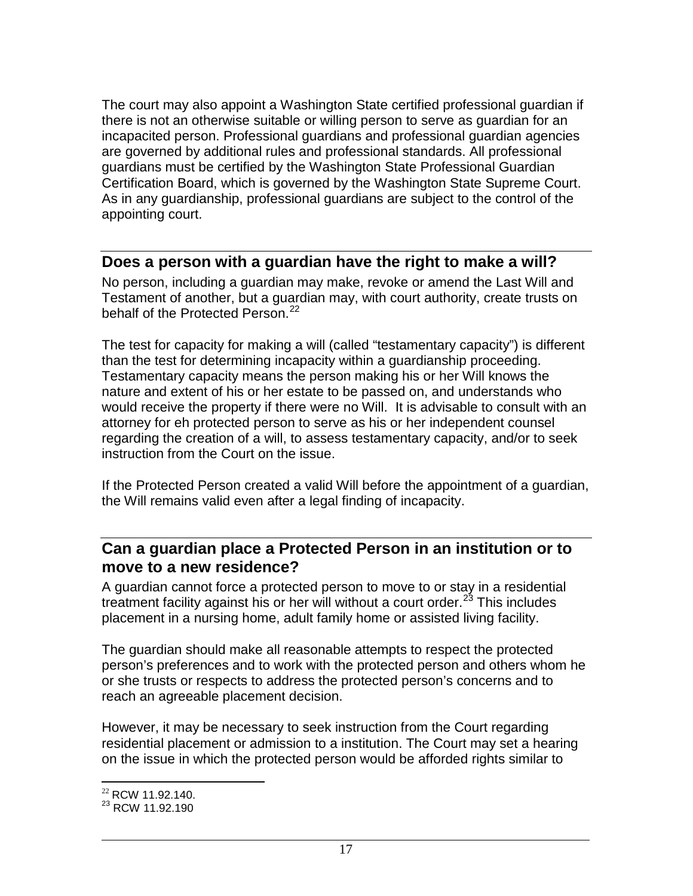The court may also appoint a Washington State certified professional guardian if there is not an otherwise suitable or willing person to serve as guardian for an incapacited person. Professional guardians and professional guardian agencies are governed by additional rules and professional standards. All professional guardians must be certified by the Washington State Professional Guardian Certification Board, which is governed by the Washington State Supreme Court. As in any guardianship, professional guardians are subject to the control of the appointing court.

## Does a person with a guardian have the right to make a will?

No person, including a guardian may make, revoke or amend the Last Will and Testament of another, but a guardian may, with court authority, create trusts on behalf of the Protected Person.[22]

The test for capacity for making a will (called "testamentary capacity") is different than the test for determining incapacity within a guardianship proceeding. Testamentary capacity means the person making his or her Will knows the nature and extent of his or her estate to be passed on, and understands who would receive the property if there were no Will. It is advisable to consult with an attorney for eh protected person to serve as his or her independent counsel regarding the creation of a will, to assess testamentary capacity, and/or to seek instruction from the Court on the issue.

If the Protected Person created a valid Will before the appointment of a guardian, the Will remains valid even after a legal finding of incapacity.

## Can a guardian place a Protected Person in an institution or to move to a new residence?

A guardian cannot force a protected person to move to or stay in a residential treatment facility against his or her will without a court order.[23] This includes placement in a nursing home, adult family home or assisted living facility.

The guardian should make all reasonable attempts to respect the protected person's preferences and to work with the protected person and others whom he or she trusts or respects to address the protected person's concerns and to reach an agreeable placement decision.

However, it may be necessary to seek instruction from the Court regarding residential placement or admission to a institution. The Court may set a hearing on the issue in which the protected person would be afforded rights similar to

[22] RCW 11.92.140.

[23] RCW 11.92.190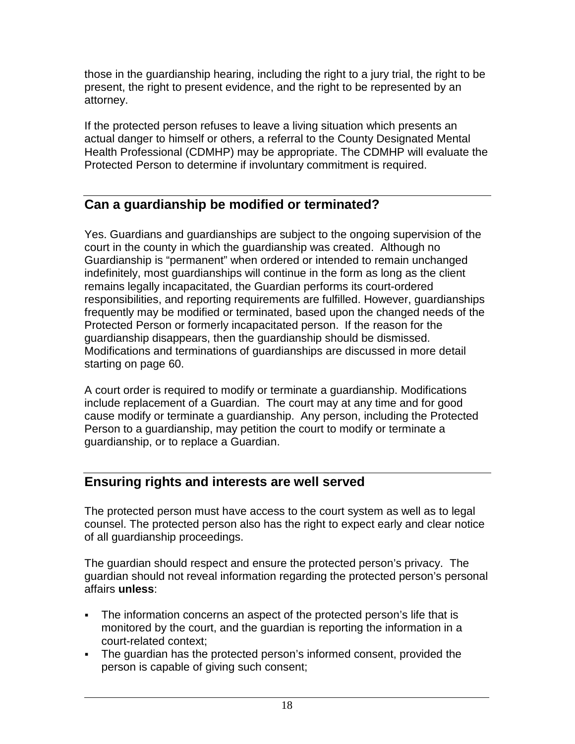those in the guardianship hearing, including the right to a jury trial, the right to be present, the right to present evidence, and the right to be represented by an attorney.

If the protected person refuses to leave a living situation which presents an actual danger to himself or others, a referral to the County Designated Mental Health Professional (CDMHP) may be appropriate. The CDMHP will evaluate the Protected Person to determine if involuntary commitment is required.

## Can a guardianship be modified or terminated?

Yes. Guardians and guardianships are subject to the ongoing supervision of the court in the county in which the guardianship was created. Although no Guardianship is "permanent" when ordered or intended to remain unchanged indefinitely, most guardianships will continue in the form as long as the client remains legally incapacitated, the Guardian performs its court-ordered responsibilities, and reporting requirements are fulfilled. However, guardianships frequently may be modified or terminated, based upon the changed needs of the Protected Person or formerly incapacitated person. If the reason for the guardianship disappears, then the guardianship should be dismissed. Modifications and terminations of guardianships are discussed in more detail starting on page 60.

A court order is required to modify or terminate a guardianship. Modifications include replacement of a Guardian. The court may at any time and for good cause modify or terminate a guardianship. Any person, including the Protected Person to a guardianship, may petition the court to modify or terminate a guardianship, or to replace a Guardian.

## Ensuring rights and interests are well served

The protected person must have access to the court system as well as to legal counsel. The protected person also has the right to expect early and clear notice of all guardianship proceedings.

The guardian should respect and ensure the protected person's privacy. The guardian should not reveal information regarding the protected person's personal affairs **unless**:

- The information concerns an aspect of the protected person's life that is monitored by the court, and the guardian is reporting the information in a court-related context;
- The guardian has the protected person's informed consent, provided the person is capable of giving such consent;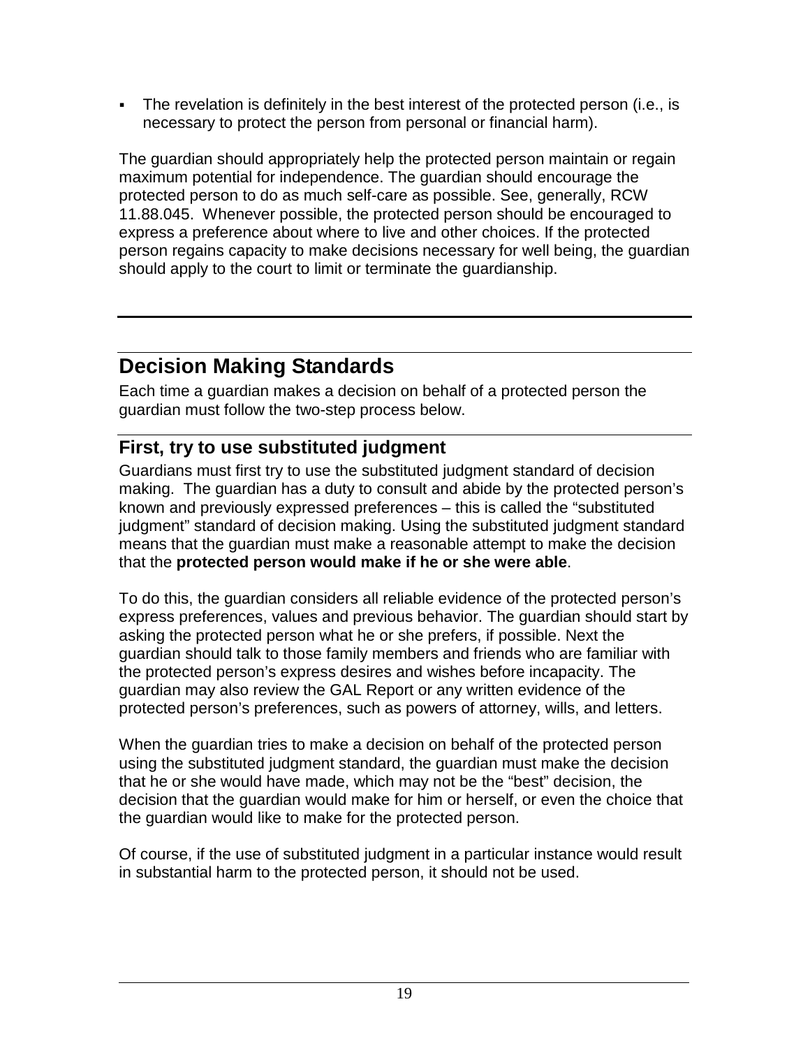- The revelation is definitely in the best interest of the protected person (i.e., is necessary to protect the person from personal or financial harm).

The guardian should appropriately help the protected person maintain or regain maximum potential for independence. The guardian should encourage the protected person to do as much self-care as possible. See, generally, RCW 11.88.045. Whenever possible, the protected person should be encouraged to express a preference about where to live and other choices. If the protected person regains capacity to make decisions necessary for well being, the guardian should apply to the court to limit or terminate the guardianship.

---

## Decision Making Standards

Each time a guardian makes a decision on behalf of a protected person the guardian must follow the two-step process below.

### First, try to use substituted judgment

Guardians must first try to use the substituted judgment standard of decision making. The guardian has a duty to consult and abide by the protected person's known and previously expressed preferences – this is called the "substituted judgment" standard of decision making. Using the substituted judgment standard means that the guardian must make a reasonable attempt to make the decision that the **protected person would make if he or she were able**.

To do this, the guardian considers all reliable evidence of the protected person's express preferences, values and previous behavior. The guardian should start by asking the protected person what he or she prefers, if possible. Next the guardian should talk to those family members and friends who are familiar with the protected person's express desires and wishes before incapacity. The guardian may also review the GAL Report or any written evidence of the protected person's preferences, such as powers of attorney, wills, and letters.

When the guardian tries to make a decision on behalf of the protected person using the substituted judgment standard, the guardian must make the decision that he or she would have made, which may not be the "best" decision, the decision that the guardian would make for him or herself, or even the choice that the guardian would like to make for the protected person.

Of course, if the use of substituted judgment in a particular instance would result in substantial harm to the protected person, it should not be used.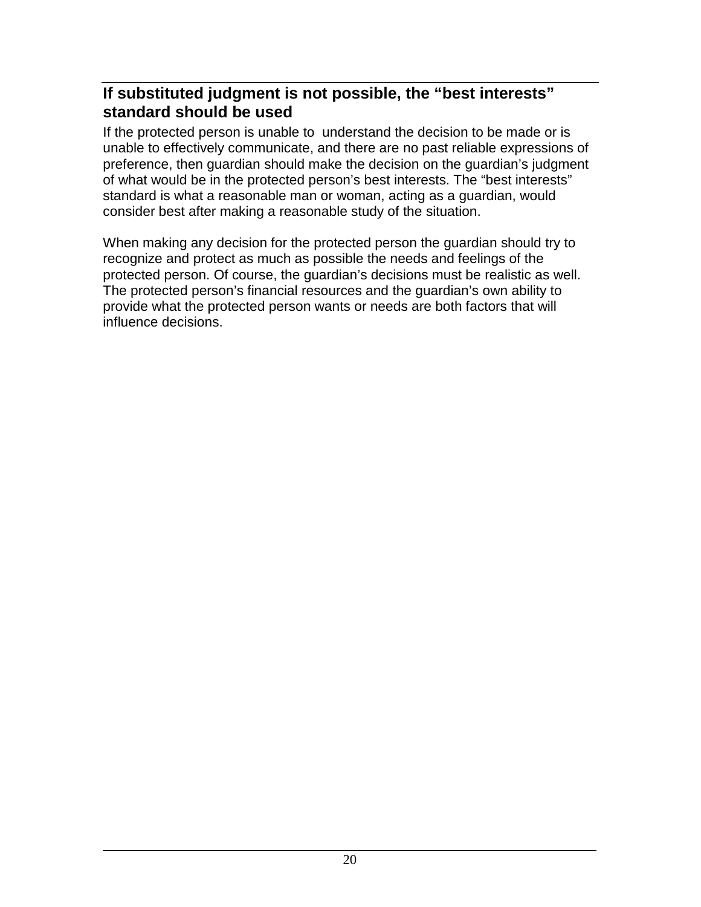## If substituted judgment is not possible, the "best interests" standard should be used

If the protected person is unable to understand the decision to be made or is unable to effectively communicate, and there are no past reliable expressions of preference, then guardian should make the decision on the guardian's judgment of what would be in the protected person's best interests. The "best interests" standard is what a reasonable man or woman, acting as a guardian, would consider best after making a reasonable study of the situation.

When making any decision for the protected person the guardian should try to recognize and protect as much as possible the needs and feelings of the protected person. Of course, the guardian's decisions must be realistic as well. The protected person's financial resources and the guardian's own ability to provide what the protected person wants or needs are both factors that will influence decisions.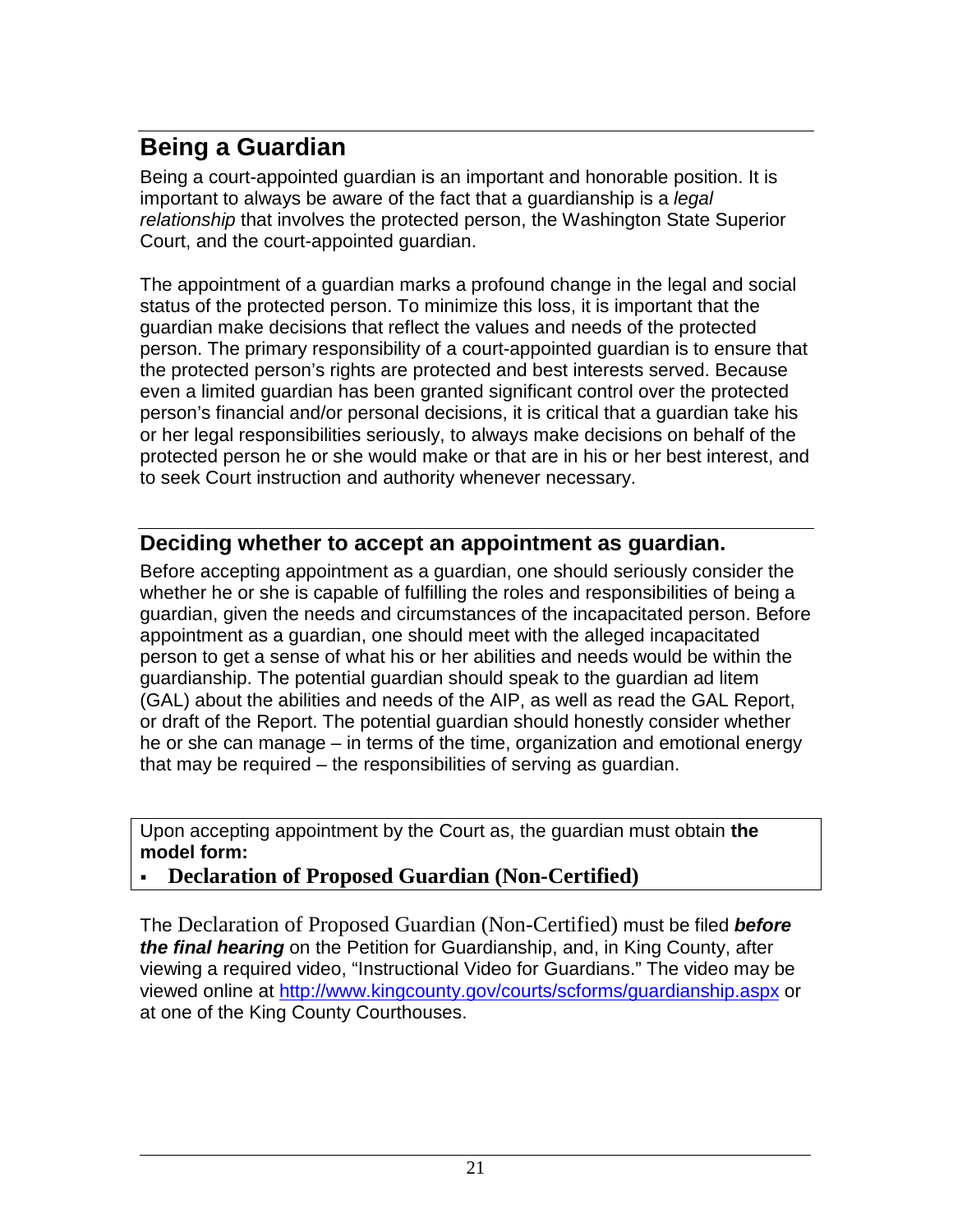## Being a Guardian

Being a court-appointed guardian is an important and honorable position. It is important to always be aware of the fact that a guardianship is a *legal relationship* that involves the protected person, the Washington State Superior Court, and the court-appointed guardian.

The appointment of a guardian marks a profound change in the legal and social status of the protected person. To minimize this loss, it is important that the guardian make decisions that reflect the values and needs of the protected person. The primary responsibility of a court-appointed guardian is to ensure that the protected person's rights are protected and best interests served. Because even a limited guardian has been granted significant control over the protected person's financial and/or personal decisions, it is critical that a guardian take his or her legal responsibilities seriously, to always make decisions on behalf of the protected person he or she would make or that are in his or her best interest, and to seek Court instruction and authority whenever necessary.

### Deciding whether to accept an appointment as guardian.

Before accepting appointment as a guardian, one should seriously consider the whether he or she is capable of fulfilling the roles and responsibilities of being a guardian, given the needs and circumstances of the incapacitated person. Before appointment as a guardian, one should meet with the alleged incapacitated person to get a sense of what his or her abilities and needs would be within the guardianship. The potential guardian should speak to the guardian ad litem (GAL) about the abilities and needs of the AIP, as well as read the GAL Report, or draft of the Report. The potential guardian should honestly consider whether he or she can manage – in terms of the time, organization and emotional energy that may be required – the responsibilities of serving as guardian.

Upon accepting appointment by the Court as, the guardian must obtain **the model form:**

- **Declaration of Proposed Guardian (Non-Certified)**

The Declaration of Proposed Guardian (Non-Certified) must be filed ***before the final hearing*** on the Petition for Guardianship, and, in King County, after viewing a required video, "Instructional Video for Guardians." The video may be viewed online at http://www.kingcounty.gov/courts/scforms/guardianship.aspx or at one of the King County Courthouses.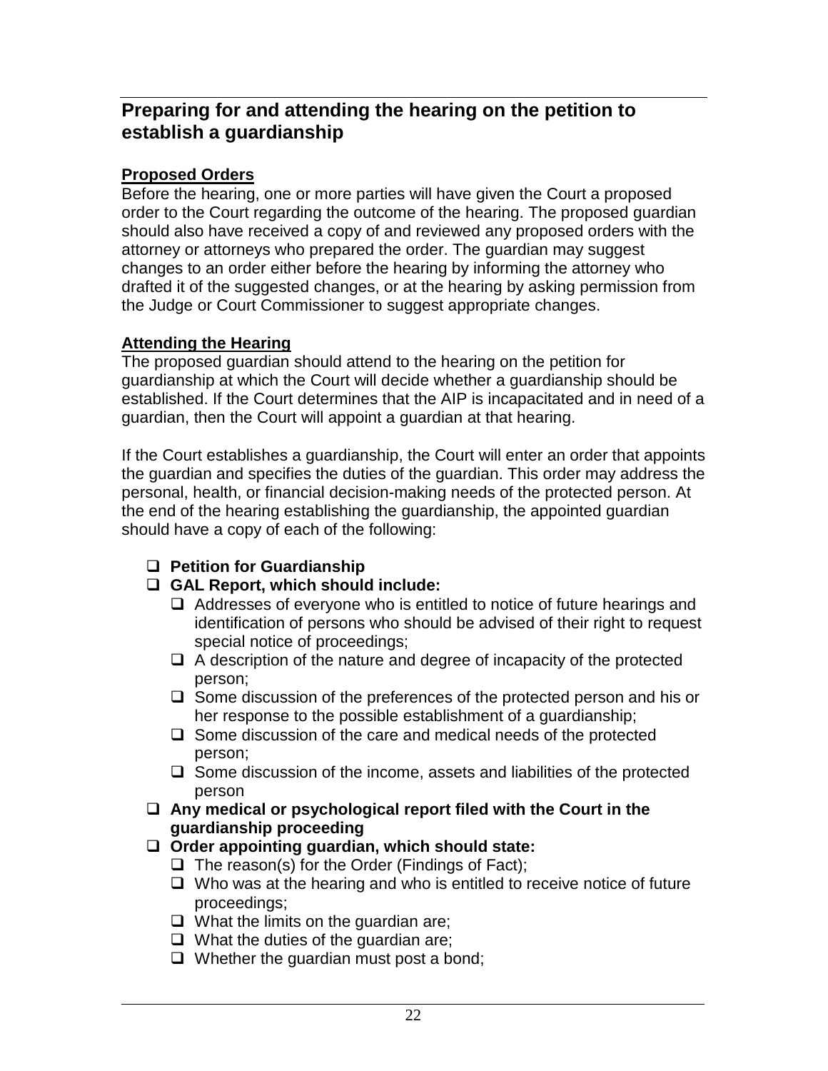## Preparing for and attending the hearing on the petition to establish a guardianship

**Proposed Orders**

Before the hearing, one or more parties will have given the Court a proposed order to the Court regarding the outcome of the hearing. The proposed guardian should also have received a copy of and reviewed any proposed orders with the attorney or attorneys who prepared the order. The guardian may suggest changes to an order either before the hearing by informing the attorney who drafted it of the suggested changes, or at the hearing by asking permission from the Judge or Court Commissioner to suggest appropriate changes.

**Attending the Hearing**

The proposed guardian should attend to the hearing on the petition for guardianship at which the Court will decide whether a guardianship should be established. If the Court determines that the AIP is incapacitated and in need of a guardian, then the Court will appoint a guardian at that hearing.

If the Court establishes a guardianship, the Court will enter an order that appoints the guardian and specifies the duties of the guardian. This order may address the personal, health, or financial decision-making needs of the protected person. At the end of the hearing establishing the guardianship, the appointed guardian should have a copy of each of the following:

- ❑ **Petition for Guardianship**
- ❑ **GAL Report, which should include:**
  - ❑ Addresses of everyone who is entitled to notice of future hearings and identification of persons who should be advised of their right to request special notice of proceedings;
  - ❑ A description of the nature and degree of incapacity of the protected person;
  - ❑ Some discussion of the preferences of the protected person and his or her response to the possible establishment of a guardianship;
  - ❑ Some discussion of the care and medical needs of the protected person;
  - ❑ Some discussion of the income, assets and liabilities of the protected person
- ❑ **Any medical or psychological report filed with the Court in the guardianship proceeding**
- ❑ **Order appointing guardian, which should state:**
  - ❑ The reason(s) for the Order (Findings of Fact);
  - ❑ Who was at the hearing and who is entitled to receive notice of future proceedings;
  - ❑ What the limits on the guardian are;
  - ❑ What the duties of the guardian are;
  - ❑ Whether the guardian must post a bond;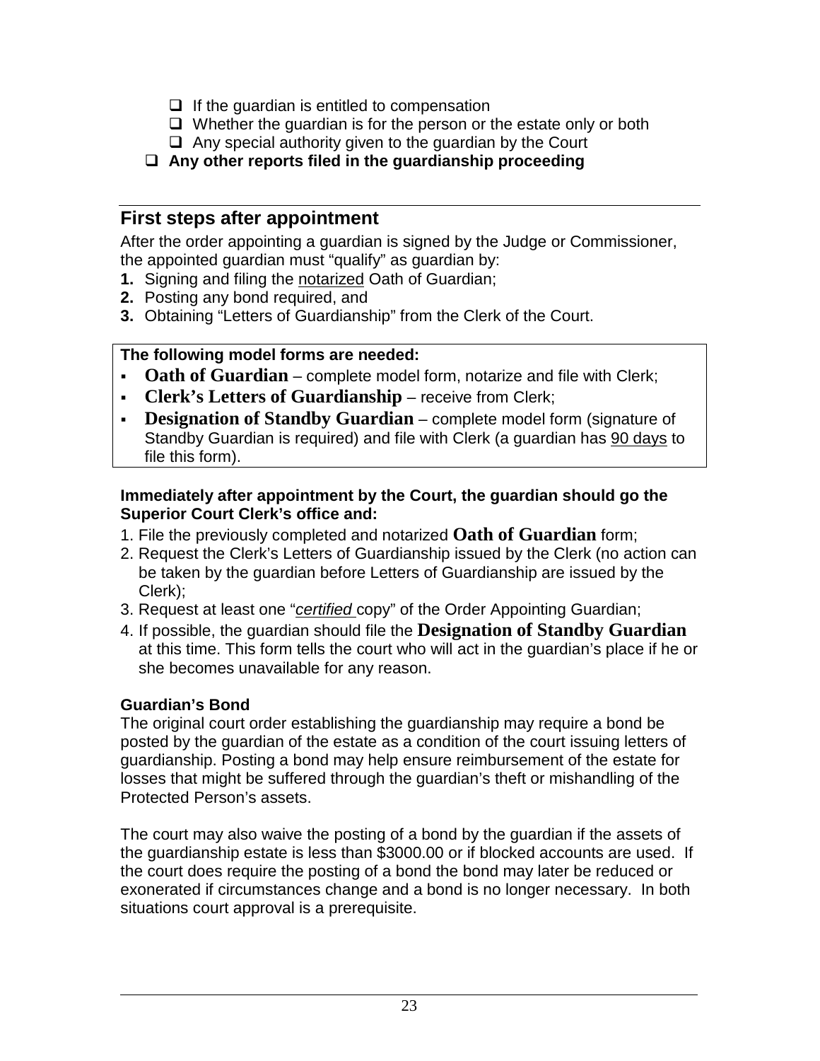- ❑ If the guardian is entitled to compensation
- ❑ Whether the guardian is for the person or the estate only or both
- ❑ Any special authority given to the guardian by the Court

❑ **Any other reports filed in the guardianship proceeding**

## First steps after appointment

After the order appointing a guardian is signed by the Judge or Commissioner, the appointed guardian must "qualify" as guardian by:

1. Signing and filing the notarized Oath of Guardian;
2. Posting any bond required, and
3. Obtaining "Letters of Guardianship" from the Clerk of the Court.

**The following model forms are needed:**

- **Oath of Guardian** – complete model form, notarize and file with Clerk;
- **Clerk's Letters of Guardianship** – receive from Clerk;
- **Designation of Standby Guardian** – complete model form (signature of Standby Guardian is required) and file with Clerk (a guardian has 90 days to file this form).

**Immediately after appointment by the Court, the guardian should go the Superior Court Clerk's office and:**

1. File the previously completed and notarized **Oath of Guardian** form;
2. Request the Clerk's Letters of Guardianship issued by the Clerk (no action can be taken by the guardian before Letters of Guardianship are issued by the Clerk);
3. Request at least one "*certified* copy" of the Order Appointing Guardian;
4. If possible, the guardian should file the **Designation of Standby Guardian** at this time. This form tells the court who will act in the guardian's place if he or she becomes unavailable for any reason.

**Guardian's Bond**

The original court order establishing the guardianship may require a bond be posted by the guardian of the estate as a condition of the court issuing letters of guardianship. Posting a bond may help ensure reimbursement of the estate for losses that might be suffered through the guardian's theft or mishandling of the Protected Person's assets.

The court may also waive the posting of a bond by the guardian if the assets of the guardianship estate is less than $3000.00 or if blocked accounts are used. If the court does require the posting of a bond the bond may later be reduced or exonerated if circumstances change and a bond is no longer necessary. In both situations court approval is a prerequisite.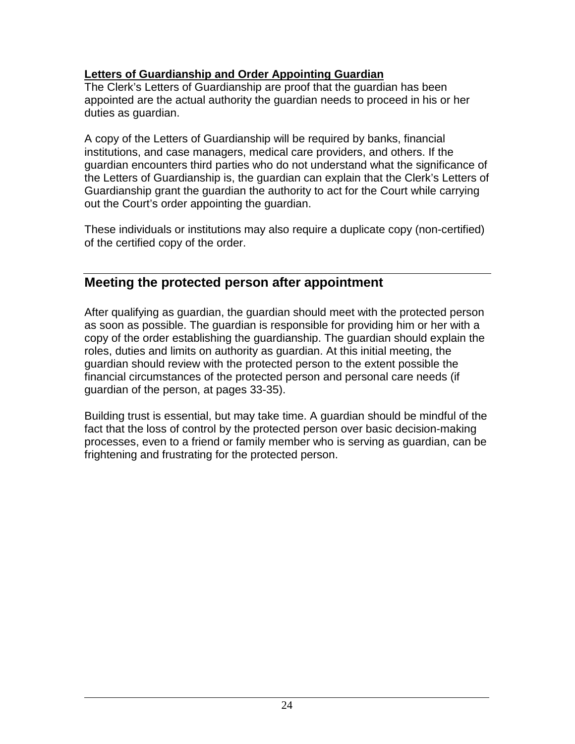**Letters of Guardianship and Order Appointing Guardian**

The Clerk's Letters of Guardianship are proof that the guardian has been appointed are the actual authority the guardian needs to proceed in his or her duties as guardian.

A copy of the Letters of Guardianship will be required by banks, financial institutions, and case managers, medical care providers, and others. If the guardian encounters third parties who do not understand what the significance of the Letters of Guardianship is, the guardian can explain that the Clerk's Letters of Guardianship grant the guardian the authority to act for the Court while carrying out the Court's order appointing the guardian.

These individuals or institutions may also require a duplicate copy (non-certified) of the certified copy of the order.

## Meeting the protected person after appointment

After qualifying as guardian, the guardian should meet with the protected person as soon as possible. The guardian is responsible for providing him or her with a copy of the order establishing the guardianship. The guardian should explain the roles, duties and limits on authority as guardian. At this initial meeting, the guardian should review with the protected person to the extent possible the financial circumstances of the protected person and personal care needs (if guardian of the person, at pages 33-35).

Building trust is essential, but may take time. A guardian should be mindful of the fact that the loss of control by the protected person over basic decision-making processes, even to a friend or family member who is serving as guardian, can be frightening and frustrating for the protected person.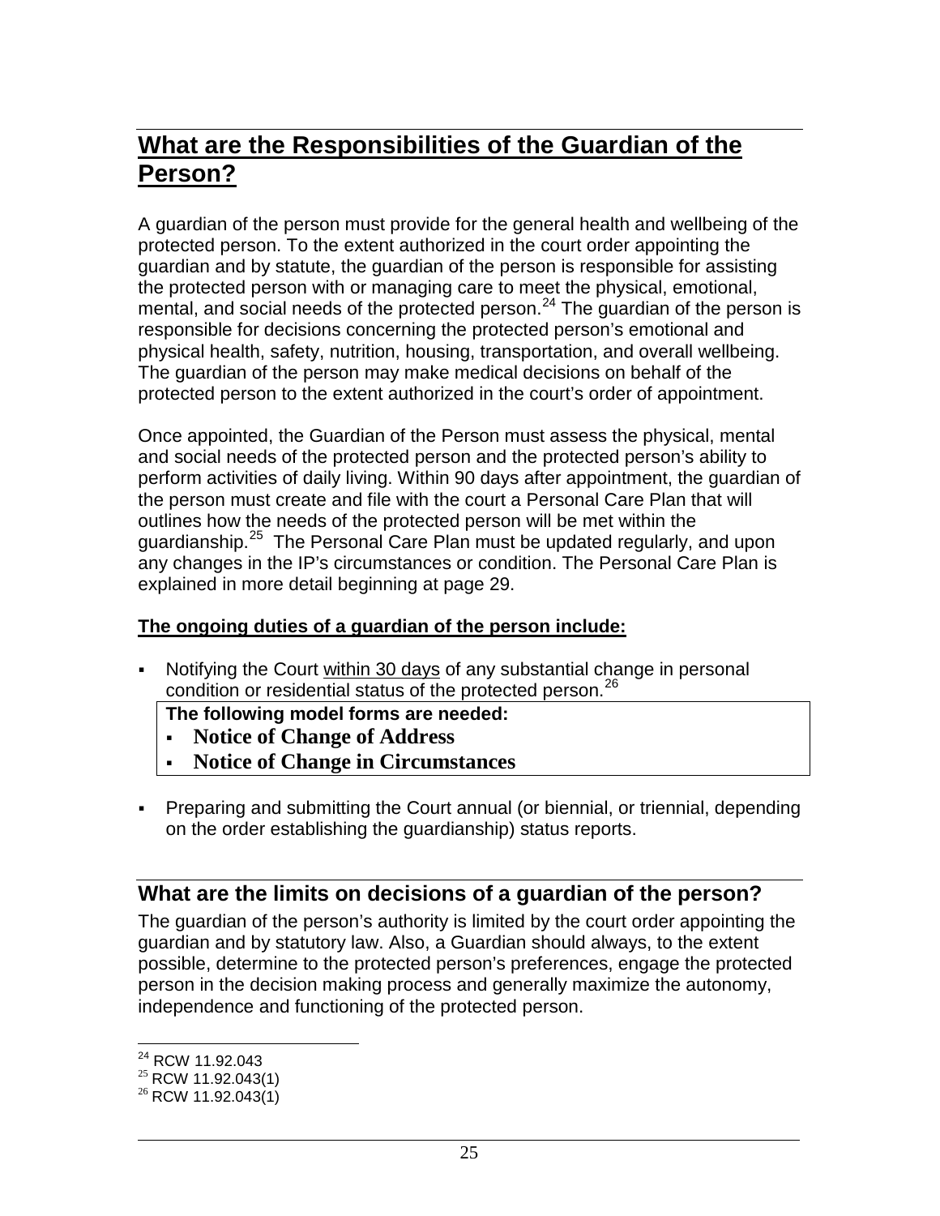## What are the Responsibilities of the Guardian of the Person?

A guardian of the person must provide for the general health and wellbeing of the protected person. To the extent authorized in the court order appointing the guardian and by statute, the guardian of the person is responsible for assisting the protected person with or managing care to meet the physical, emotional, mental, and social needs of the protected person.[24] The guardian of the person is responsible for decisions concerning the protected person's emotional and physical health, safety, nutrition, housing, transportation, and overall wellbeing. The guardian of the person may make medical decisions on behalf of the protected person to the extent authorized in the court's order of appointment.

Once appointed, the Guardian of the Person must assess the physical, mental and social needs of the protected person and the protected person's ability to perform activities of daily living. Within 90 days after appointment, the guardian of the person must create and file with the court a Personal Care Plan that will outlines how the needs of the protected person will be met within the guardianship.[25] The Personal Care Plan must be updated regularly, and upon any changes in the IP's circumstances or condition. The Personal Care Plan is explained in more detail beginning at page 29.

**The ongoing duties of a guardian of the person include:**

- Notifying the Court within 30 days of any substantial change in personal condition or residential status of the protected person.[26]

  **The following model forms are needed:**
  - **Notice of Change of Address**
  - **Notice of Change in Circumstances**

- Preparing and submitting the Court annual (or biennial, or triennial, depending on the order establishing the guardianship) status reports.

## What are the limits on decisions of a guardian of the person?

The guardian of the person's authority is limited by the court order appointing the guardian and by statutory law. Also, a Guardian should always, to the extent possible, determine to the protected person's preferences, engage the protected person in the decision making process and generally maximize the autonomy, independence and functioning of the protected person.

[24] RCW 11.92.043
[25] RCW 11.92.043(1)
[26] RCW 11.92.043(1)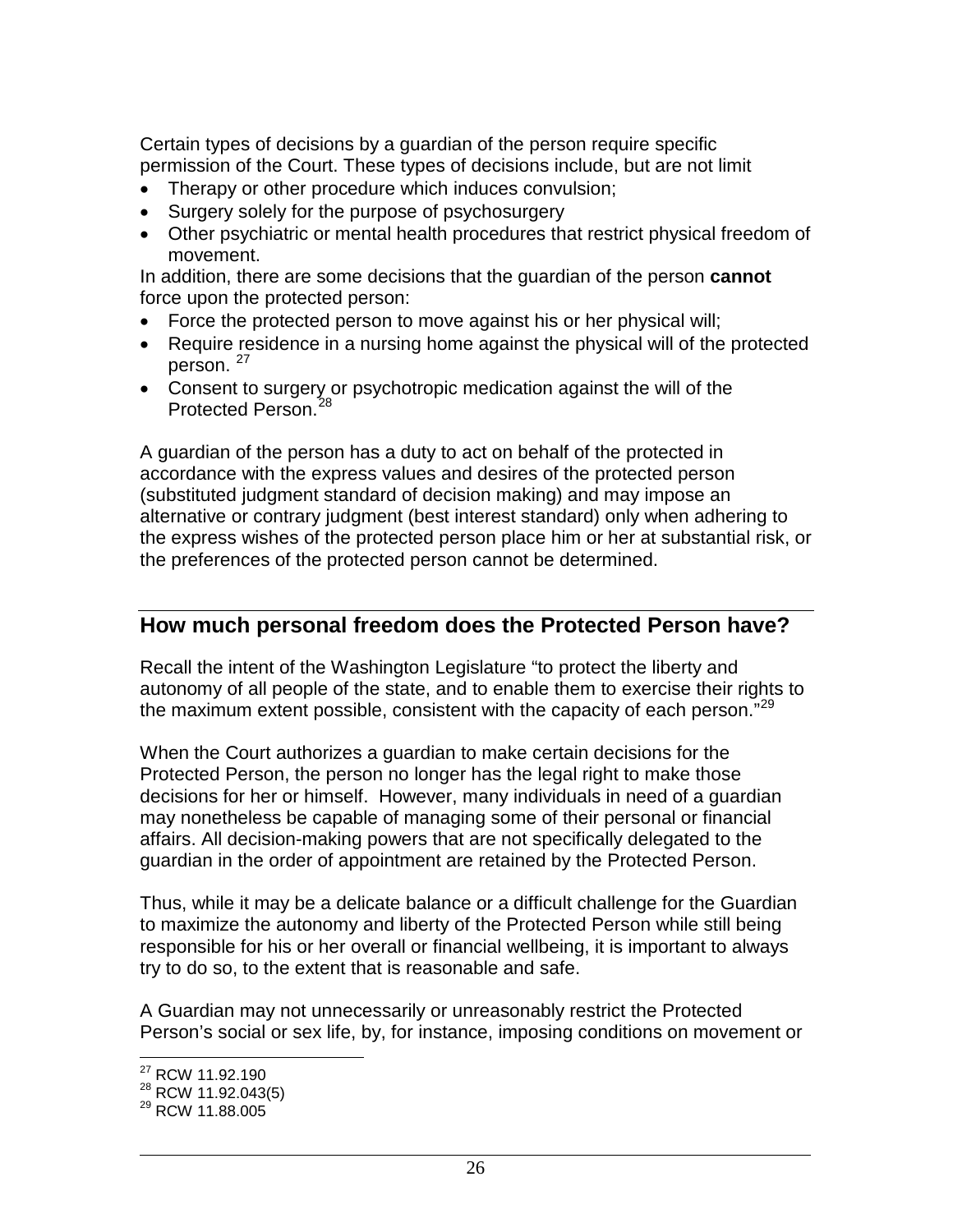Certain types of decisions by a guardian of the person require specific permission of the Court. These types of decisions include, but are not limit

- Therapy or other procedure which induces convulsion;
- Surgery solely for the purpose of psychosurgery
- Other psychiatric or mental health procedures that restrict physical freedom of movement.

In addition, there are some decisions that the guardian of the person **cannot** force upon the protected person:

- Force the protected person to move against his or her physical will;
- Require residence in a nursing home against the physical will of the protected person. [27]
- Consent to surgery or psychotropic medication against the will of the Protected Person.[28]

A guardian of the person has a duty to act on behalf of the protected in accordance with the express values and desires of the protected person (substituted judgment standard of decision making) and may impose an alternative or contrary judgment (best interest standard) only when adhering to the express wishes of the protected person place him or her at substantial risk, or the preferences of the protected person cannot be determined.

## How much personal freedom does the Protected Person have?

Recall the intent of the Washington Legislature "to protect the liberty and autonomy of all people of the state, and to enable them to exercise their rights to the maximum extent possible, consistent with the capacity of each person."[29]

When the Court authorizes a guardian to make certain decisions for the Protected Person, the person no longer has the legal right to make those decisions for her or himself. However, many individuals in need of a guardian may nonetheless be capable of managing some of their personal or financial affairs. All decision-making powers that are not specifically delegated to the guardian in the order of appointment are retained by the Protected Person.

Thus, while it may be a delicate balance or a difficult challenge for the Guardian to maximize the autonomy and liberty of the Protected Person while still being responsible for his or her overall or financial wellbeing, it is important to always try to do so, to the extent that is reasonable and safe.

A Guardian may not unnecessarily or unreasonably restrict the Protected Person's social or sex life, by, for instance, imposing conditions on movement or

[27] RCW 11.92.190

[28] RCW 11.92.043(5)

[29] RCW 11.88.005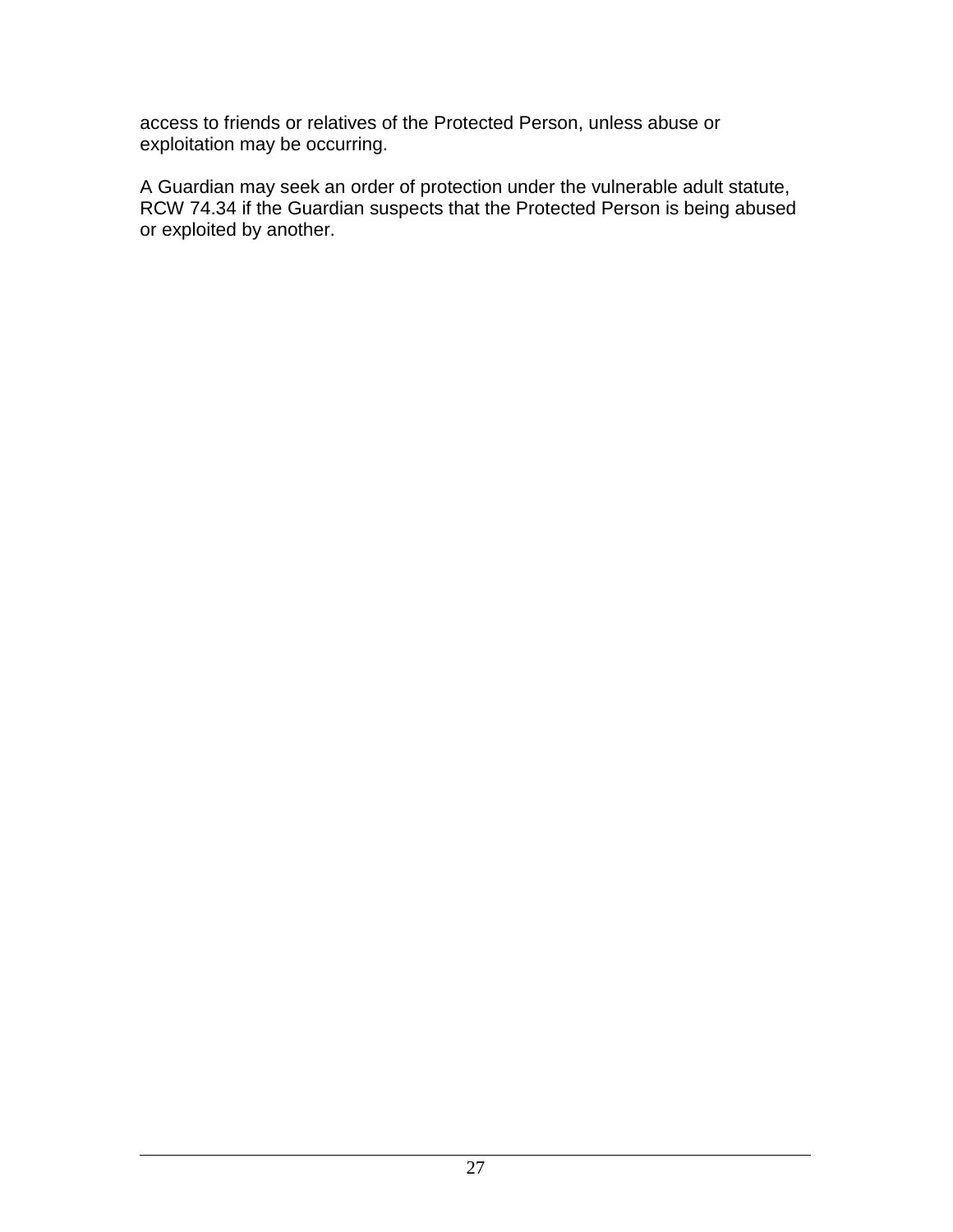access to friends or relatives of the Protected Person, unless abuse or exploitation may be occurring.

A Guardian may seek an order of protection under the vulnerable adult statute, RCW 74.34 if the Guardian suspects that the Protected Person is being abused or exploited by another.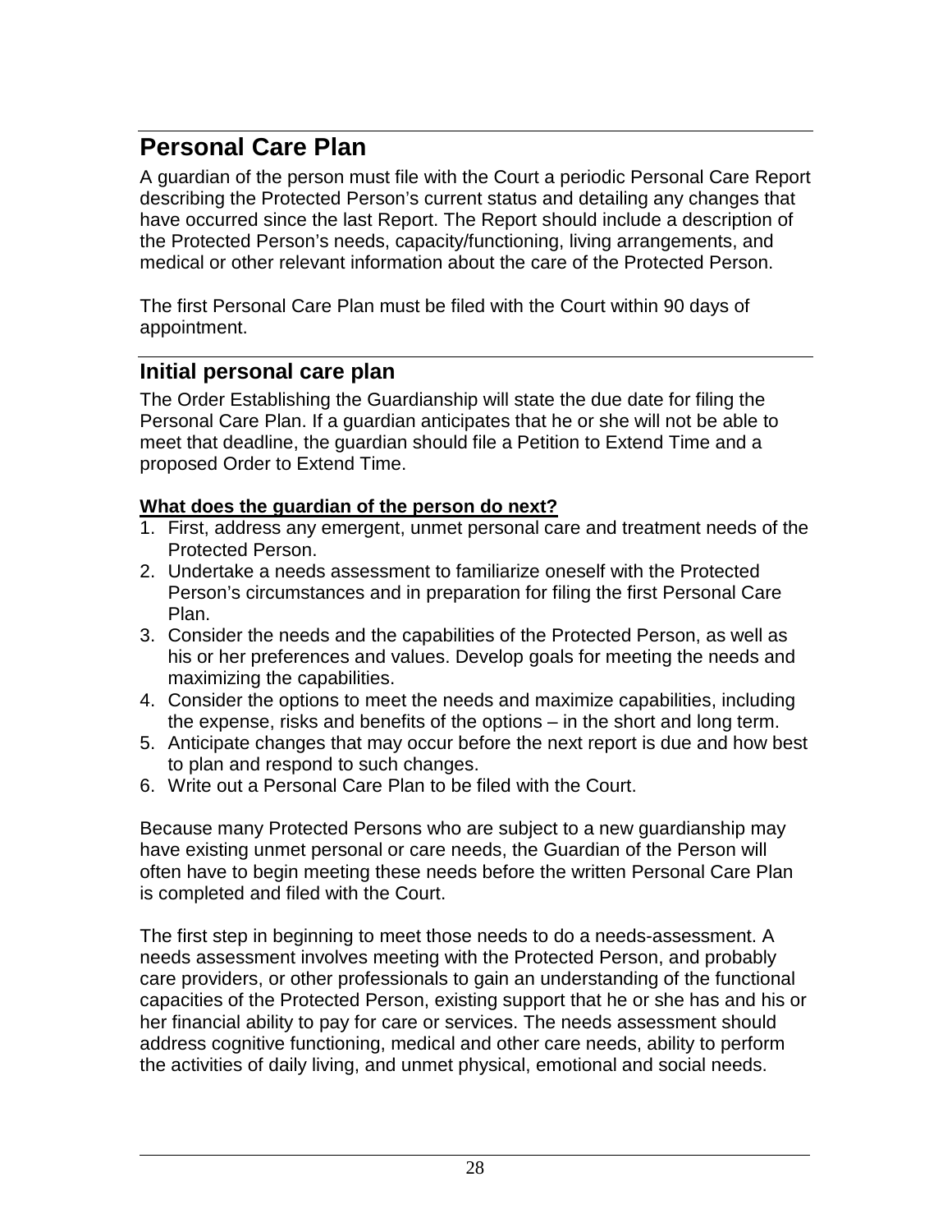## Personal Care Plan

A guardian of the person must file with the Court a periodic Personal Care Report describing the Protected Person's current status and detailing any changes that have occurred since the last Report. The Report should include a description of the Protected Person's needs, capacity/functioning, living arrangements, and medical or other relevant information about the care of the Protected Person.

The first Personal Care Plan must be filed with the Court within 90 days of appointment.

### Initial personal care plan

The Order Establishing the Guardianship will state the due date for filing the Personal Care Plan. If a guardian anticipates that he or she will not be able to meet that deadline, the guardian should file a Petition to Extend Time and a proposed Order to Extend Time.

**What does the guardian of the person do next?**

1. First, address any emergent, unmet personal care and treatment needs of the Protected Person.
2. Undertake a needs assessment to familiarize oneself with the Protected Person's circumstances and in preparation for filing the first Personal Care Plan.
3. Consider the needs and the capabilities of the Protected Person, as well as his or her preferences and values. Develop goals for meeting the needs and maximizing the capabilities.
4. Consider the options to meet the needs and maximize capabilities, including the expense, risks and benefits of the options – in the short and long term.
5. Anticipate changes that may occur before the next report is due and how best to plan and respond to such changes.
6. Write out a Personal Care Plan to be filed with the Court.

Because many Protected Persons who are subject to a new guardianship may have existing unmet personal or care needs, the Guardian of the Person will often have to begin meeting these needs before the written Personal Care Plan is completed and filed with the Court.

The first step in beginning to meet those needs to do a needs-assessment. A needs assessment involves meeting with the Protected Person, and probably care providers, or other professionals to gain an understanding of the functional capacities of the Protected Person, existing support that he or she has and his or her financial ability to pay for care or services. The needs assessment should address cognitive functioning, medical and other care needs, ability to perform the activities of daily living, and unmet physical, emotional and social needs.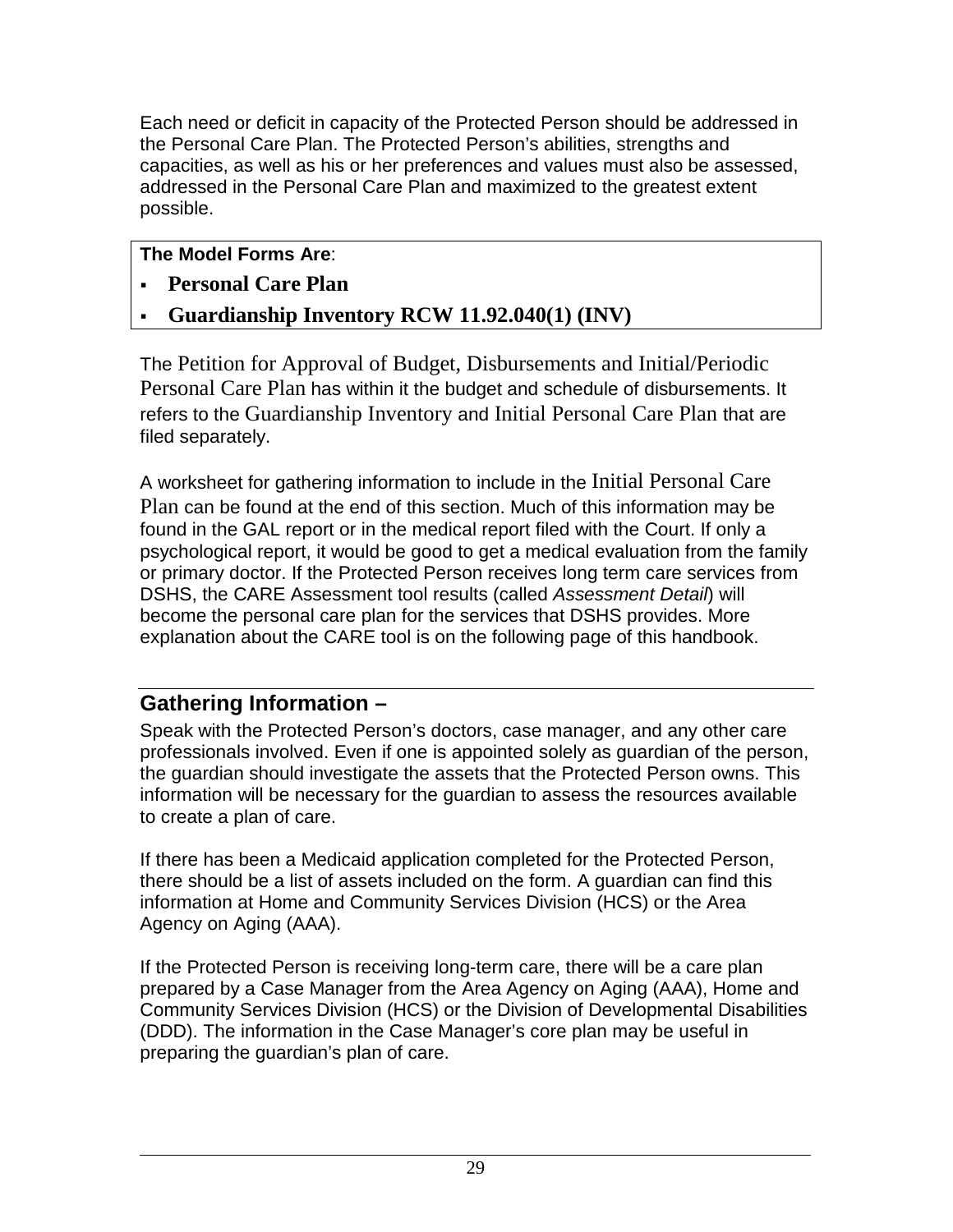Each need or deficit in capacity of the Protected Person should be addressed in the Personal Care Plan. The Protected Person's abilities, strengths and capacities, as well as his or her preferences and values must also be assessed, addressed in the Personal Care Plan and maximized to the greatest extent possible.

**The Model Forms Are**:

- **Personal Care Plan**
- **Guardianship Inventory RCW 11.92.040(1) (INV)**

The Petition for Approval of Budget, Disbursements and Initial/Periodic Personal Care Plan has within it the budget and schedule of disbursements. It refers to the Guardianship Inventory and Initial Personal Care Plan that are filed separately.

A worksheet for gathering information to include in the Initial Personal Care Plan can be found at the end of this section. Much of this information may be found in the GAL report or in the medical report filed with the Court. If only a psychological report, it would be good to get a medical evaluation from the family or primary doctor. If the Protected Person receives long term care services from DSHS, the CARE Assessment tool results (called *Assessment Detail*) will become the personal care plan for the services that DSHS provides. More explanation about the CARE tool is on the following page of this handbook.

## Gathering Information –

Speak with the Protected Person's doctors, case manager, and any other care professionals involved. Even if one is appointed solely as guardian of the person, the guardian should investigate the assets that the Protected Person owns. This information will be necessary for the guardian to assess the resources available to create a plan of care.

If there has been a Medicaid application completed for the Protected Person, there should be a list of assets included on the form. A guardian can find this information at Home and Community Services Division (HCS) or the Area Agency on Aging (AAA).

If the Protected Person is receiving long-term care, there will be a care plan prepared by a Case Manager from the Area Agency on Aging (AAA), Home and Community Services Division (HCS) or the Division of Developmental Disabilities (DDD). The information in the Case Manager's core plan may be useful in preparing the guardian's plan of care.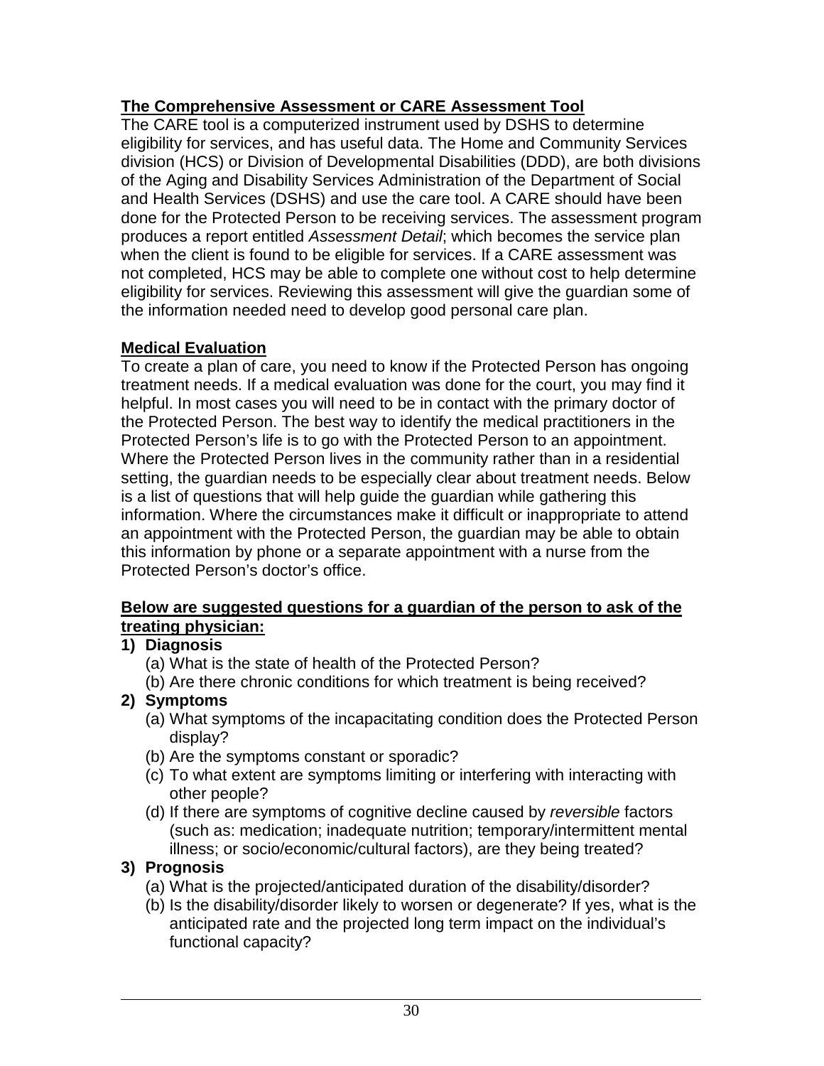**The Comprehensive Assessment or CARE Assessment Tool**

The CARE tool is a computerized instrument used by DSHS to determine eligibility for services, and has useful data. The Home and Community Services division (HCS) or Division of Developmental Disabilities (DDD), are both divisions of the Aging and Disability Services Administration of the Department of Social and Health Services (DSHS) and use the care tool. A CARE should have been done for the Protected Person to be receiving services. The assessment program produces a report entitled *Assessment Detail*; which becomes the service plan when the client is found to be eligible for services. If a CARE assessment was not completed, HCS may be able to complete one without cost to help determine eligibility for services. Reviewing this assessment will give the guardian some of the information needed need to develop good personal care plan.

**Medical Evaluation**

To create a plan of care, you need to know if the Protected Person has ongoing treatment needs. If a medical evaluation was done for the court, you may find it helpful. In most cases you will need to be in contact with the primary doctor of the Protected Person. The best way to identify the medical practitioners in the Protected Person's life is to go with the Protected Person to an appointment. Where the Protected Person lives in the community rather than in a residential setting, the guardian needs to be especially clear about treatment needs. Below is a list of questions that will help guide the guardian while gathering this information. Where the circumstances make it difficult or inappropriate to attend an appointment with the Protected Person, the guardian may be able to obtain this information by phone or a separate appointment with a nurse from the Protected Person's doctor's office.

**Below are suggested questions for a guardian of the person to ask of the treating physician:**

1) **Diagnosis**
   (a) What is the state of health of the Protected Person?
   (b) Are there chronic conditions for which treatment is being received?
2) **Symptoms**
   (a) What symptoms of the incapacitating condition does the Protected Person display?
   (b) Are the symptoms constant or sporadic?
   (c) To what extent are symptoms limiting or interfering with interacting with other people?
   (d) If there are symptoms of cognitive decline caused by *reversible* factors (such as: medication; inadequate nutrition; temporary/intermittent mental illness; or socio/economic/cultural factors), are they being treated?
3) **Prognosis**
   (a) What is the projected/anticipated duration of the disability/disorder?
   (b) Is the disability/disorder likely to worsen or degenerate? If yes, what is the anticipated rate and the projected long term impact on the individual's functional capacity?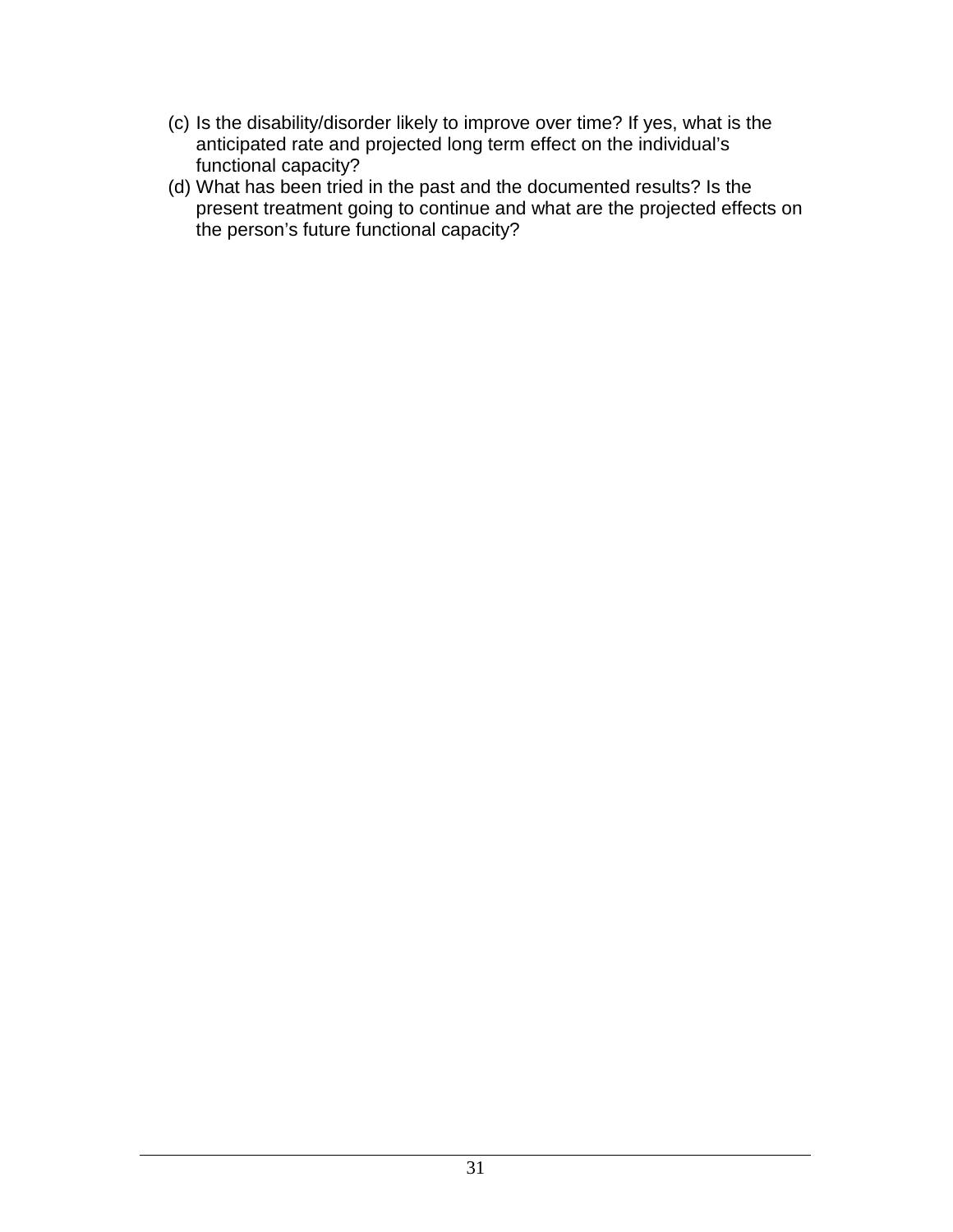(c) Is the disability/disorder likely to improve over time? If yes, what is the anticipated rate and projected long term effect on the individual's functional capacity?

(d) What has been tried in the past and the documented results? Is the present treatment going to continue and what are the projected effects on the person's future functional capacity?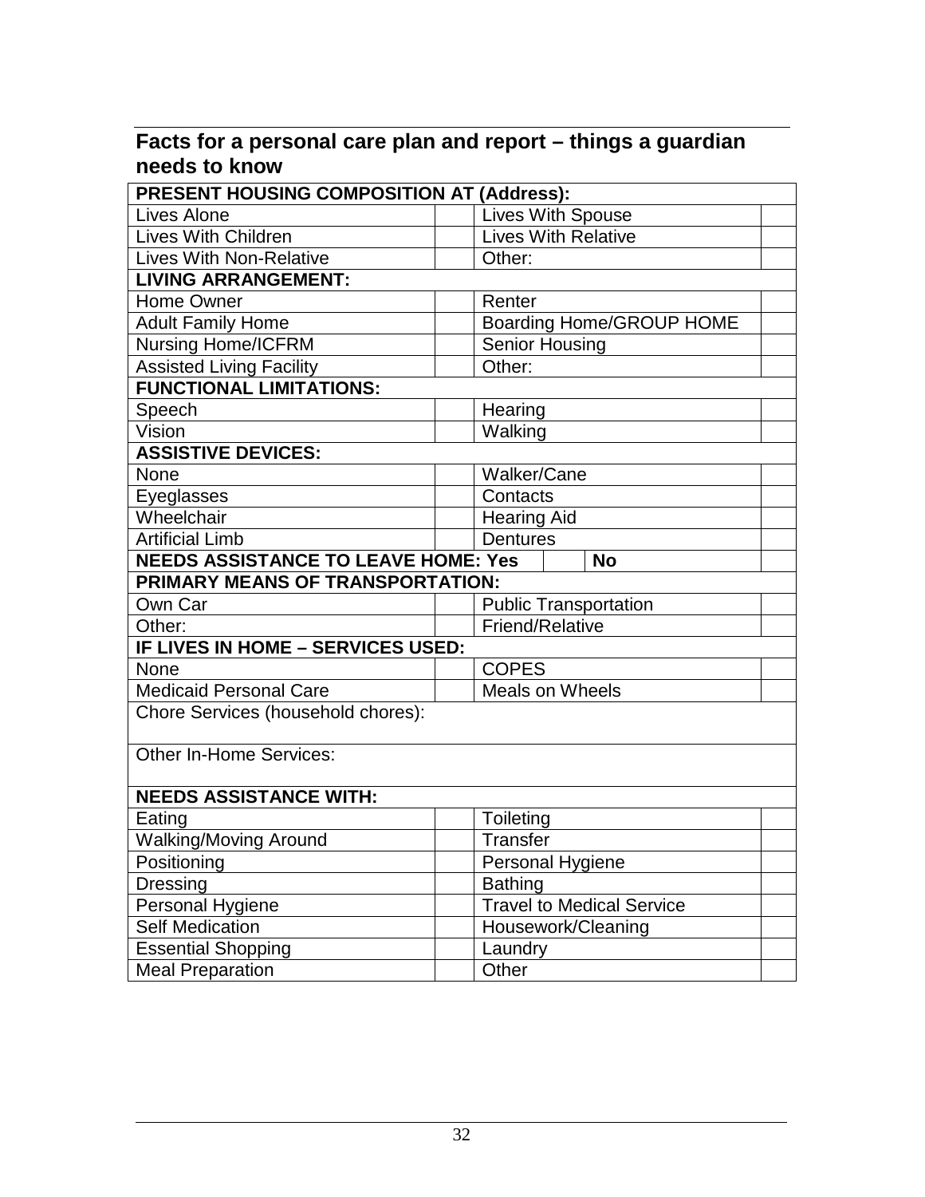## Facts for a personal care plan and report – things a guardian needs to know

| | | | |
|---|---|---|---|
| **PRESENT HOUSING COMPOSITION AT (Address):** | | | |
| Lives Alone | | Lives With Spouse | |
| Lives With Children | | Lives With Relative | |
| Lives With Non-Relative | | Other: | |
| **LIVING ARRANGEMENT:** | | | |
| Home Owner | | Renter | |
| Adult Family Home | | Boarding Home/GROUP HOME | |
| Nursing Home/ICFRM | | Senior Housing | |
| Assisted Living Facility | | Other: | |
| **FUNCTIONAL LIMITATIONS:** | | | |
| Speech | | Hearing | |
| Vision | | Walking | |
| **ASSISTIVE DEVICES:** | | | |
| None | | Walker/Cane | |
| Eyeglasses | | Contacts | |
| Wheelchair | | Hearing Aid | |
| Artificial Limb | | Dentures | |
| **NEEDS ASSISTANCE TO LEAVE HOME: Yes** | | **No** | |
| **PRIMARY MEANS OF TRANSPORTATION:** | | | |
| Own Car | | Public Transportation | |
| Other: | | Friend/Relative | |
| **IF LIVES IN HOME – SERVICES USED:** | | | |
| None | | COPES | |
| Medicaid Personal Care | | Meals on Wheels | |
| Chore Services (household chores): | | | |
| Other In-Home Services: | | | |
| **NEEDS ASSISTANCE WITH:** | | | |
| Eating | | Toileting | |
| Walking/Moving Around | | Transfer | |
| Positioning | | Personal Hygiene | |
| Dressing | | Bathing | |
| Personal Hygiene | | Travel to Medical Service | |
| Self Medication | | Housework/Cleaning | |
| Essential Shopping | | Laundry | |
| Meal Preparation | | Other | |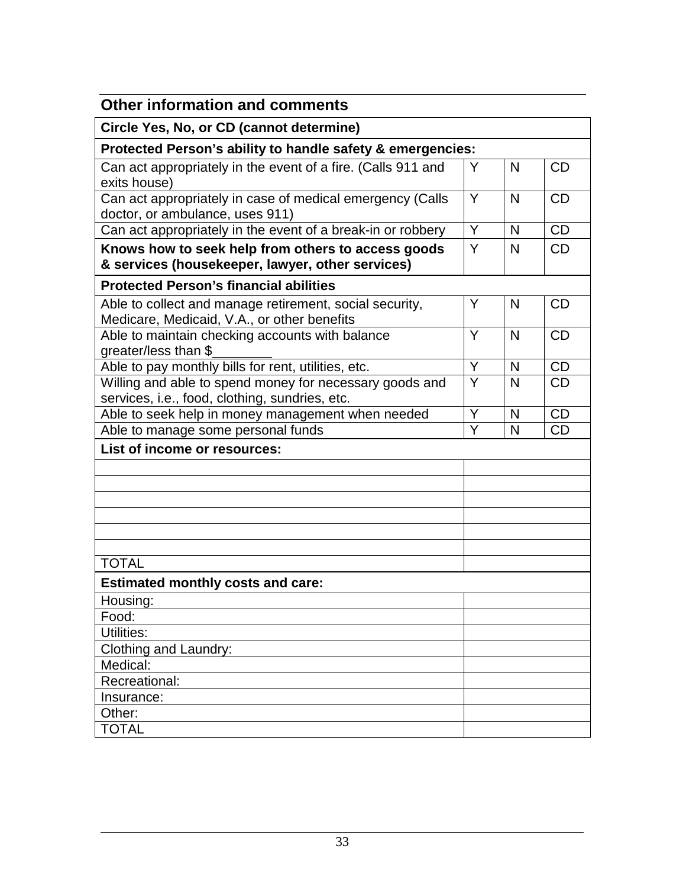## Other information and comments

| Circle Yes, No, or CD (cannot determine) | | | |
|---|---|---|---|
| **Protected Person's ability to handle safety & emergencies:** | | | |
| Can act appropriately in the event of a fire. (Calls 911 and exits house) | Y | N | CD |
| Can act appropriately in case of medical emergency (Calls doctor, or ambulance, uses 911) | Y | N | CD |
| Can act appropriately in the event of a break-in or robbery | Y | N | CD |
| **Knows how to seek help from others to access goods & services (housekeeper, lawyer, other services)** | Y | N | CD |
| **Protected Person's financial abilities** | | | |
| Able to collect and manage retirement, social security, Medicare, Medicaid, V.A., or other benefits | Y | N | CD |
| Able to maintain checking accounts with balance greater/less than $________ | Y | N | CD |
| Able to pay monthly bills for rent, utilities, etc. | Y | N | CD |
| Willing and able to spend money for necessary goods and services, i.e., food, clothing, sundries, etc. | Y | N | CD |
| Able to seek help in money management when needed | Y | N | CD |
| Able to manage some personal funds | Y | N | CD |

| **List of income or resources:** | |
|---|---|
| | |
| | |
| | |
| | |
| | |
| | |
| TOTAL | |

| **Estimated monthly costs and care:** | |
|---|---|
| Housing: | |
| Food: | |
| Utilities: | |
| Clothing and Laundry: | |
| Medical: | |
| Recreational: | |
| Insurance: | |
| Other: | |
| TOTAL | |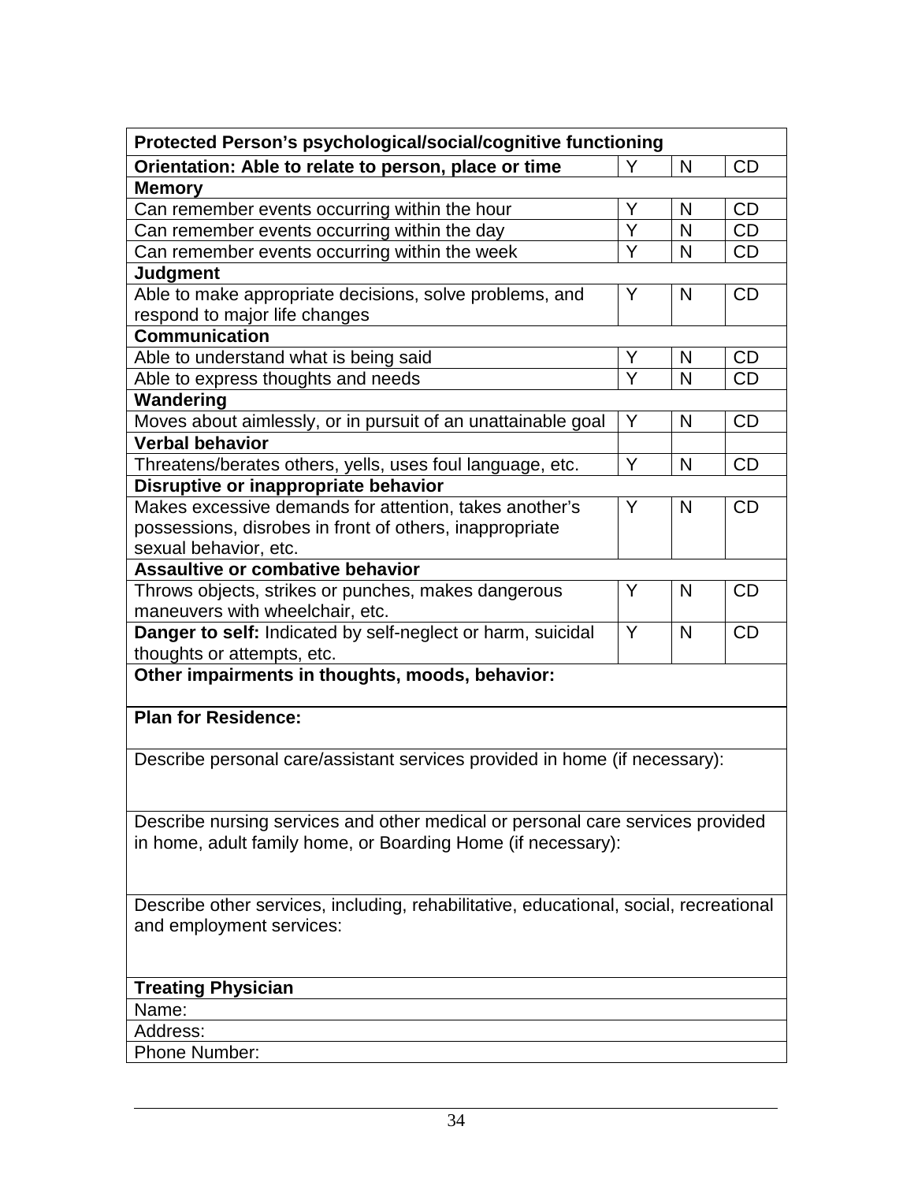| Protected Person's psychological/social/cognitive functioning | | | |
|---|---|---|---|
| **Orientation: Able to relate to person, place or time** | Y | N | CD |
| **Memory** | | | |
| Can remember events occurring within the hour | Y | N | CD |
| Can remember events occurring within the day | Y | N | CD |
| Can remember events occurring within the week | Y | N | CD |
| **Judgment** | | | |
| Able to make appropriate decisions, solve problems, and respond to major life changes | Y | N | CD |
| **Communication** | | | |
| Able to understand what is being said | Y | N | CD |
| Able to express thoughts and needs | Y | N | CD |
| **Wandering** | | | |
| Moves about aimlessly, or in pursuit of an unattainable goal | Y | N | CD |
| **Verbal behavior** | | | |
| Threatens/berates others, yells, uses foul language, etc. | Y | N | CD |
| **Disruptive or inappropriate behavior** | | | |
| Makes excessive demands for attention, takes another's possessions, disrobes in front of others, inappropriate sexual behavior, etc. | Y | N | CD |
| **Assaultive or combative behavior** | | | |
| Throws objects, strikes or punches, makes dangerous maneuvers with wheelchair, etc. | Y | N | CD |
| **Danger to self:** Indicated by self-neglect or harm, suicidal thoughts or attempts, etc. | Y | N | CD |
| **Other impairments in thoughts, moods, behavior:** | | | |

| **Plan for Residence:** |
|---|
| Describe personal care/assistant services provided in home (if necessary): |
| Describe nursing services and other medical or personal care services provided in home, adult family home, or Boarding Home (if necessary): |
| Describe other services, including, rehabilitative, educational, social, recreational and employment services: |

| **Treating Physician** |
|---|
| Name: |
| Address: |
| Phone Number: |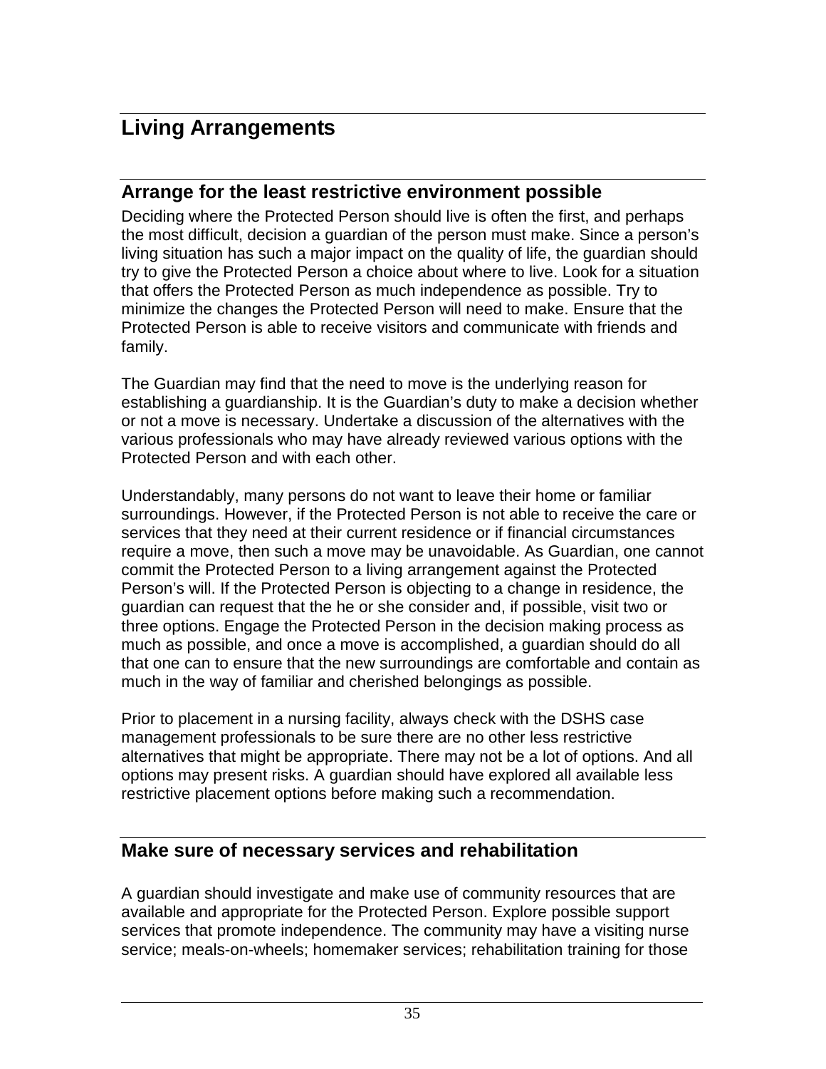# Living Arrangements

## Arrange for the least restrictive environment possible

Deciding where the Protected Person should live is often the first, and perhaps the most difficult, decision a guardian of the person must make. Since a person's living situation has such a major impact on the quality of life, the guardian should try to give the Protected Person a choice about where to live. Look for a situation that offers the Protected Person as much independence as possible. Try to minimize the changes the Protected Person will need to make. Ensure that the Protected Person is able to receive visitors and communicate with friends and family.

The Guardian may find that the need to move is the underlying reason for establishing a guardianship. It is the Guardian's duty to make a decision whether or not a move is necessary. Undertake a discussion of the alternatives with the various professionals who may have already reviewed various options with the Protected Person and with each other.

Understandably, many persons do not want to leave their home or familiar surroundings. However, if the Protected Person is not able to receive the care or services that they need at their current residence or if financial circumstances require a move, then such a move may be unavoidable. As Guardian, one cannot commit the Protected Person to a living arrangement against the Protected Person's will. If the Protected Person is objecting to a change in residence, the guardian can request that the he or she consider and, if possible, visit two or three options. Engage the Protected Person in the decision making process as much as possible, and once a move is accomplished, a guardian should do all that one can to ensure that the new surroundings are comfortable and contain as much in the way of familiar and cherished belongings as possible.

Prior to placement in a nursing facility, always check with the DSHS case management professionals to be sure there are no other less restrictive alternatives that might be appropriate. There may not be a lot of options. And all options may present risks. A guardian should have explored all available less restrictive placement options before making such a recommendation.

## Make sure of necessary services and rehabilitation

A guardian should investigate and make use of community resources that are available and appropriate for the Protected Person. Explore possible support services that promote independence. The community may have a visiting nurse service; meals-on-wheels; homemaker services; rehabilitation training for those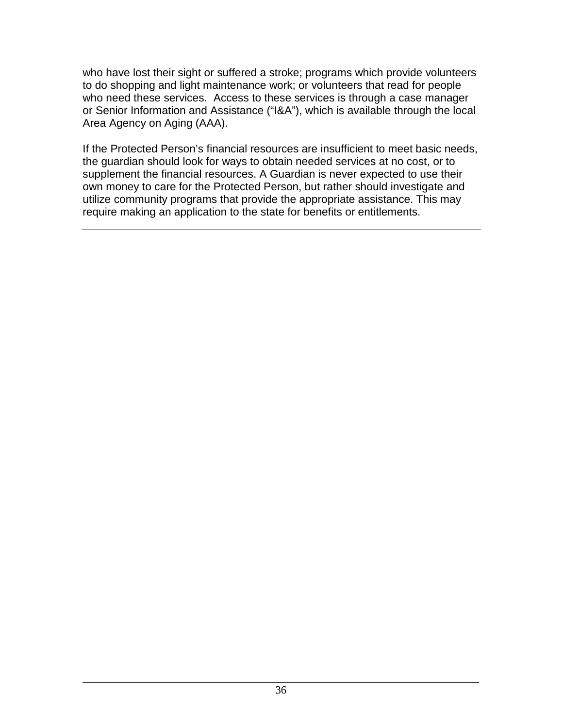who have lost their sight or suffered a stroke; programs which provide volunteers to do shopping and light maintenance work; or volunteers that read for people who need these services. Access to these services is through a case manager or Senior Information and Assistance ("I&A"), which is available through the local Area Agency on Aging (AAA).

If the Protected Person's financial resources are insufficient to meet basic needs, the guardian should look for ways to obtain needed services at no cost, or to supplement the financial resources. A Guardian is never expected to use their own money to care for the Protected Person, but rather should investigate and utilize community programs that provide the appropriate assistance. This may require making an application to the state for benefits or entitlements.

---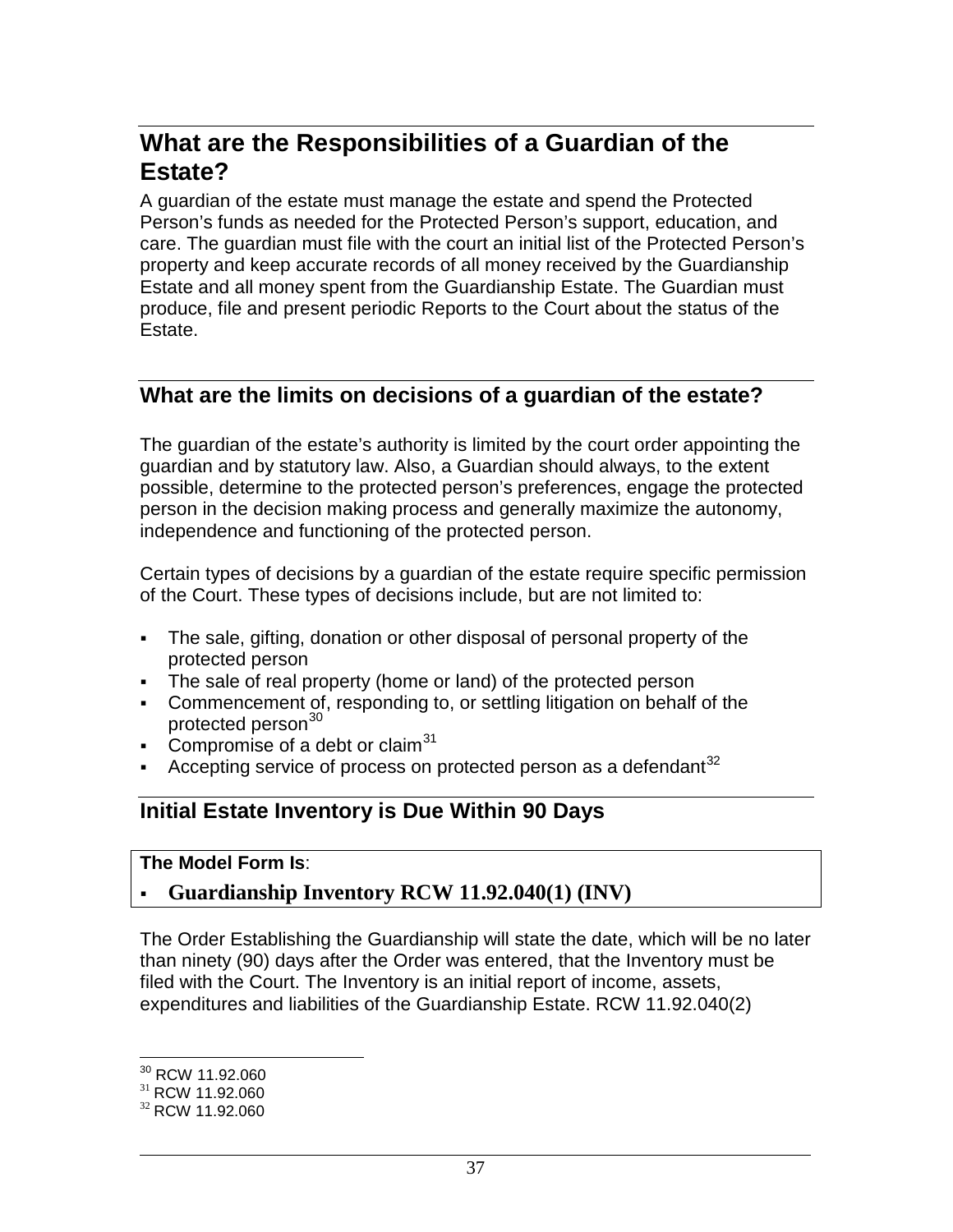## What are the Responsibilities of a Guardian of the Estate?

A guardian of the estate must manage the estate and spend the Protected Person's funds as needed for the Protected Person's support, education, and care. The guardian must file with the court an initial list of the Protected Person's property and keep accurate records of all money received by the Guardianship Estate and all money spent from the Guardianship Estate. The Guardian must produce, file and present periodic Reports to the Court about the status of the Estate.

## What are the limits on decisions of a guardian of the estate?

The guardian of the estate's authority is limited by the court order appointing the guardian and by statutory law. Also, a Guardian should always, to the extent possible, determine to the protected person's preferences, engage the protected person in the decision making process and generally maximize the autonomy, independence and functioning of the protected person.

Certain types of decisions by a guardian of the estate require specific permission of the Court. These types of decisions include, but are not limited to:

- The sale, gifting, donation or other disposal of personal property of the protected person
- The sale of real property (home or land) of the protected person
- Commencement of, responding to, or settling litigation on behalf of the protected person[30]
- Compromise of a debt or claim[31]
- Accepting service of process on protected person as a defendant[32]

## Initial Estate Inventory is Due Within 90 Days

**The Model Form Is**:

- **Guardianship Inventory RCW 11.92.040(1) (INV)**

The Order Establishing the Guardianship will state the date, which will be no later than ninety (90) days after the Order was entered, that the Inventory must be filed with the Court. The Inventory is an initial report of income, assets, expenditures and liabilities of the Guardianship Estate. RCW 11.92.040(2)

[30] RCW 11.92.060
[31] RCW 11.92.060
[32] RCW 11.92.060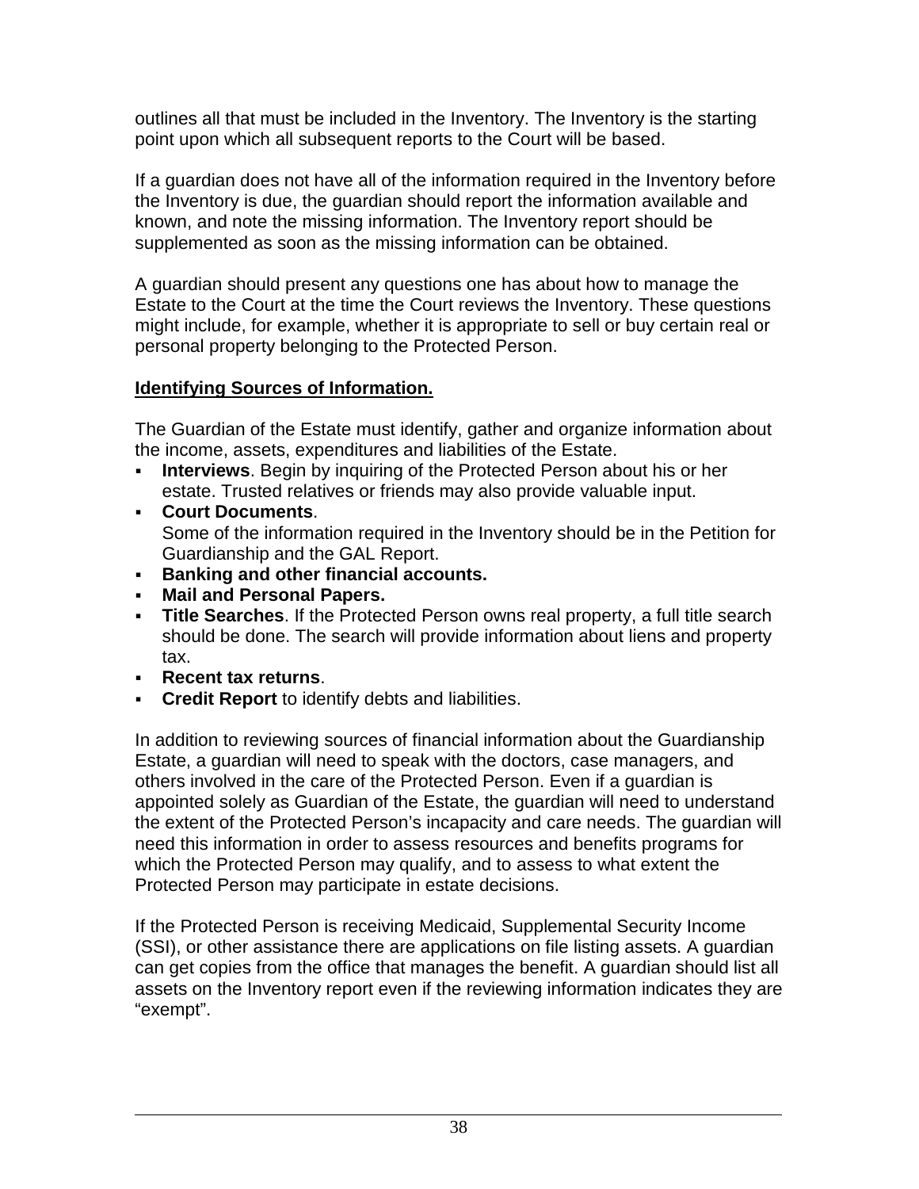outlines all that must be included in the Inventory. The Inventory is the starting point upon which all subsequent reports to the Court will be based.

If a guardian does not have all of the information required in the Inventory before the Inventory is due, the guardian should report the information available and known, and note the missing information. The Inventory report should be supplemented as soon as the missing information can be obtained.

A guardian should present any questions one has about how to manage the Estate to the Court at the time the Court reviews the Inventory. These questions might include, for example, whether it is appropriate to sell or buy certain real or personal property belonging to the Protected Person.

**Identifying Sources of Information.**

The Guardian of the Estate must identify, gather and organize information about the income, assets, expenditures and liabilities of the Estate.

- **Interviews**. Begin by inquiring of the Protected Person about his or her estate. Trusted relatives or friends may also provide valuable input.
- **Court Documents**.
  Some of the information required in the Inventory should be in the Petition for Guardianship and the GAL Report.
- **Banking and other financial accounts.**
- **Mail and Personal Papers.**
- **Title Searches**. If the Protected Person owns real property, a full title search should be done. The search will provide information about liens and property tax.
- **Recent tax returns**.
- **Credit Report** to identify debts and liabilities.

In addition to reviewing sources of financial information about the Guardianship Estate, a guardian will need to speak with the doctors, case managers, and others involved in the care of the Protected Person. Even if a guardian is appointed solely as Guardian of the Estate, the guardian will need to understand the extent of the Protected Person's incapacity and care needs. The guardian will need this information in order to assess resources and benefits programs for which the Protected Person may qualify, and to assess to what extent the Protected Person may participate in estate decisions.

If the Protected Person is receiving Medicaid, Supplemental Security Income (SSI), or other assistance there are applications on file listing assets. A guardian can get copies from the office that manages the benefit. A guardian should list all assets on the Inventory report even if the reviewing information indicates they are "exempt".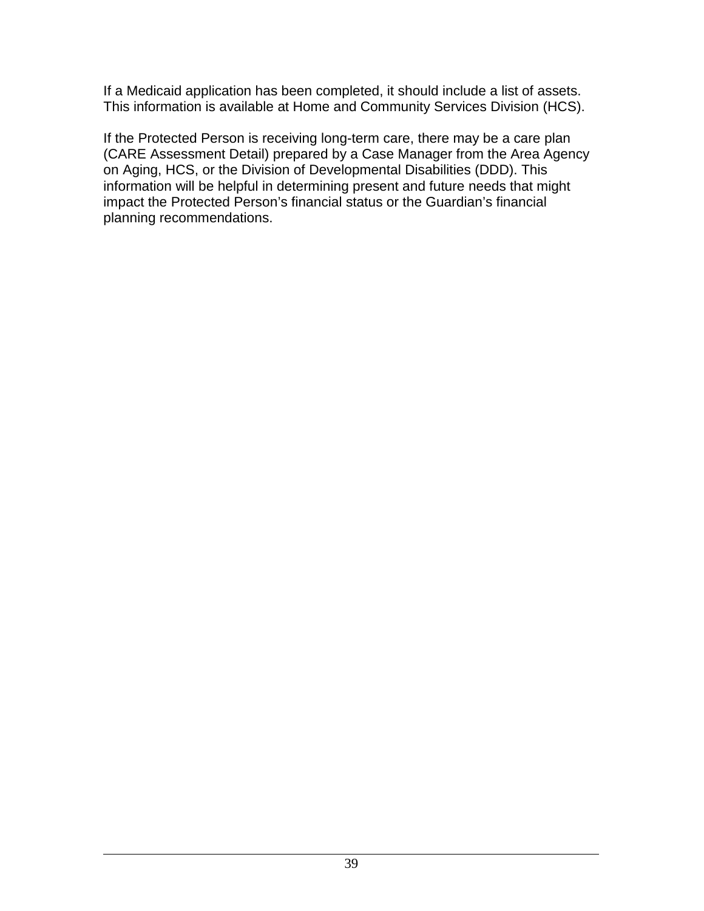If a Medicaid application has been completed, it should include a list of assets. This information is available at Home and Community Services Division (HCS).

If the Protected Person is receiving long-term care, there may be a care plan (CARE Assessment Detail) prepared by a Case Manager from the Area Agency on Aging, HCS, or the Division of Developmental Disabilities (DDD). This information will be helpful in determining present and future needs that might impact the Protected Person's financial status or the Guardian's financial planning recommendations.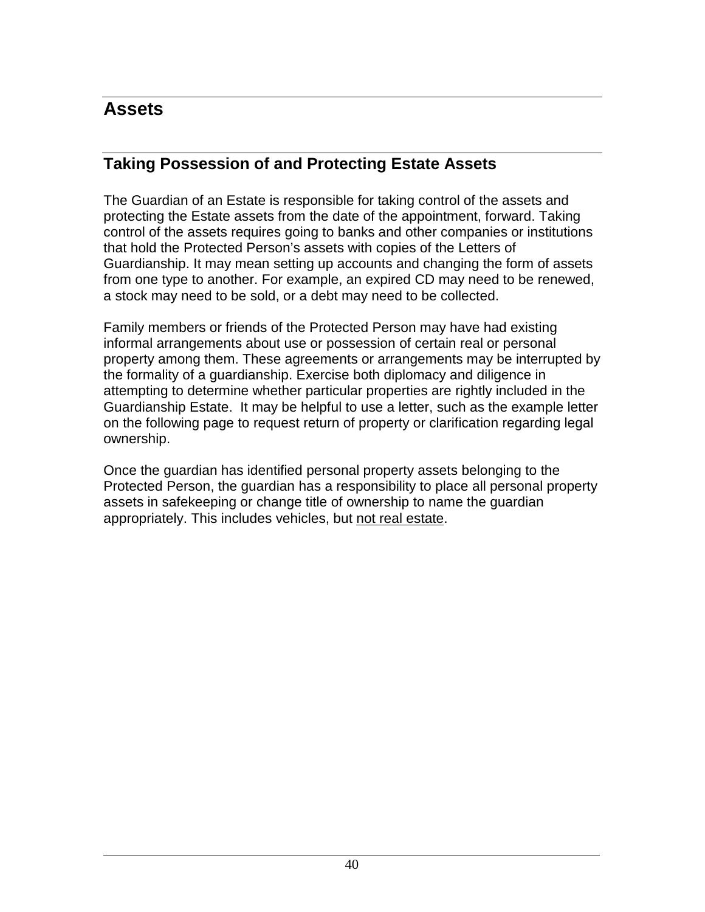# Assets

## Taking Possession of and Protecting Estate Assets

The Guardian of an Estate is responsible for taking control of the assets and protecting the Estate assets from the date of the appointment, forward. Taking control of the assets requires going to banks and other companies or institutions that hold the Protected Person's assets with copies of the Letters of Guardianship. It may mean setting up accounts and changing the form of assets from one type to another. For example, an expired CD may need to be renewed, a stock may need to be sold, or a debt may need to be collected.

Family members or friends of the Protected Person may have had existing informal arrangements about use or possession of certain real or personal property among them. These agreements or arrangements may be interrupted by the formality of a guardianship. Exercise both diplomacy and diligence in attempting to determine whether particular properties are rightly included in the Guardianship Estate. It may be helpful to use a letter, such as the example letter on the following page to request return of property or clarification regarding legal ownership.

Once the guardian has identified personal property assets belonging to the Protected Person, the guardian has a responsibility to place all personal property assets in safekeeping or change title of ownership to name the guardian appropriately. This includes vehicles, but <u>not real estate</u>.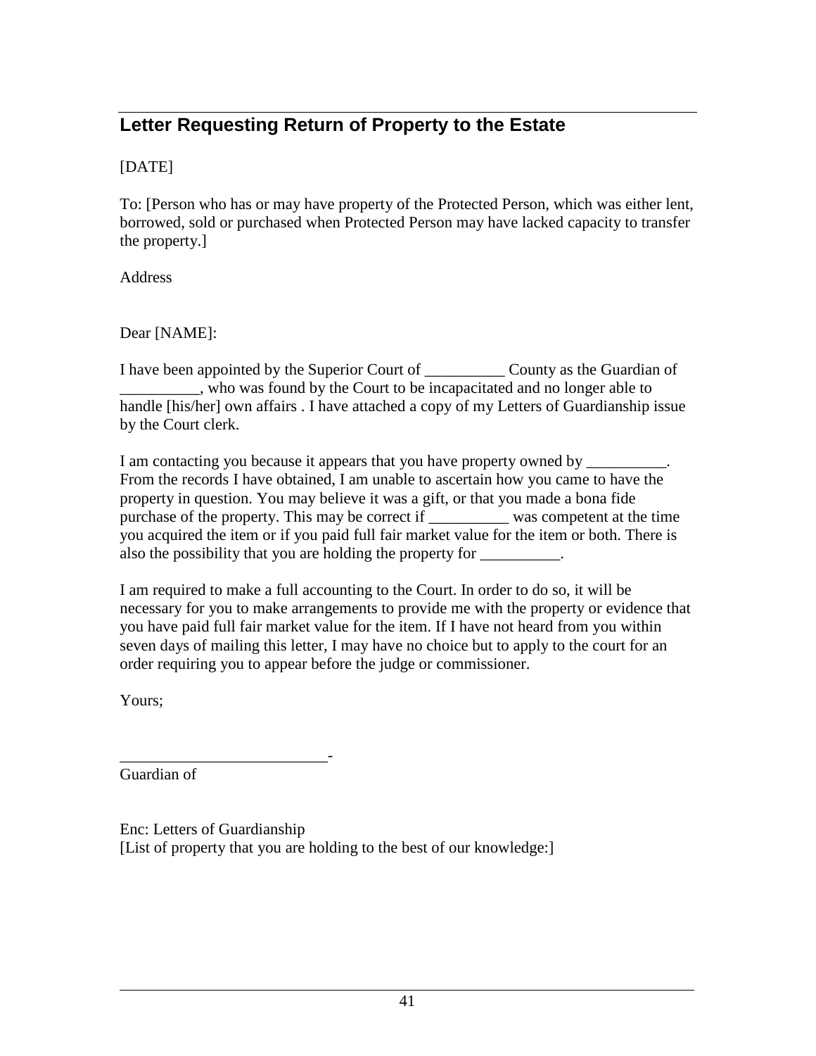## Letter Requesting Return of Property to the Estate

[DATE]

To: [Person who has or may have property of the Protected Person, which was either lent, borrowed, sold or purchased when Protected Person may have lacked capacity to transfer the property.]

Address

Dear [NAME]:

I have been appointed by the Superior Court of __________ County as the Guardian of __________, who was found by the Court to be incapacitated and no longer able to handle [his/her] own affairs . I have attached a copy of my Letters of Guardianship issue by the Court clerk.

I am contacting you because it appears that you have property owned by __________. From the records I have obtained, I am unable to ascertain how you came to have the property in question. You may believe it was a gift, or that you made a bona fide purchase of the property. This may be correct if __________ was competent at the time you acquired the item or if you paid full fair market value for the item or both. There is also the possibility that you are holding the property for __________.

I am required to make a full accounting to the Court. In order to do so, it will be necessary for you to make arrangements to provide me with the property or evidence that you have paid full fair market value for the item. If I have not heard from you within seven days of mailing this letter, I may have no choice but to apply to the court for an order requiring you to appear before the judge or commissioner.

Yours;

_________________________-
Guardian of

Enc: Letters of Guardianship
[List of property that you are holding to the best of our knowledge:]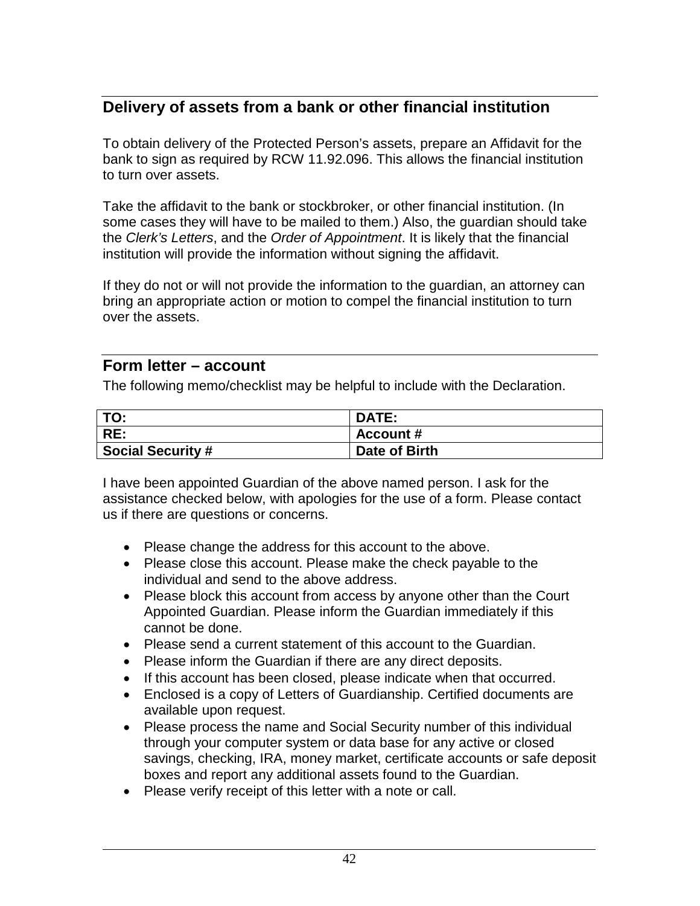## Delivery of assets from a bank or other financial institution

To obtain delivery of the Protected Person's assets, prepare an Affidavit for the bank to sign as required by RCW 11.92.096. This allows the financial institution to turn over assets.

Take the affidavit to the bank or stockbroker, or other financial institution. (In some cases they will have to be mailed to them.) Also, the guardian should take the *Clerk's Letters*, and the *Order of Appointment*. It is likely that the financial institution will provide the information without signing the affidavit.

If they do not or will not provide the information to the guardian, an attorney can bring an appropriate action or motion to compel the financial institution to turn over the assets.

## Form letter – account

The following memo/checklist may be helpful to include with the Declaration.

| **TO:** | **DATE:** |
|---|---|
| **RE:** | **Account #** |
| **Social Security #** | **Date of Birth** |

I have been appointed Guardian of the above named person. I ask for the assistance checked below, with apologies for the use of a form. Please contact us if there are questions or concerns.

- Please change the address for this account to the above.
- Please close this account. Please make the check payable to the individual and send to the above address.
- Please block this account from access by anyone other than the Court Appointed Guardian. Please inform the Guardian immediately if this cannot be done.
- Please send a current statement of this account to the Guardian.
- Please inform the Guardian if there are any direct deposits.
- If this account has been closed, please indicate when that occurred.
- Enclosed is a copy of Letters of Guardianship. Certified documents are available upon request.
- Please process the name and Social Security number of this individual through your computer system or data base for any active or closed savings, checking, IRA, money market, certificate accounts or safe deposit boxes and report any additional assets found to the Guardian.
- Please verify receipt of this letter with a note or call.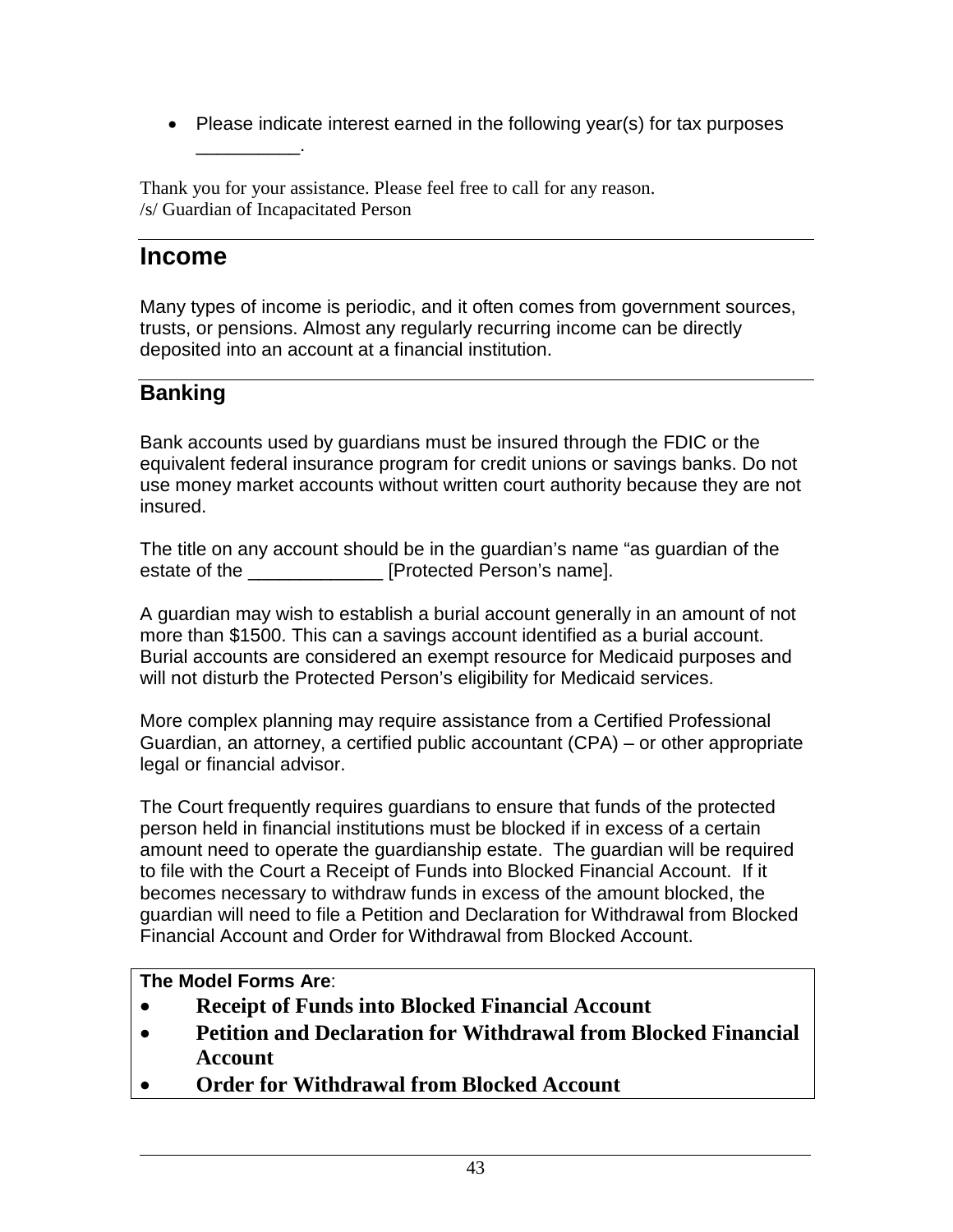- Please indicate interest earned in the following year(s) for tax purposes __________.

Thank you for your assistance. Please feel free to call for any reason.
/s/ Guardian of Incapacitated Person

## Income

Many types of income is periodic, and it often comes from government sources, trusts, or pensions. Almost any regularly recurring income can be directly deposited into an account at a financial institution.

### Banking

Bank accounts used by guardians must be insured through the FDIC or the equivalent federal insurance program for credit unions or savings banks. Do not use money market accounts without written court authority because they are not insured.

The title on any account should be in the guardian's name "as guardian of the estate of the _____________ [Protected Person's name].

A guardian may wish to establish a burial account generally in an amount of not more than $1500. This can a savings account identified as a burial account. Burial accounts are considered an exempt resource for Medicaid purposes and will not disturb the Protected Person's eligibility for Medicaid services.

More complex planning may require assistance from a Certified Professional Guardian, an attorney, a certified public accountant (CPA) – or other appropriate legal or financial advisor.

The Court frequently requires guardians to ensure that funds of the protected person held in financial institutions must be blocked if in excess of a certain amount need to operate the guardianship estate. The guardian will be required to file with the Court a Receipt of Funds into Blocked Financial Account. If it becomes necessary to withdraw funds in excess of the amount blocked, the guardian will need to file a Petition and Declaration for Withdrawal from Blocked Financial Account and Order for Withdrawal from Blocked Account.

**The Model Forms Are**:

- **Receipt of Funds into Blocked Financial Account**
- **Petition and Declaration for Withdrawal from Blocked Financial Account**
- **Order for Withdrawal from Blocked Account**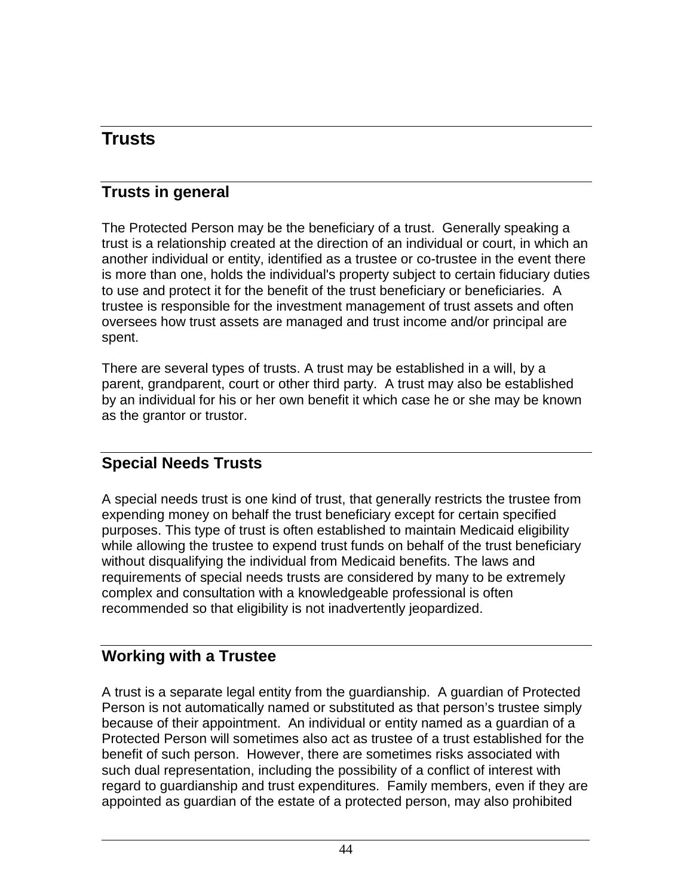# Trusts

## Trusts in general

The Protected Person may be the beneficiary of a trust. Generally speaking a trust is a relationship created at the direction of an individual or court, in which an another individual or entity, identified as a trustee or co-trustee in the event there is more than one, holds the individual's property subject to certain fiduciary duties to use and protect it for the benefit of the trust beneficiary or beneficiaries. A trustee is responsible for the investment management of trust assets and often oversees how trust assets are managed and trust income and/or principal are spent.

There are several types of trusts. A trust may be established in a will, by a parent, grandparent, court or other third party. A trust may also be established by an individual for his or her own benefit it which case he or she may be known as the grantor or trustor.

## Special Needs Trusts

A special needs trust is one kind of trust, that generally restricts the trustee from expending money on behalf the trust beneficiary except for certain specified purposes. This type of trust is often established to maintain Medicaid eligibility while allowing the trustee to expend trust funds on behalf of the trust beneficiary without disqualifying the individual from Medicaid benefits. The laws and requirements of special needs trusts are considered by many to be extremely complex and consultation with a knowledgeable professional is often recommended so that eligibility is not inadvertently jeopardized.

## Working with a Trustee

A trust is a separate legal entity from the guardianship. A guardian of Protected Person is not automatically named or substituted as that person's trustee simply because of their appointment. An individual or entity named as a guardian of a Protected Person will sometimes also act as trustee of a trust established for the benefit of such person. However, there are sometimes risks associated with such dual representation, including the possibility of a conflict of interest with regard to guardianship and trust expenditures. Family members, even if they are appointed as guardian of the estate of a protected person, may also prohibited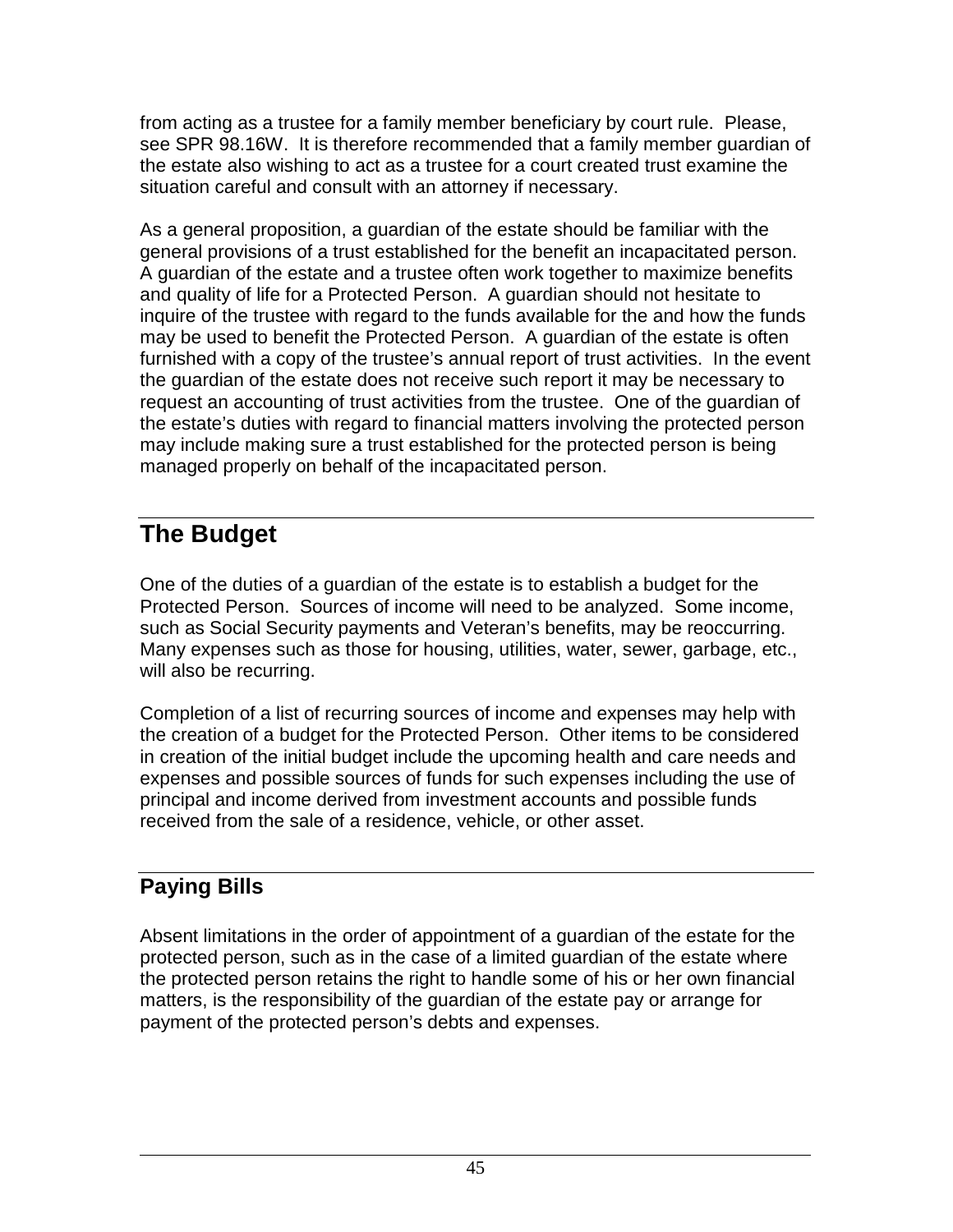from acting as a trustee for a family member beneficiary by court rule. Please, see SPR 98.16W. It is therefore recommended that a family member guardian of the estate also wishing to act as a trustee for a court created trust examine the situation careful and consult with an attorney if necessary.

As a general proposition, a guardian of the estate should be familiar with the general provisions of a trust established for the benefit an incapacitated person. A guardian of the estate and a trustee often work together to maximize benefits and quality of life for a Protected Person. A guardian should not hesitate to inquire of the trustee with regard to the funds available for the and how the funds may be used to benefit the Protected Person. A guardian of the estate is often furnished with a copy of the trustee's annual report of trust activities. In the event the guardian of the estate does not receive such report it may be necessary to request an accounting of trust activities from the trustee. One of the guardian of the estate's duties with regard to financial matters involving the protected person may include making sure a trust established for the protected person is being managed properly on behalf of the incapacitated person.

# The Budget

One of the duties of a guardian of the estate is to establish a budget for the Protected Person. Sources of income will need to be analyzed. Some income, such as Social Security payments and Veteran's benefits, may be reoccurring. Many expenses such as those for housing, utilities, water, sewer, garbage, etc., will also be recurring.

Completion of a list of recurring sources of income and expenses may help with the creation of a budget for the Protected Person. Other items to be considered in creation of the initial budget include the upcoming health and care needs and expenses and possible sources of funds for such expenses including the use of principal and income derived from investment accounts and possible funds received from the sale of a residence, vehicle, or other asset.

## Paying Bills

Absent limitations in the order of appointment of a guardian of the estate for the protected person, such as in the case of a limited guardian of the estate where the protected person retains the right to handle some of his or her own financial matters, is the responsibility of the guardian of the estate pay or arrange for payment of the protected person's debts and expenses.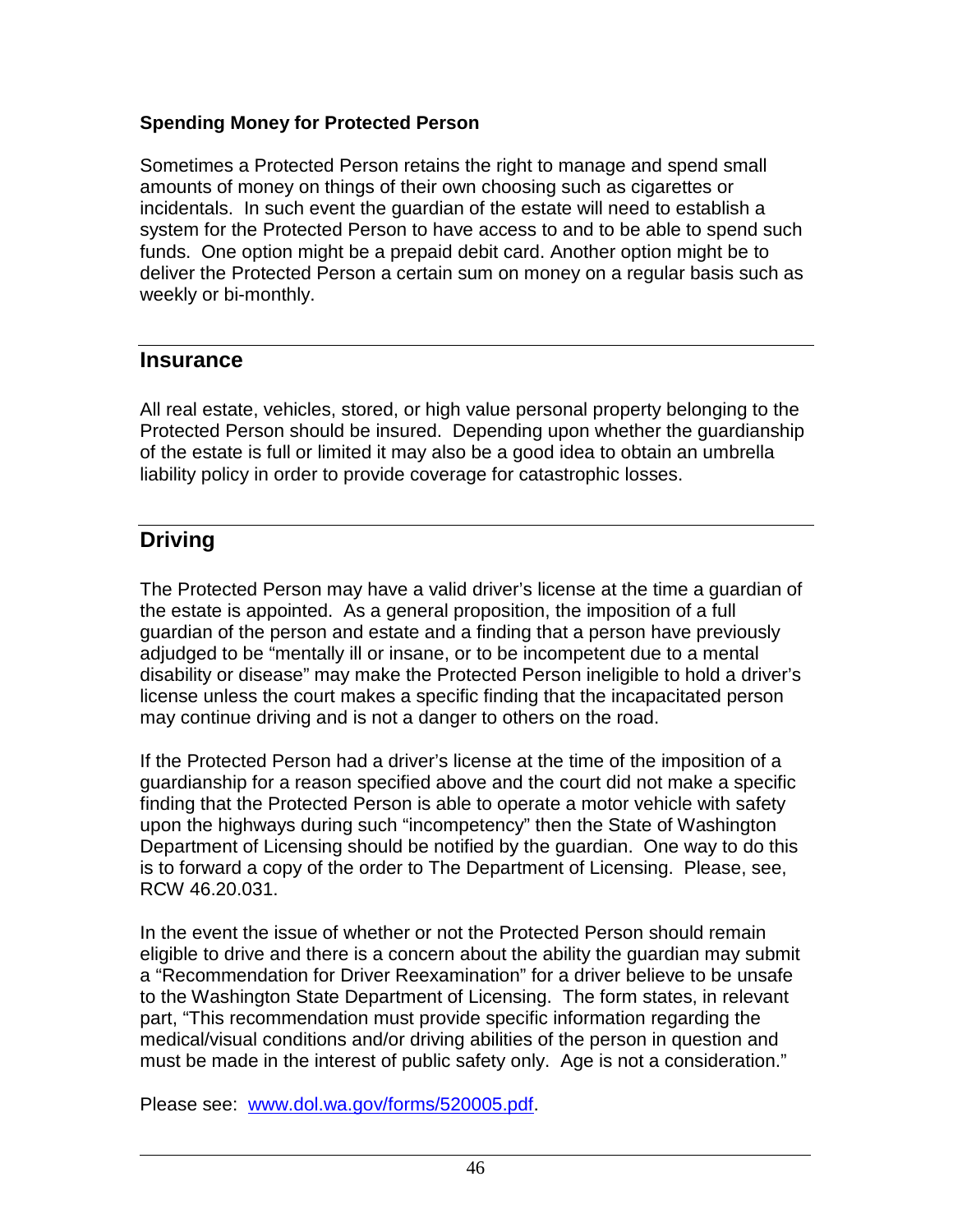### Spending Money for Protected Person

Sometimes a Protected Person retains the right to manage and spend small amounts of money on things of their own choosing such as cigarettes or incidentals. In such event the guardian of the estate will need to establish a system for the Protected Person to have access to and to be able to spend such funds. One option might be a prepaid debit card. Another option might be to deliver the Protected Person a certain sum on money on a regular basis such as weekly or bi-monthly.

## Insurance

All real estate, vehicles, stored, or high value personal property belonging to the Protected Person should be insured. Depending upon whether the guardianship of the estate is full or limited it may also be a good idea to obtain an umbrella liability policy in order to provide coverage for catastrophic losses.

## Driving

The Protected Person may have a valid driver's license at the time a guardian of the estate is appointed. As a general proposition, the imposition of a full guardian of the person and estate and a finding that a person have previously adjudged to be "mentally ill or insane, or to be incompetent due to a mental disability or disease" may make the Protected Person ineligible to hold a driver's license unless the court makes a specific finding that the incapacitated person may continue driving and is not a danger to others on the road.

If the Protected Person had a driver's license at the time of the imposition of a guardianship for a reason specified above and the court did not make a specific finding that the Protected Person is able to operate a motor vehicle with safety upon the highways during such "incompetency" then the State of Washington Department of Licensing should be notified by the guardian. One way to do this is to forward a copy of the order to The Department of Licensing. Please, see, RCW 46.20.031.

In the event the issue of whether or not the Protected Person should remain eligible to drive and there is a concern about the ability the guardian may submit a "Recommendation for Driver Reexamination" for a driver believe to be unsafe to the Washington State Department of Licensing. The form states, in relevant part, "This recommendation must provide specific information regarding the medical/visual conditions and/or driving abilities of the person in question and must be made in the interest of public safety only. Age is not a consideration."

Please see: [www.dol.wa.gov/forms/520005.pdf](www.dol.wa.gov/forms/520005.pdf).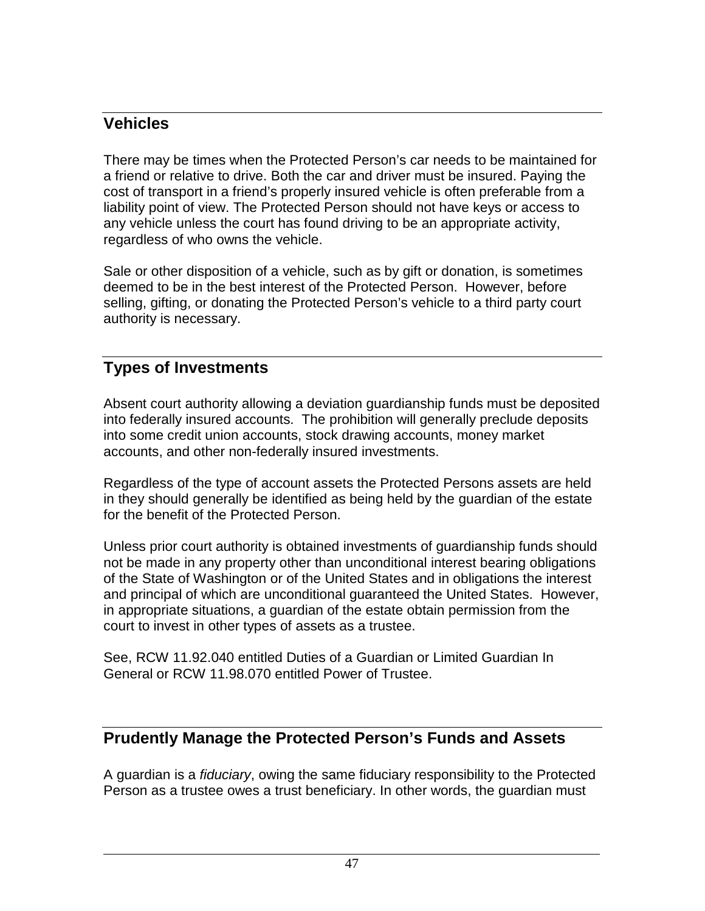## Vehicles

There may be times when the Protected Person's car needs to be maintained for a friend or relative to drive. Both the car and driver must be insured. Paying the cost of transport in a friend's properly insured vehicle is often preferable from a liability point of view. The Protected Person should not have keys or access to any vehicle unless the court has found driving to be an appropriate activity, regardless of who owns the vehicle.

Sale or other disposition of a vehicle, such as by gift or donation, is sometimes deemed to be in the best interest of the Protected Person. However, before selling, gifting, or donating the Protected Person's vehicle to a third party court authority is necessary.

## Types of Investments

Absent court authority allowing a deviation guardianship funds must be deposited into federally insured accounts. The prohibition will generally preclude deposits into some credit union accounts, stock drawing accounts, money market accounts, and other non-federally insured investments.

Regardless of the type of account assets the Protected Persons assets are held in they should generally be identified as being held by the guardian of the estate for the benefit of the Protected Person.

Unless prior court authority is obtained investments of guardianship funds should not be made in any property other than unconditional interest bearing obligations of the State of Washington or of the United States and in obligations the interest and principal of which are unconditional guaranteed the United States. However, in appropriate situations, a guardian of the estate obtain permission from the court to invest in other types of assets as a trustee.

See, RCW 11.92.040 entitled Duties of a Guardian or Limited Guardian In General or RCW 11.98.070 entitled Power of Trustee.

## Prudently Manage the Protected Person's Funds and Assets

A guardian is a *fiduciary*, owing the same fiduciary responsibility to the Protected Person as a trustee owes a trust beneficiary. In other words, the guardian must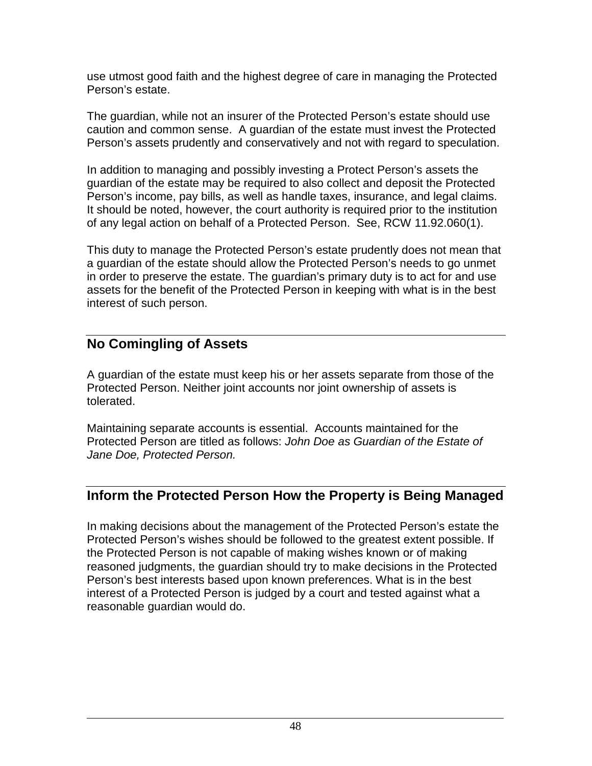use utmost good faith and the highest degree of care in managing the Protected Person's estate.

The guardian, while not an insurer of the Protected Person's estate should use caution and common sense. A guardian of the estate must invest the Protected Person's assets prudently and conservatively and not with regard to speculation.

In addition to managing and possibly investing a Protect Person's assets the guardian of the estate may be required to also collect and deposit the Protected Person's income, pay bills, as well as handle taxes, insurance, and legal claims. It should be noted, however, the court authority is required prior to the institution of any legal action on behalf of a Protected Person. See, RCW 11.92.060(1).

This duty to manage the Protected Person's estate prudently does not mean that a guardian of the estate should allow the Protected Person's needs to go unmet in order to preserve the estate. The guardian's primary duty is to act for and use assets for the benefit of the Protected Person in keeping with what is in the best interest of such person.

## No Comingling of Assets

A guardian of the estate must keep his or her assets separate from those of the Protected Person. Neither joint accounts nor joint ownership of assets is tolerated.

Maintaining separate accounts is essential. Accounts maintained for the Protected Person are titled as follows: *John Doe as Guardian of the Estate of Jane Doe, Protected Person.*

## Inform the Protected Person How the Property is Being Managed

In making decisions about the management of the Protected Person's estate the Protected Person's wishes should be followed to the greatest extent possible. If the Protected Person is not capable of making wishes known or of making reasoned judgments, the guardian should try to make decisions in the Protected Person's best interests based upon known preferences. What is in the best interest of a Protected Person is judged by a court and tested against what a reasonable guardian would do.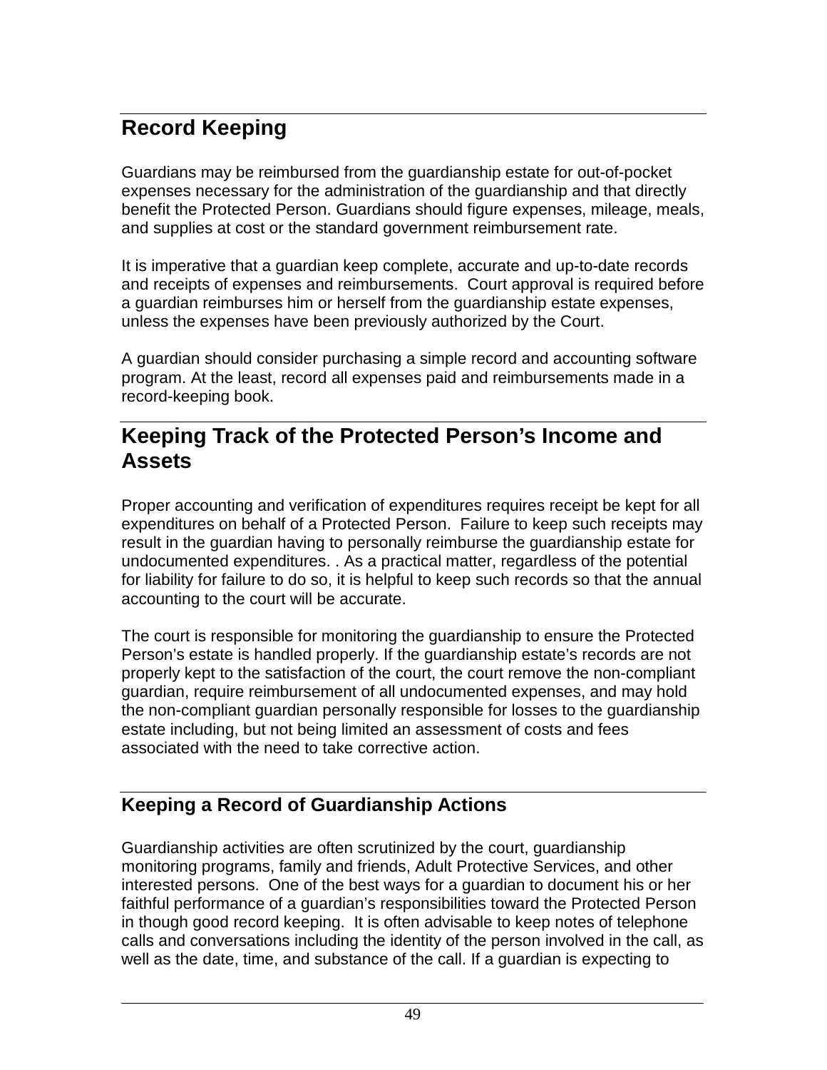## Record Keeping

Guardians may be reimbursed from the guardianship estate for out-of-pocket expenses necessary for the administration of the guardianship and that directly benefit the Protected Person. Guardians should figure expenses, mileage, meals, and supplies at cost or the standard government reimbursement rate.

It is imperative that a guardian keep complete, accurate and up-to-date records and receipts of expenses and reimbursements. Court approval is required before a guardian reimburses him or herself from the guardianship estate expenses, unless the expenses have been previously authorized by the Court.

A guardian should consider purchasing a simple record and accounting software program. At the least, record all expenses paid and reimbursements made in a record-keeping book.

## Keeping Track of the Protected Person's Income and Assets

Proper accounting and verification of expenditures requires receipt be kept for all expenditures on behalf of a Protected Person. Failure to keep such receipts may result in the guardian having to personally reimburse the guardianship estate for undocumented expenditures. . As a practical matter, regardless of the potential for liability for failure to do so, it is helpful to keep such records so that the annual accounting to the court will be accurate.

The court is responsible for monitoring the guardianship to ensure the Protected Person's estate is handled properly. If the guardianship estate's records are not properly kept to the satisfaction of the court, the court remove the non-compliant guardian, require reimbursement of all undocumented expenses, and may hold the non-compliant guardian personally responsible for losses to the guardianship estate including, but not being limited an assessment of costs and fees associated with the need to take corrective action.

### Keeping a Record of Guardianship Actions

Guardianship activities are often scrutinized by the court, guardianship monitoring programs, family and friends, Adult Protective Services, and other interested persons. One of the best ways for a guardian to document his or her faithful performance of a guardian's responsibilities toward the Protected Person in though good record keeping. It is often advisable to keep notes of telephone calls and conversations including the identity of the person involved in the call, as well as the date, time, and substance of the call. If a guardian is expecting to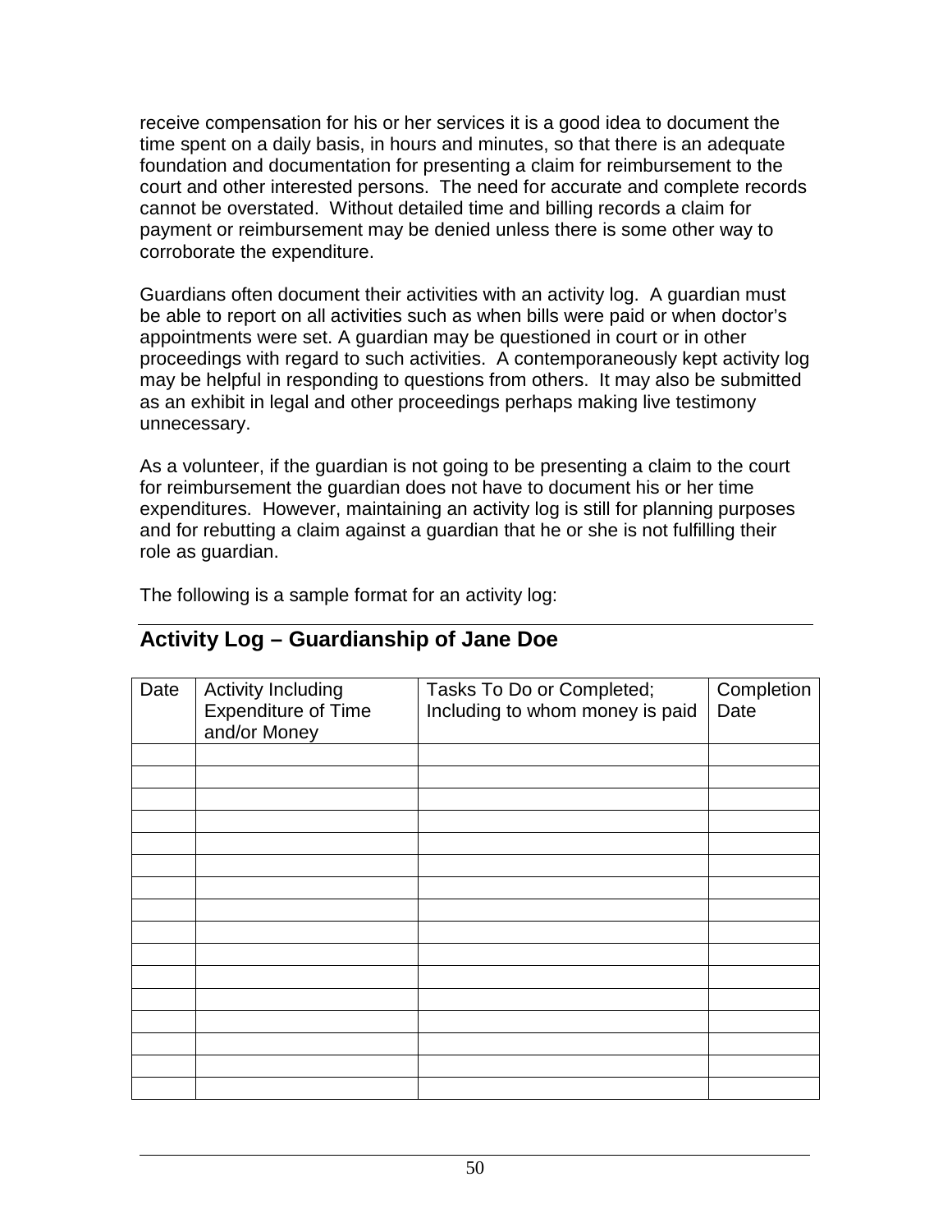receive compensation for his or her services it is a good idea to document the time spent on a daily basis, in hours and minutes, so that there is an adequate foundation and documentation for presenting a claim for reimbursement to the court and other interested persons. The need for accurate and complete records cannot be overstated. Without detailed time and billing records a claim for payment or reimbursement may be denied unless there is some other way to corroborate the expenditure.

Guardians often document their activities with an activity log. A guardian must be able to report on all activities such as when bills were paid or when doctor's appointments were set. A guardian may be questioned in court or in other proceedings with regard to such activities. A contemporaneously kept activity log may be helpful in responding to questions from others. It may also be submitted as an exhibit in legal and other proceedings perhaps making live testimony unnecessary.

As a volunteer, if the guardian is not going to be presenting a claim to the court for reimbursement the guardian does not have to document his or her time expenditures. However, maintaining an activity log is still for planning purposes and for rebutting a claim against a guardian that he or she is not fulfilling their role as guardian.

The following is a sample format for an activity log:

## Activity Log – Guardianship of Jane Doe

| Date | Activity Including Expenditure of Time and/or Money | Tasks To Do or Completed; Including to whom money is paid | Completion Date |
|---|---|---|---|
| | | | |
| | | | |
| | | | |
| | | | |
| | | | |
| | | | |
| | | | |
| | | | |
| | | | |
| | | | |
| | | | |
| | | | |
| | | | |
| | | | |
| | | | |
| | | | |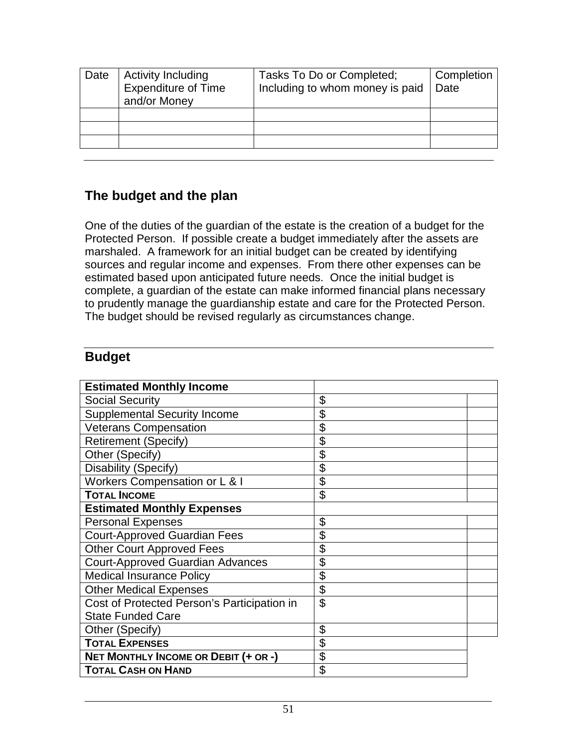| Date | Activity Including Expenditure of Time and/or Money | Tasks To Do or Completed; Including to whom money is paid | Completion Date |
|---|---|---|---|
| | | | |
| | | | |
| | | | |

## The budget and the plan

One of the duties of the guardian of the estate is the creation of a budget for the Protected Person. If possible create a budget immediately after the assets are marshaled. A framework for an initial budget can be created by identifying sources and regular income and expenses. From there other expenses can be estimated based upon anticipated future needs. Once the initial budget is complete, a guardian of the estate can make informed financial plans necessary to prudently manage the guardianship estate and care for the Protected Person. The budget should be revised regularly as circumstances change.

## Budget

| | | |
|---|---|---|
| **Estimated Monthly Income** | | |
| Social Security | $ | |
| Supplemental Security Income | $ | |
| Veterans Compensation | $ | |
| Retirement (Specify) | $ | |
| Other (Specify) | $ | |
| Disability (Specify) | $ | |
| Workers Compensation or L & I | $ | |
| **TOTAL INCOME** | $ | |
| **Estimated Monthly Expenses** | | |
| Personal Expenses | $ | |
| Court-Approved Guardian Fees | $ | |
| Other Court Approved Fees | $ | |
| Court-Approved Guardian Advances | $ | |
| Medical Insurance Policy | $ | |
| Other Medical Expenses | $ | |
| Cost of Protected Person's Participation in State Funded Care | $ | |
| Other (Specify) | $ | |
| **TOTAL EXPENSES** | $ | |
| **NET MONTHLY INCOME OR DEBIT (+ OR -)** | $ | |
| **TOTAL CASH ON HAND** | $ | |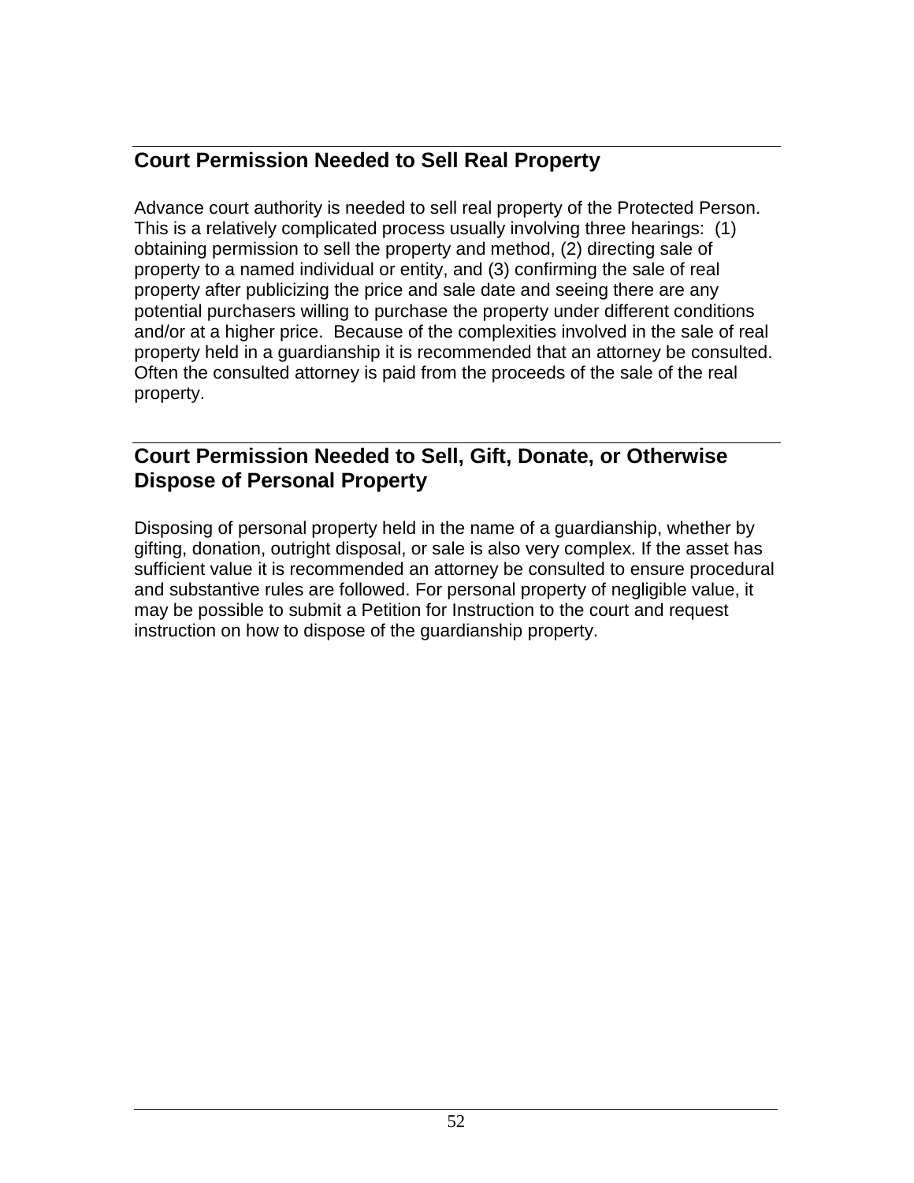## Court Permission Needed to Sell Real Property

Advance court authority is needed to sell real property of the Protected Person. This is a relatively complicated process usually involving three hearings: (1) obtaining permission to sell the property and method, (2) directing sale of property to a named individual or entity, and (3) confirming the sale of real property after publicizing the price and sale date and seeing there are any potential purchasers willing to purchase the property under different conditions and/or at a higher price. Because of the complexities involved in the sale of real property held in a guardianship it is recommended that an attorney be consulted. Often the consulted attorney is paid from the proceeds of the sale of the real property.

## Court Permission Needed to Sell, Gift, Donate, or Otherwise Dispose of Personal Property

Disposing of personal property held in the name of a guardianship, whether by gifting, donation, outright disposal, or sale is also very complex. If the asset has sufficient value it is recommended an attorney be consulted to ensure procedural and substantive rules are followed. For personal property of negligible value, it may be possible to submit a Petition for Instruction to the court and request instruction on how to dispose of the guardianship property.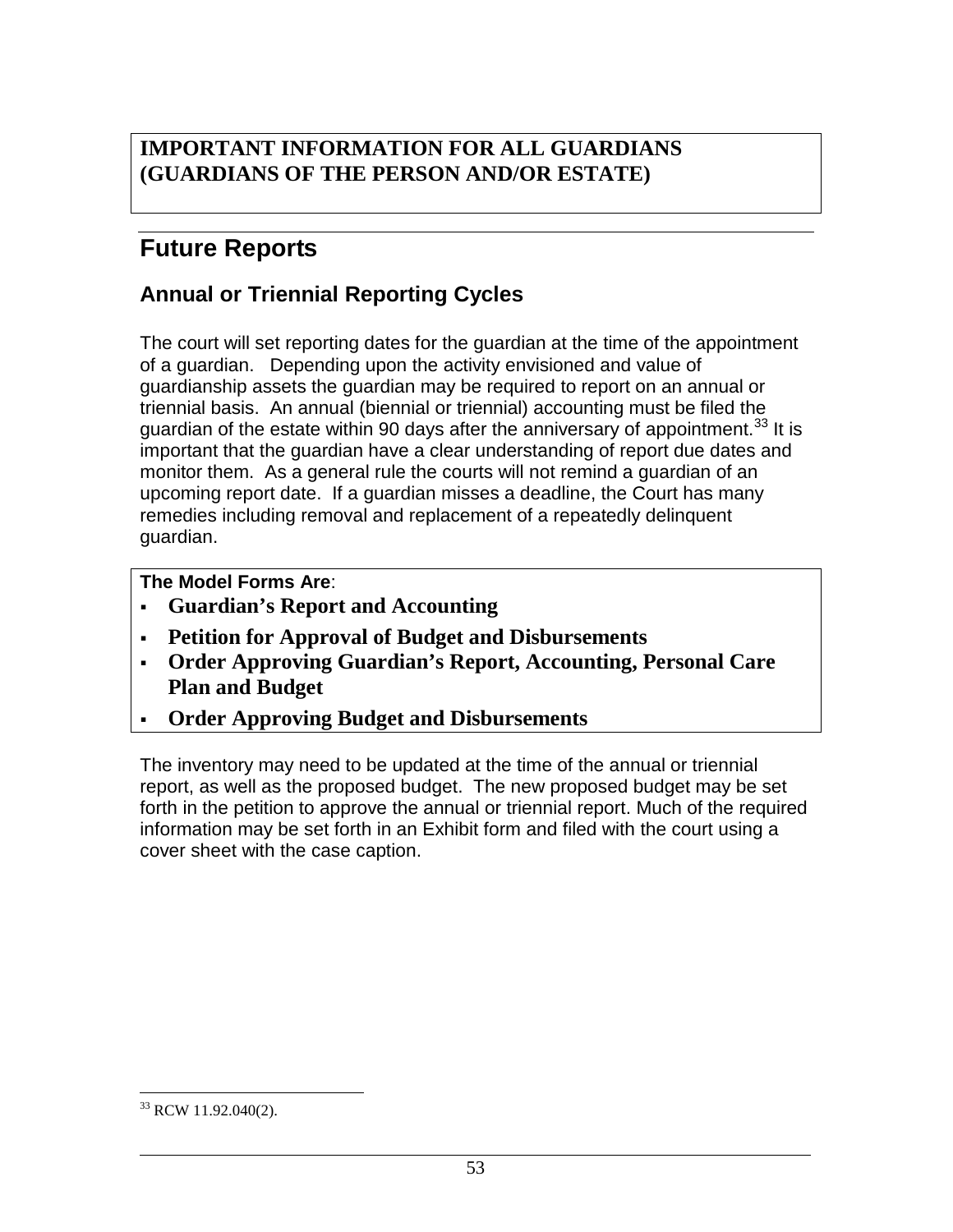**IMPORTANT INFORMATION FOR ALL GUARDIANS (GUARDIANS OF THE PERSON AND/OR ESTATE)**

## Future Reports

### Annual or Triennial Reporting Cycles

The court will set reporting dates for the guardian at the time of the appointment of a guardian. Depending upon the activity envisioned and value of guardianship assets the guardian may be required to report on an annual or triennial basis. An annual (biennial or triennial) accounting must be filed the guardian of the estate within 90 days after the anniversary of appointment.[33] It is important that the guardian have a clear understanding of report due dates and monitor them. As a general rule the courts will not remind a guardian of an upcoming report date. If a guardian misses a deadline, the Court has many remedies including removal and replacement of a repeatedly delinquent guardian.

**The Model Forms Are**:

- **Guardian's Report and Accounting**
- **Petition for Approval of Budget and Disbursements**
- **Order Approving Guardian's Report, Accounting, Personal Care Plan and Budget**
- **Order Approving Budget and Disbursements**

The inventory may need to be updated at the time of the annual or triennial report, as well as the proposed budget. The new proposed budget may be set forth in the petition to approve the annual or triennial report. Much of the required information may be set forth in an Exhibit form and filed with the court using a cover sheet with the case caption.

[33] RCW 11.92.040(2).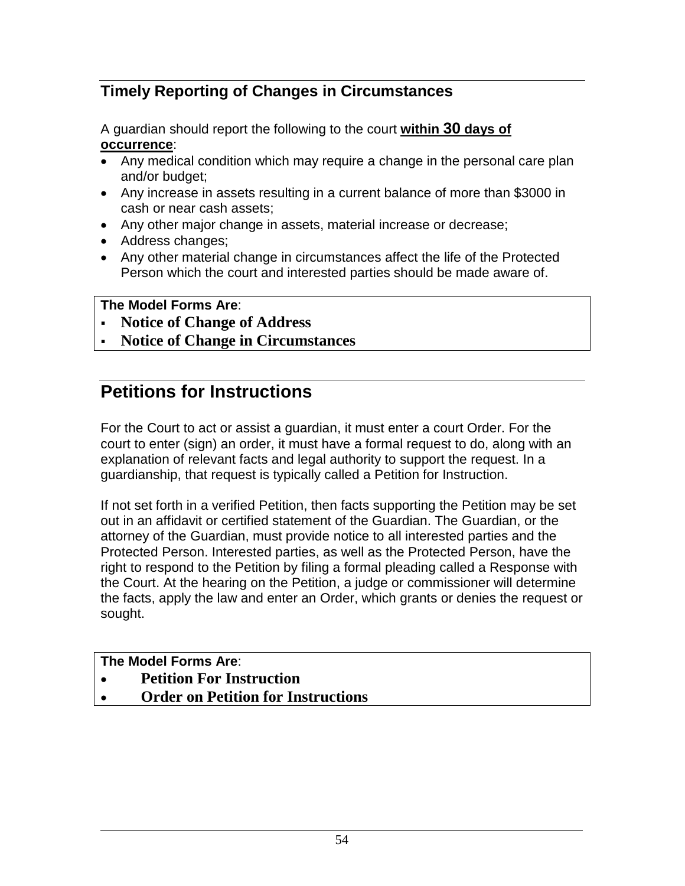## Timely Reporting of Changes in Circumstances

A guardian should report the following to the court **within 30 days of occurrence**:

- Any medical condition which may require a change in the personal care plan and/or budget;
- Any increase in assets resulting in a current balance of more than $3000 in cash or near cash assets;
- Any other major change in assets, material increase or decrease;
- Address changes;
- Any other material change in circumstances affect the life of the Protected Person which the court and interested parties should be made aware of.

**The Model Forms Are**:

- **Notice of Change of Address**
- **Notice of Change in Circumstances**

# Petitions for Instructions

For the Court to act or assist a guardian, it must enter a court Order. For the court to enter (sign) an order, it must have a formal request to do, along with an explanation of relevant facts and legal authority to support the request. In a guardianship, that request is typically called a Petition for Instruction.

If not set forth in a verified Petition, then facts supporting the Petition may be set out in an affidavit or certified statement of the Guardian. The Guardian, or the attorney of the Guardian, must provide notice to all interested parties and the Protected Person. Interested parties, as well as the Protected Person, have the right to respond to the Petition by filing a formal pleading called a Response with the Court. At the hearing on the Petition, a judge or commissioner will determine the facts, apply the law and enter an Order, which grants or denies the request or sought.

**The Model Forms Are**:

- **Petition For Instruction**
- **Order on Petition for Instructions**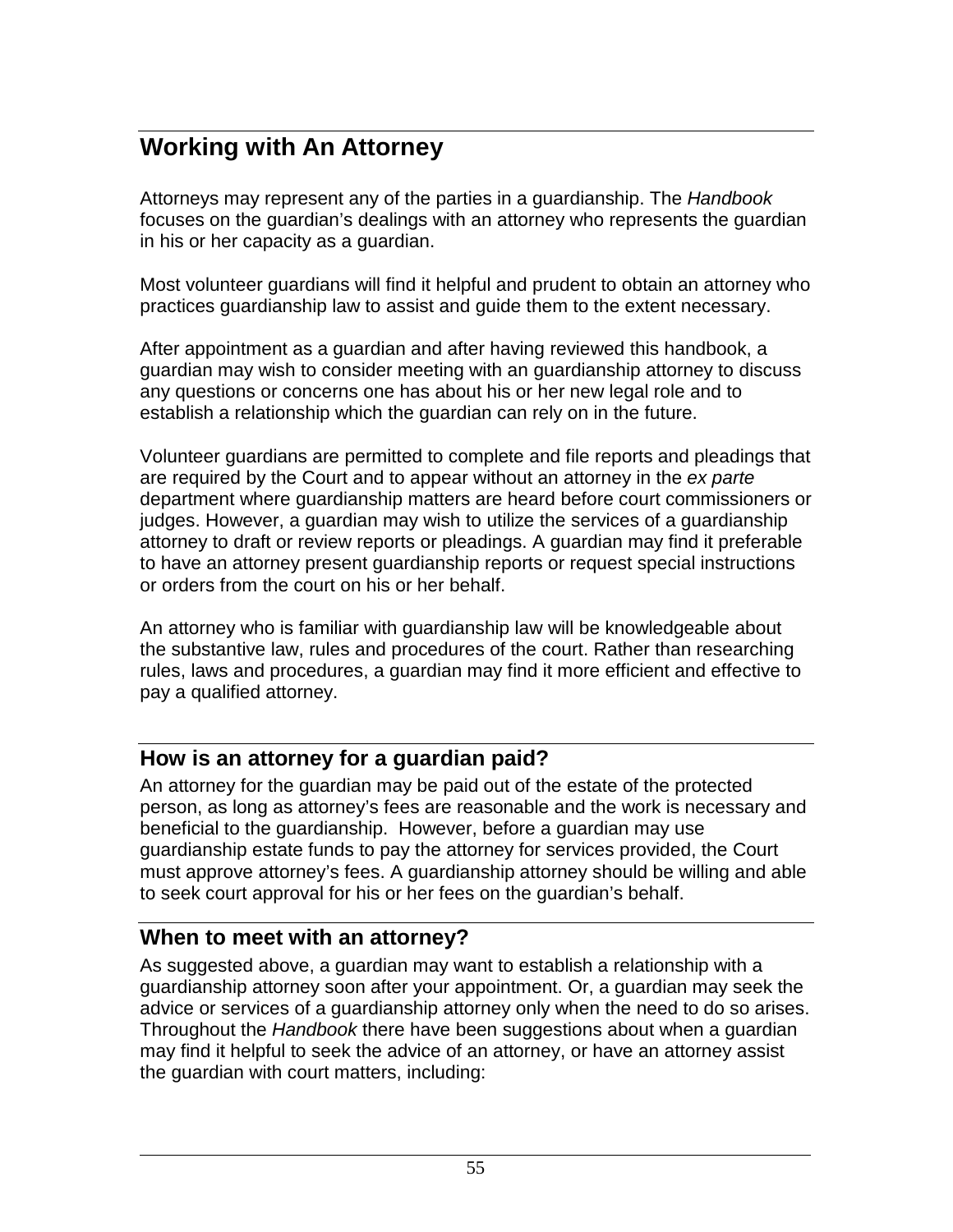## Working with An Attorney

Attorneys may represent any of the parties in a guardianship. The *Handbook* focuses on the guardian's dealings with an attorney who represents the guardian in his or her capacity as a guardian.

Most volunteer guardians will find it helpful and prudent to obtain an attorney who practices guardianship law to assist and guide them to the extent necessary.

After appointment as a guardian and after having reviewed this handbook, a guardian may wish to consider meeting with an guardianship attorney to discuss any questions or concerns one has about his or her new legal role and to establish a relationship which the guardian can rely on in the future.

Volunteer guardians are permitted to complete and file reports and pleadings that are required by the Court and to appear without an attorney in the *ex parte* department where guardianship matters are heard before court commissioners or judges. However, a guardian may wish to utilize the services of a guardianship attorney to draft or review reports or pleadings. A guardian may find it preferable to have an attorney present guardianship reports or request special instructions or orders from the court on his or her behalf.

An attorney who is familiar with guardianship law will be knowledgeable about the substantive law, rules and procedures of the court. Rather than researching rules, laws and procedures, a guardian may find it more efficient and effective to pay a qualified attorney.

### How is an attorney for a guardian paid?

An attorney for the guardian may be paid out of the estate of the protected person, as long as attorney's fees are reasonable and the work is necessary and beneficial to the guardianship. However, before a guardian may use guardianship estate funds to pay the attorney for services provided, the Court must approve attorney's fees. A guardianship attorney should be willing and able to seek court approval for his or her fees on the guardian's behalf.

### When to meet with an attorney?

As suggested above, a guardian may want to establish a relationship with a guardianship attorney soon after your appointment. Or, a guardian may seek the advice or services of a guardianship attorney only when the need to do so arises. Throughout the *Handbook* there have been suggestions about when a guardian may find it helpful to seek the advice of an attorney, or have an attorney assist the guardian with court matters, including: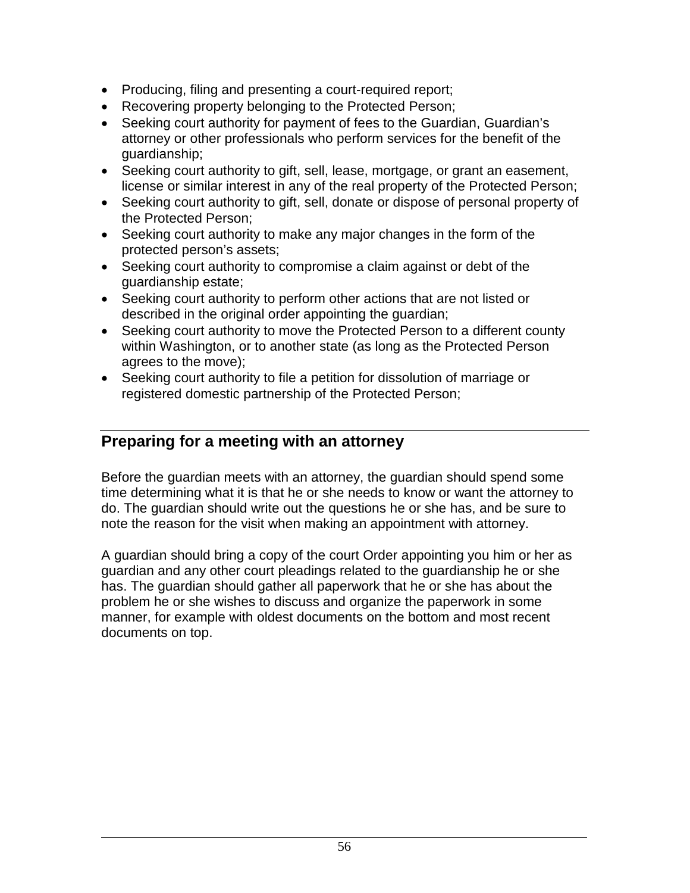- Producing, filing and presenting a court-required report;
- Recovering property belonging to the Protected Person;
- Seeking court authority for payment of fees to the Guardian, Guardian's attorney or other professionals who perform services for the benefit of the guardianship;
- Seeking court authority to gift, sell, lease, mortgage, or grant an easement, license or similar interest in any of the real property of the Protected Person;
- Seeking court authority to gift, sell, donate or dispose of personal property of the Protected Person;
- Seeking court authority to make any major changes in the form of the protected person's assets;
- Seeking court authority to compromise a claim against or debt of the guardianship estate;
- Seeking court authority to perform other actions that are not listed or described in the original order appointing the guardian;
- Seeking court authority to move the Protected Person to a different county within Washington, or to another state (as long as the Protected Person agrees to the move);
- Seeking court authority to file a petition for dissolution of marriage or registered domestic partnership of the Protected Person;

## Preparing for a meeting with an attorney

Before the guardian meets with an attorney, the guardian should spend some time determining what it is that he or she needs to know or want the attorney to do. The guardian should write out the questions he or she has, and be sure to note the reason for the visit when making an appointment with attorney.

A guardian should bring a copy of the court Order appointing you him or her as guardian and any other court pleadings related to the guardianship he or she has. The guardian should gather all paperwork that he or she has about the problem he or she wishes to discuss and organize the paperwork in some manner, for example with oldest documents on the bottom and most recent documents on top.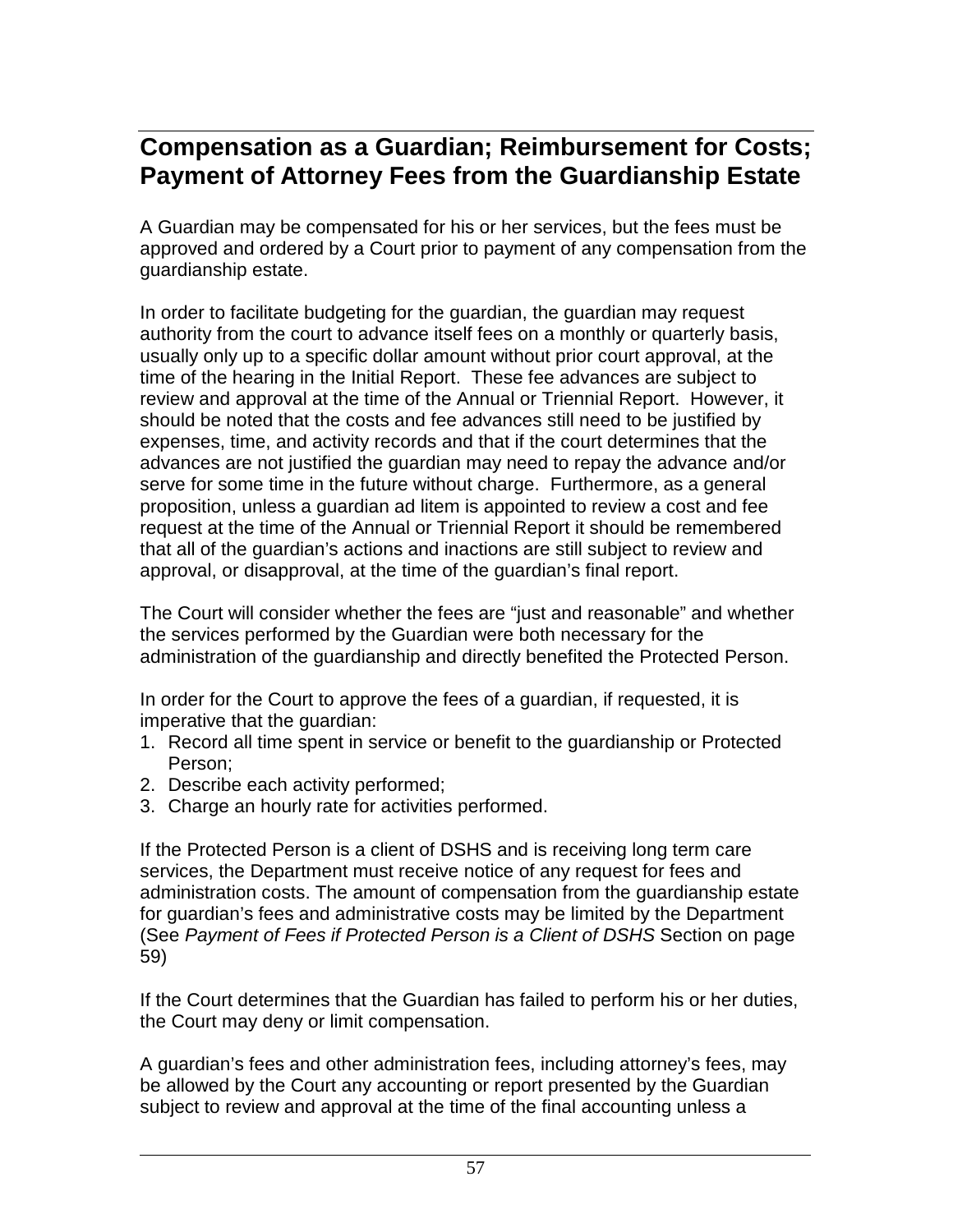## Compensation as a Guardian; Reimbursement for Costs; Payment of Attorney Fees from the Guardianship Estate

A Guardian may be compensated for his or her services, but the fees must be approved and ordered by a Court prior to payment of any compensation from the guardianship estate.

In order to facilitate budgeting for the guardian, the guardian may request authority from the court to advance itself fees on a monthly or quarterly basis, usually only up to a specific dollar amount without prior court approval, at the time of the hearing in the Initial Report. These fee advances are subject to review and approval at the time of the Annual or Triennial Report. However, it should be noted that the costs and fee advances still need to be justified by expenses, time, and activity records and that if the court determines that the advances are not justified the guardian may need to repay the advance and/or serve for some time in the future without charge. Furthermore, as a general proposition, unless a guardian ad litem is appointed to review a cost and fee request at the time of the Annual or Triennial Report it should be remembered that all of the guardian's actions and inactions are still subject to review and approval, or disapproval, at the time of the guardian's final report.

The Court will consider whether the fees are "just and reasonable" and whether the services performed by the Guardian were both necessary for the administration of the guardianship and directly benefited the Protected Person.

In order for the Court to approve the fees of a guardian, if requested, it is imperative that the guardian:

1. Record all time spent in service or benefit to the guardianship or Protected Person;
2. Describe each activity performed;
3. Charge an hourly rate for activities performed.

If the Protected Person is a client of DSHS and is receiving long term care services, the Department must receive notice of any request for fees and administration costs. The amount of compensation from the guardianship estate for guardian's fees and administrative costs may be limited by the Department (See *Payment of Fees if Protected Person is a Client of DSHS* Section on page 59)

If the Court determines that the Guardian has failed to perform his or her duties, the Court may deny or limit compensation.

A guardian's fees and other administration fees, including attorney's fees, may be allowed by the Court any accounting or report presented by the Guardian subject to review and approval at the time of the final accounting unless a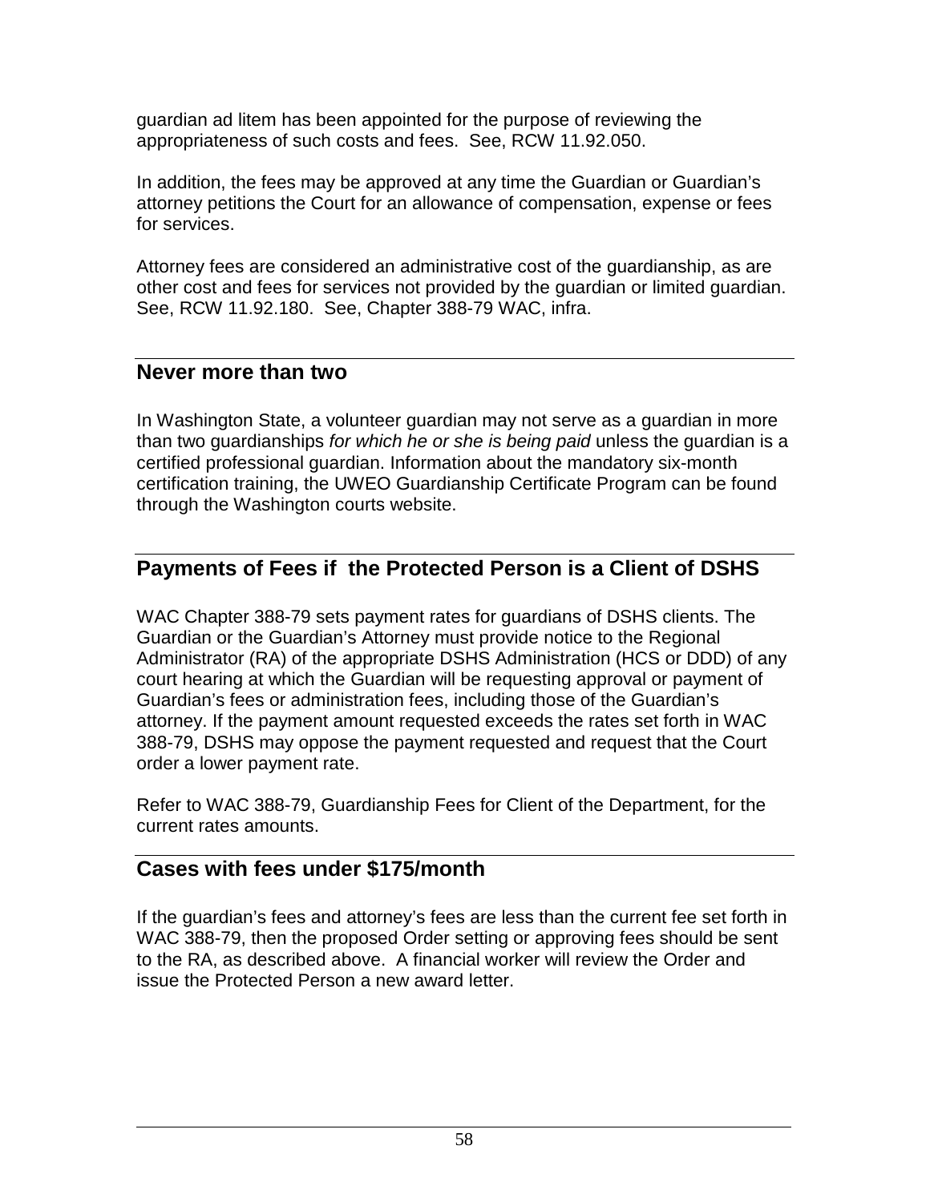guardian ad litem has been appointed for the purpose of reviewing the appropriateness of such costs and fees. See, RCW 11.92.050.

In addition, the fees may be approved at any time the Guardian or Guardian's attorney petitions the Court for an allowance of compensation, expense or fees for services.

Attorney fees are considered an administrative cost of the guardianship, as are other cost and fees for services not provided by the guardian or limited guardian. See, RCW 11.92.180. See, Chapter 388-79 WAC, infra.

## Never more than two

In Washington State, a volunteer guardian may not serve as a guardian in more than two guardianships *for which he or she is being paid* unless the guardian is a certified professional guardian. Information about the mandatory six-month certification training, the UWEO Guardianship Certificate Program can be found through the Washington courts website.

## Payments of Fees if the Protected Person is a Client of DSHS

WAC Chapter 388-79 sets payment rates for guardians of DSHS clients. The Guardian or the Guardian's Attorney must provide notice to the Regional Administrator (RA) of the appropriate DSHS Administration (HCS or DDD) of any court hearing at which the Guardian will be requesting approval or payment of Guardian's fees or administration fees, including those of the Guardian's attorney. If the payment amount requested exceeds the rates set forth in WAC 388-79, DSHS may oppose the payment requested and request that the Court order a lower payment rate.

Refer to WAC 388-79, Guardianship Fees for Client of the Department, for the current rates amounts.

## Cases with fees under $175/month

If the guardian's fees and attorney's fees are less than the current fee set forth in WAC 388-79, then the proposed Order setting or approving fees should be sent to the RA, as described above. A financial worker will review the Order and issue the Protected Person a new award letter.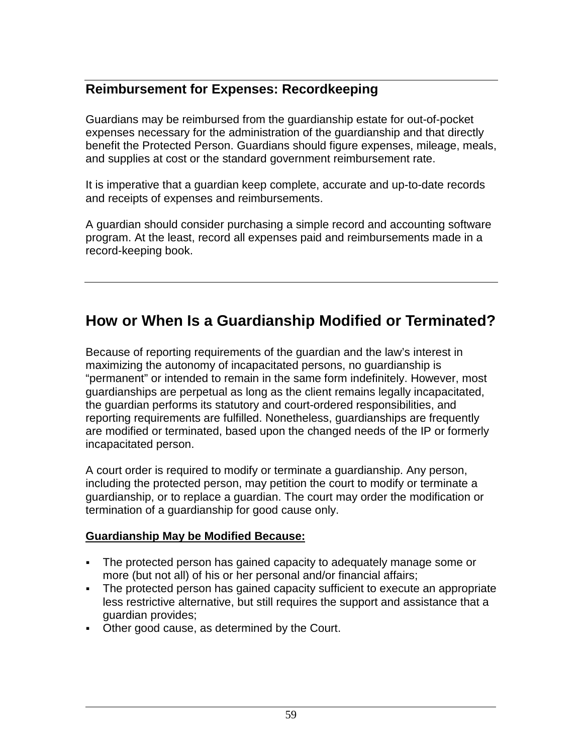## Reimbursement for Expenses: Recordkeeping

Guardians may be reimbursed from the guardianship estate for out-of-pocket expenses necessary for the administration of the guardianship and that directly benefit the Protected Person. Guardians should figure expenses, mileage, meals, and supplies at cost or the standard government reimbursement rate.

It is imperative that a guardian keep complete, accurate and up-to-date records and receipts of expenses and reimbursements.

A guardian should consider purchasing a simple record and accounting software program. At the least, record all expenses paid and reimbursements made in a record-keeping book.

# How or When Is a Guardianship Modified or Terminated?

Because of reporting requirements of the guardian and the law's interest in maximizing the autonomy of incapacitated persons, no guardianship is "permanent" or intended to remain in the same form indefinitely. However, most guardianships are perpetual as long as the client remains legally incapacitated, the guardian performs its statutory and court-ordered responsibilities, and reporting requirements are fulfilled. Nonetheless, guardianships are frequently are modified or terminated, based upon the changed needs of the IP or formerly incapacitated person.

A court order is required to modify or terminate a guardianship. Any person, including the protected person, may petition the court to modify or terminate a guardianship, or to replace a guardian. The court may order the modification or termination of a guardianship for good cause only.

**Guardianship May be Modified Because:**

- The protected person has gained capacity to adequately manage some or more (but not all) of his or her personal and/or financial affairs;
- The protected person has gained capacity sufficient to execute an appropriate less restrictive alternative, but still requires the support and assistance that a guardian provides;
- Other good cause, as determined by the Court.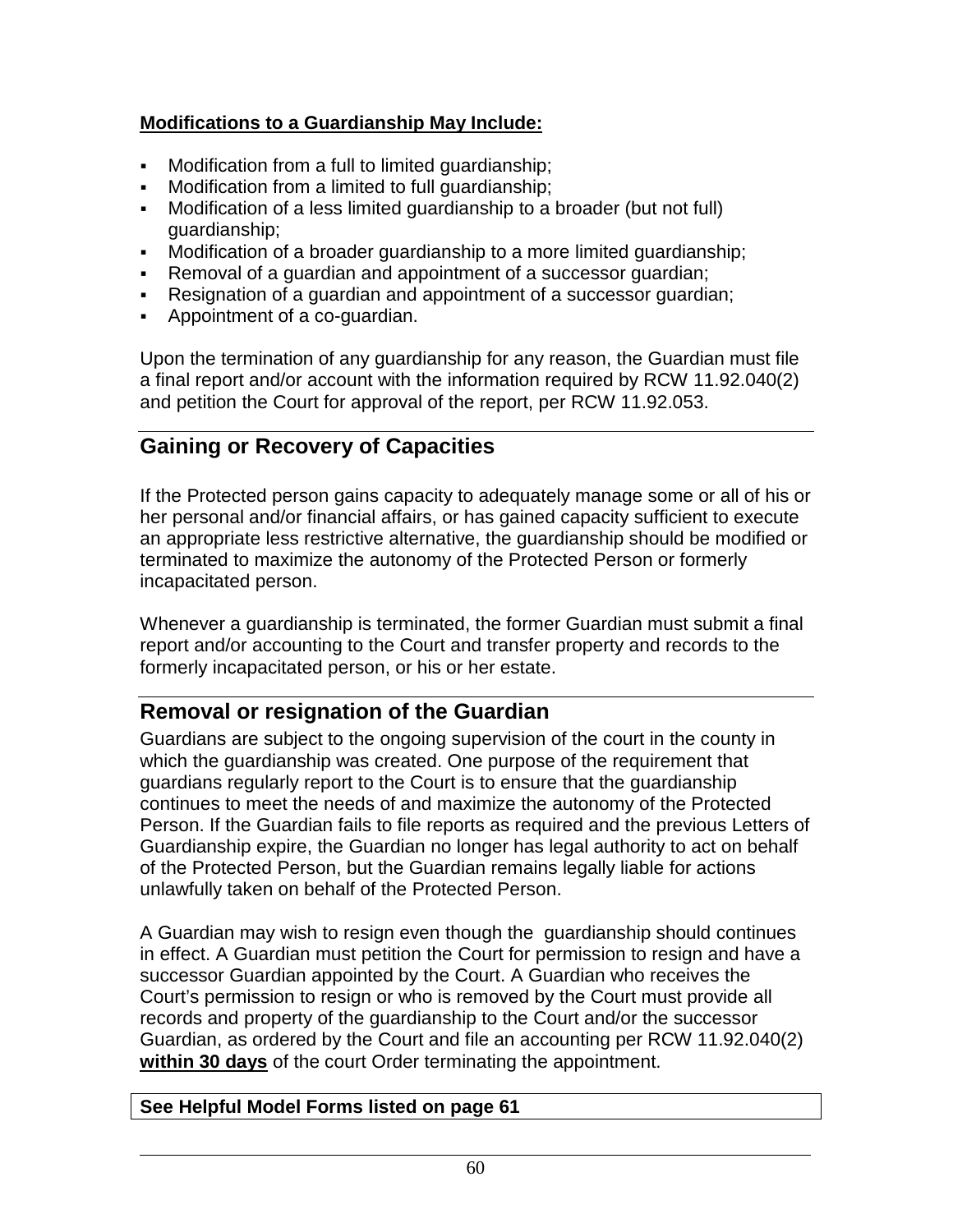**Modifications to a Guardianship May Include:**

- Modification from a full to limited guardianship;
- Modification from a limited to full guardianship;
- Modification of a less limited guardianship to a broader (but not full) guardianship;
- Modification of a broader guardianship to a more limited guardianship;
- Removal of a guardian and appointment of a successor guardian;
- Resignation of a guardian and appointment of a successor guardian;
- Appointment of a co-guardian.

Upon the termination of any guardianship for any reason, the Guardian must file a final report and/or account with the information required by RCW 11.92.040(2) and petition the Court for approval of the report, per RCW 11.92.053.

## Gaining or Recovery of Capacities

If the Protected person gains capacity to adequately manage some or all of his or her personal and/or financial affairs, or has gained capacity sufficient to execute an appropriate less restrictive alternative, the guardianship should be modified or terminated to maximize the autonomy of the Protected Person or formerly incapacitated person.

Whenever a guardianship is terminated, the former Guardian must submit a final report and/or accounting to the Court and transfer property and records to the formerly incapacitated person, or his or her estate.

## Removal or resignation of the Guardian

Guardians are subject to the ongoing supervision of the court in the county in which the guardianship was created. One purpose of the requirement that guardians regularly report to the Court is to ensure that the guardianship continues to meet the needs of and maximize the autonomy of the Protected Person. If the Guardian fails to file reports as required and the previous Letters of Guardianship expire, the Guardian no longer has legal authority to act on behalf of the Protected Person, but the Guardian remains legally liable for actions unlawfully taken on behalf of the Protected Person.

A Guardian may wish to resign even though the guardianship should continues in effect. A Guardian must petition the Court for permission to resign and have a successor Guardian appointed by the Court. A Guardian who receives the Court's permission to resign or who is removed by the Court must provide all records and property of the guardianship to the Court and/or the successor Guardian, as ordered by the Court and file an accounting per RCW 11.92.040(2) **within 30 days** of the court Order terminating the appointment.

**See Helpful Model Forms listed on page 61**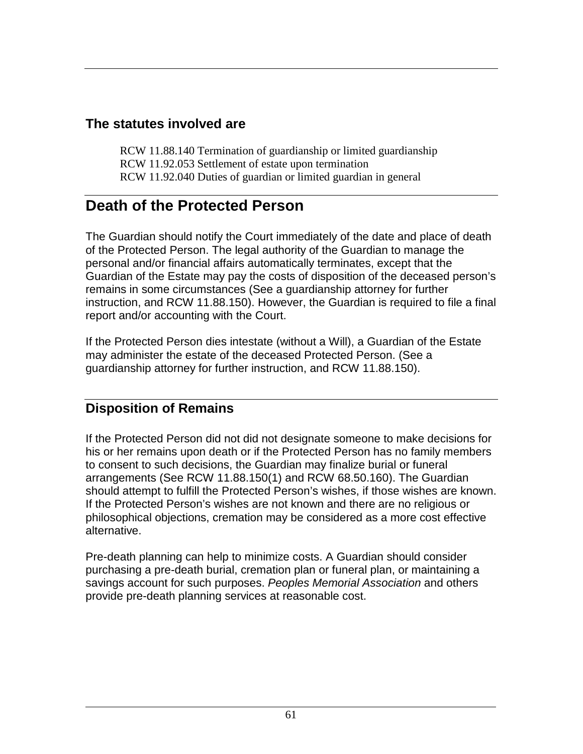### The statutes involved are

RCW 11.88.140 Termination of guardianship or limited guardianship
RCW 11.92.053 Settlement of estate upon termination
RCW 11.92.040 Duties of guardian or limited guardian in general

## Death of the Protected Person

The Guardian should notify the Court immediately of the date and place of death of the Protected Person. The legal authority of the Guardian to manage the personal and/or financial affairs automatically terminates, except that the Guardian of the Estate may pay the costs of disposition of the deceased person's remains in some circumstances (See a guardianship attorney for further instruction, and RCW 11.88.150). However, the Guardian is required to file a final report and/or accounting with the Court.

If the Protected Person dies intestate (without a Will), a Guardian of the Estate may administer the estate of the deceased Protected Person. (See a guardianship attorney for further instruction, and RCW 11.88.150).

### Disposition of Remains

If the Protected Person did not did not designate someone to make decisions for his or her remains upon death or if the Protected Person has no family members to consent to such decisions, the Guardian may finalize burial or funeral arrangements (See RCW 11.88.150(1) and RCW 68.50.160). The Guardian should attempt to fulfill the Protected Person's wishes, if those wishes are known. If the Protected Person's wishes are not known and there are no religious or philosophical objections, cremation may be considered as a more cost effective alternative.

Pre-death planning can help to minimize costs. A Guardian should consider purchasing a pre-death burial, cremation plan or funeral plan, or maintaining a savings account for such purposes. *Peoples Memorial Association* and others provide pre-death planning services at reasonable cost.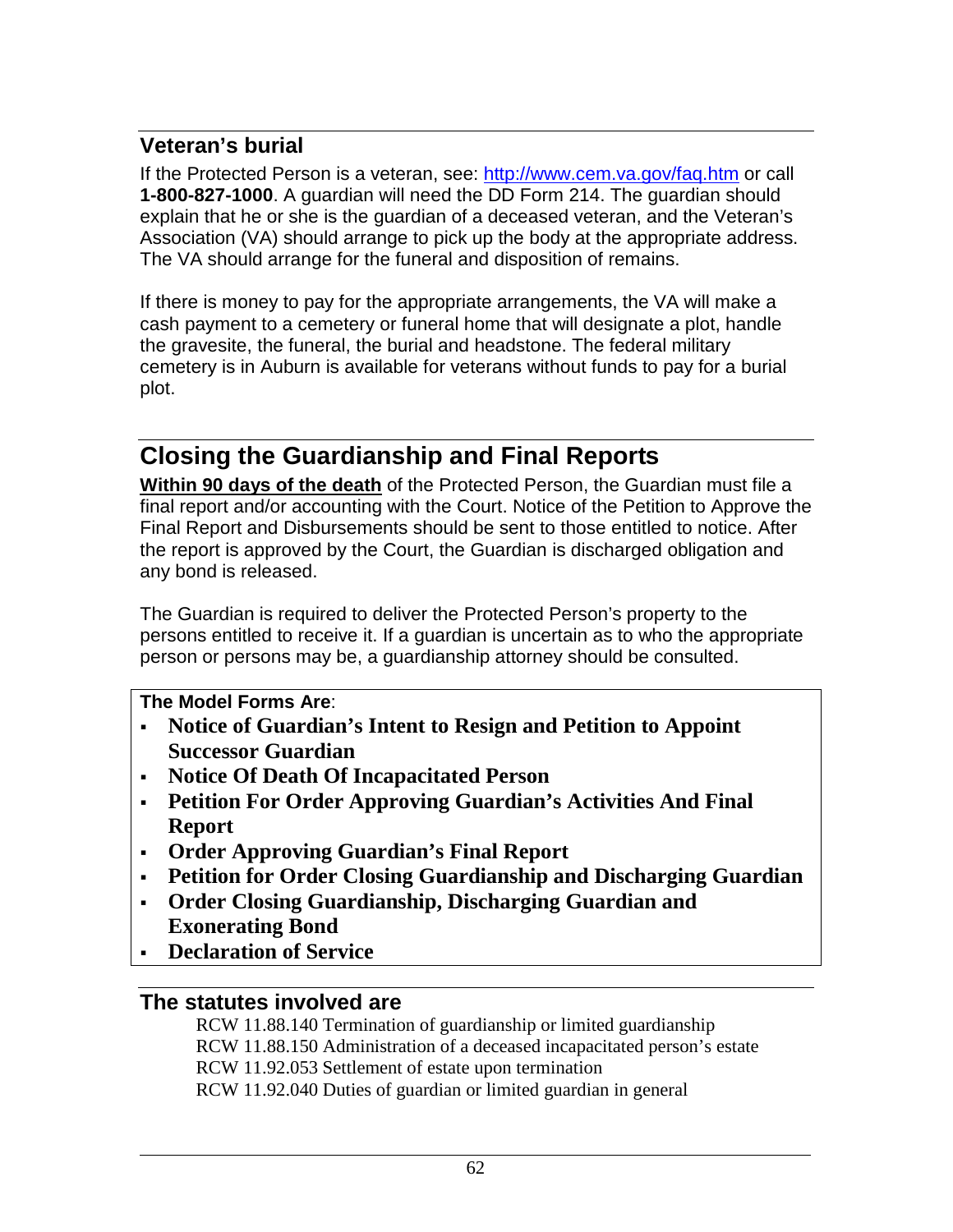### Veteran's burial

If the Protected Person is a veteran, see: http://www.cem.va.gov/faq.htm or call **1-800-827-1000**. A guardian will need the DD Form 214. The guardian should explain that he or she is the guardian of a deceased veteran, and the Veteran's Association (VA) should arrange to pick up the body at the appropriate address. The VA should arrange for the funeral and disposition of remains.

If there is money to pay for the appropriate arrangements, the VA will make a cash payment to a cemetery or funeral home that will designate a plot, handle the gravesite, the funeral, the burial and headstone. The federal military cemetery is in Auburn is available for veterans without funds to pay for a burial plot.

## Closing the Guardianship and Final Reports

**Within 90 days of the death** of the Protected Person, the Guardian must file a final report and/or accounting with the Court. Notice of the Petition to Approve the Final Report and Disbursements should be sent to those entitled to notice. After the report is approved by the Court, the Guardian is discharged obligation and any bond is released.

The Guardian is required to deliver the Protected Person's property to the persons entitled to receive it. If a guardian is uncertain as to who the appropriate person or persons may be, a guardianship attorney should be consulted.

**The Model Forms Are**:

- **Notice of Guardian's Intent to Resign and Petition to Appoint Successor Guardian**
- **Notice Of Death Of Incapacitated Person**
- **Petition For Order Approving Guardian's Activities And Final Report**
- **Order Approving Guardian's Final Report**
- **Petition for Order Closing Guardianship and Discharging Guardian**
- **Order Closing Guardianship, Discharging Guardian and Exonerating Bond**
- **Declaration of Service**

### The statutes involved are

RCW 11.88.140 Termination of guardianship or limited guardianship
RCW 11.88.150 Administration of a deceased incapacitated person's estate
RCW 11.92.053 Settlement of estate upon termination
RCW 11.92.040 Duties of guardian or limited guardian in general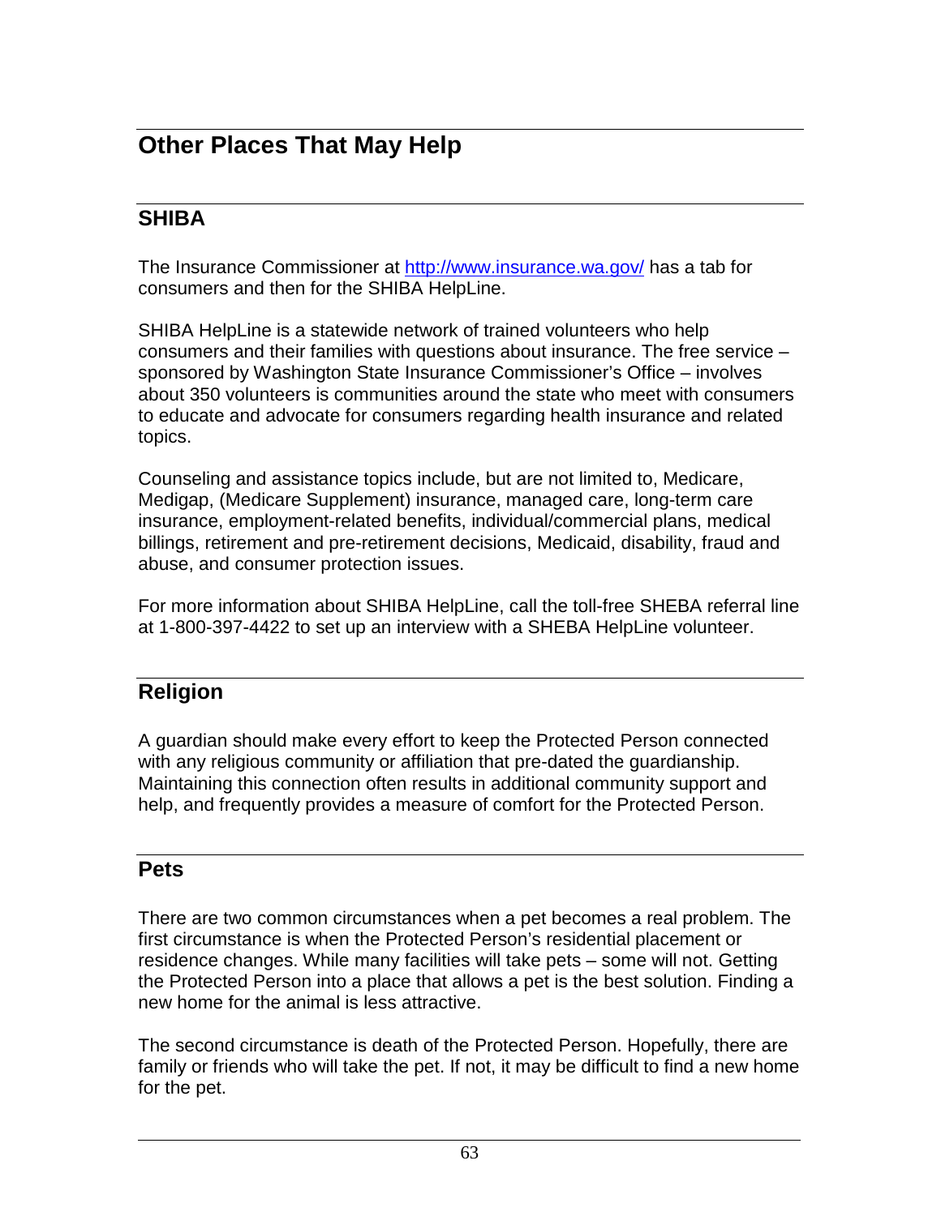# Other Places That May Help

## SHIBA

The Insurance Commissioner at http://www.insurance.wa.gov/ has a tab for consumers and then for the SHIBA HelpLine.

SHIBA HelpLine is a statewide network of trained volunteers who help consumers and their families with questions about insurance. The free service – sponsored by Washington State Insurance Commissioner's Office – involves about 350 volunteers is communities around the state who meet with consumers to educate and advocate for consumers regarding health insurance and related topics.

Counseling and assistance topics include, but are not limited to, Medicare, Medigap, (Medicare Supplement) insurance, managed care, long-term care insurance, employment-related benefits, individual/commercial plans, medical billings, retirement and pre-retirement decisions, Medicaid, disability, fraud and abuse, and consumer protection issues.

For more information about SHIBA HelpLine, call the toll-free SHEBA referral line at 1-800-397-4422 to set up an interview with a SHEBA HelpLine volunteer.

## Religion

A guardian should make every effort to keep the Protected Person connected with any religious community or affiliation that pre-dated the guardianship. Maintaining this connection often results in additional community support and help, and frequently provides a measure of comfort for the Protected Person.

## Pets

There are two common circumstances when a pet becomes a real problem. The first circumstance is when the Protected Person's residential placement or residence changes. While many facilities will take pets – some will not. Getting the Protected Person into a place that allows a pet is the best solution. Finding a new home for the animal is less attractive.

The second circumstance is death of the Protected Person. Hopefully, there are family or friends who will take the pet. If not, it may be difficult to find a new home for the pet.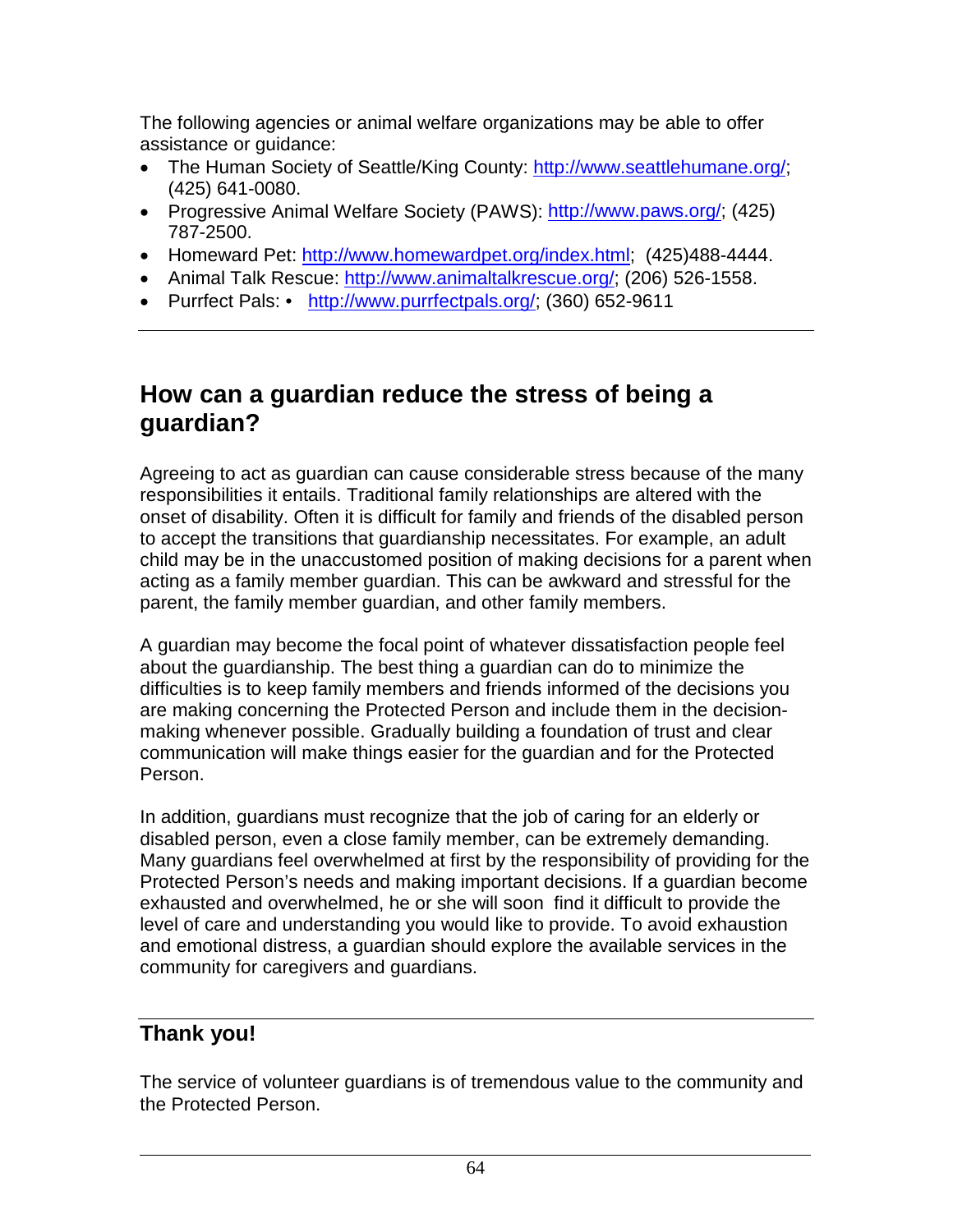The following agencies or animal welfare organizations may be able to offer assistance or guidance:

- The Human Society of Seattle/King County: http://www.seattlehumane.org/; (425) 641-0080.
- Progressive Animal Welfare Society (PAWS): http://www.paws.org/; (425) 787-2500.
- Homeward Pet: http://www.homewardpet.org/index.html; (425)488-4444.
- Animal Talk Rescue: http://www.animaltalkrescue.org/; (206) 526-1558.
- Purrfect Pals: • http://www.purrfectpals.org/; (360) 652-9611

## How can a guardian reduce the stress of being a guardian?

Agreeing to act as guardian can cause considerable stress because of the many responsibilities it entails. Traditional family relationships are altered with the onset of disability. Often it is difficult for family and friends of the disabled person to accept the transitions that guardianship necessitates. For example, an adult child may be in the unaccustomed position of making decisions for a parent when acting as a family member guardian. This can be awkward and stressful for the parent, the family member guardian, and other family members.

A guardian may become the focal point of whatever dissatisfaction people feel about the guardianship. The best thing a guardian can do to minimize the difficulties is to keep family members and friends informed of the decisions you are making concerning the Protected Person and include them in the decision-making whenever possible. Gradually building a foundation of trust and clear communication will make things easier for the guardian and for the Protected Person.

In addition, guardians must recognize that the job of caring for an elderly or disabled person, even a close family member, can be extremely demanding. Many guardians feel overwhelmed at first by the responsibility of providing for the Protected Person's needs and making important decisions. If a guardian become exhausted and overwhelmed, he or she will soon find it difficult to provide the level of care and understanding you would like to provide. To avoid exhaustion and emotional distress, a guardian should explore the available services in the community for caregivers and guardians.

### Thank you!

The service of volunteer guardians is of tremendous value to the community and the Protected Person.